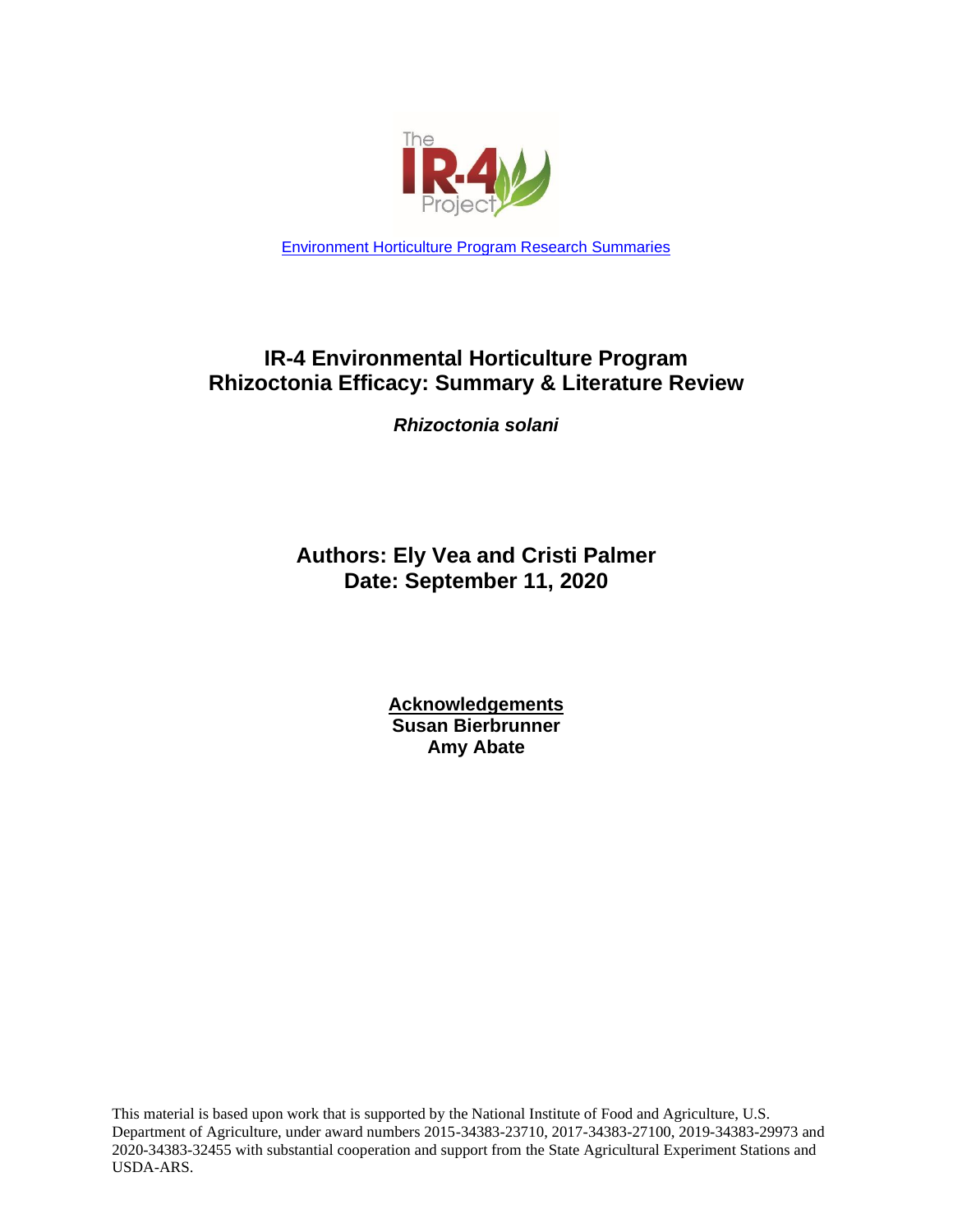[Environment Horticulture Program Research Summaries]

# IR-4 Environmental Horticulture Program
# Rhizoctonia Efficacy: Summary & Literature Review

***Rhizoctonia solani***

## Authors: Ely Vea and Cristi Palmer
## Date: September 11, 2020

**Acknowledgements**
**Susan Bierbrunner**
**Amy Abate**

This material is based upon work that is supported by the National Institute of Food and Agriculture, U.S. Department of Agriculture, under award numbers 2015-34383-23710, 2017-34383-27100, 2019-34383-29973 and 2020-34383-32455 with substantial cooperation and support from the State Agricultural Experiment Stations and USDA-ARS.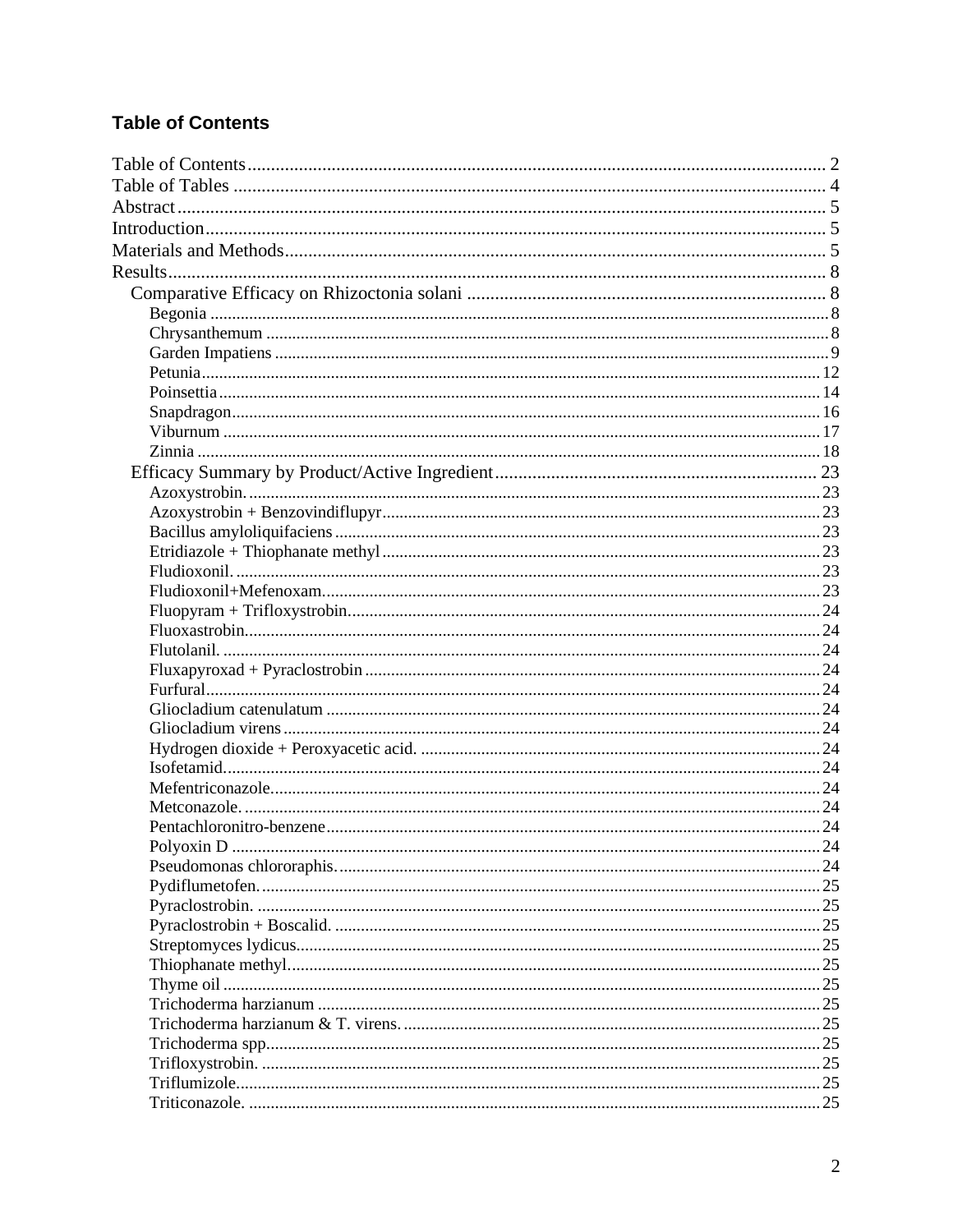## Table of Contents

- Table of Contents ... 2
- Table of Tables ... 4
- Abstract ... 5
- Introduction ... 5
- Materials and Methods ... 5
- Results ... 8
  - Comparative Efficacy on Rhizoctonia solani ... 8
    - Begonia ... 8
    - Chrysanthemum ... 8
    - Garden Impatiens ... 9
    - Petunia ... 12
    - Poinsettia ... 14
    - Snapdragon ... 16
    - Viburnum ... 17
    - Zinnia ... 18
  - Efficacy Summary by Product/Active Ingredient ... 23
    - Azoxystrobin. ... 23
    - Azoxystrobin + Benzovindiflupyr ... 23
    - Bacillus amyloliquifaciens ... 23
    - Etridiazole + Thiophanate methyl ... 23
    - Fludioxonil. ... 23
    - Fludioxonil+Mefenoxam ... 23
    - Fluopyram + Trifloxystrobin. ... 24
    - Fluoxastrobin ... 24
    - Flutolanil. ... 24
    - Fluxapyroxad + Pyraclostrobin ... 24
    - Furfural ... 24
    - Gliocladium catenulatum ... 24
    - Gliocladium virens ... 24
    - Hydrogen dioxide + Peroxyacetic acid. ... 24
    - Isofetamid ... 24
    - Mefentriconazole ... 24
    - Metconazole. ... 24
    - Pentachloronitro-benzene ... 24
    - Polyoxin D ... 24
    - Pseudomonas chlororaphis. ... 24
    - Pydiflumetofen. ... 25
    - Pyraclostrobin. ... 25
    - Pyraclostrobin + Boscalid. ... 25
    - Streptomyces lydicus ... 25
    - Thiophanate methyl ... 25
    - Thyme oil ... 25
    - Trichoderma harzianum ... 25
    - Trichoderma harzianum & T. virens. ... 25
    - Trichoderma spp ... 25
    - Trifloxystrobin. ... 25
    - Triflumizole ... 25
    - Triticonazole. ... 25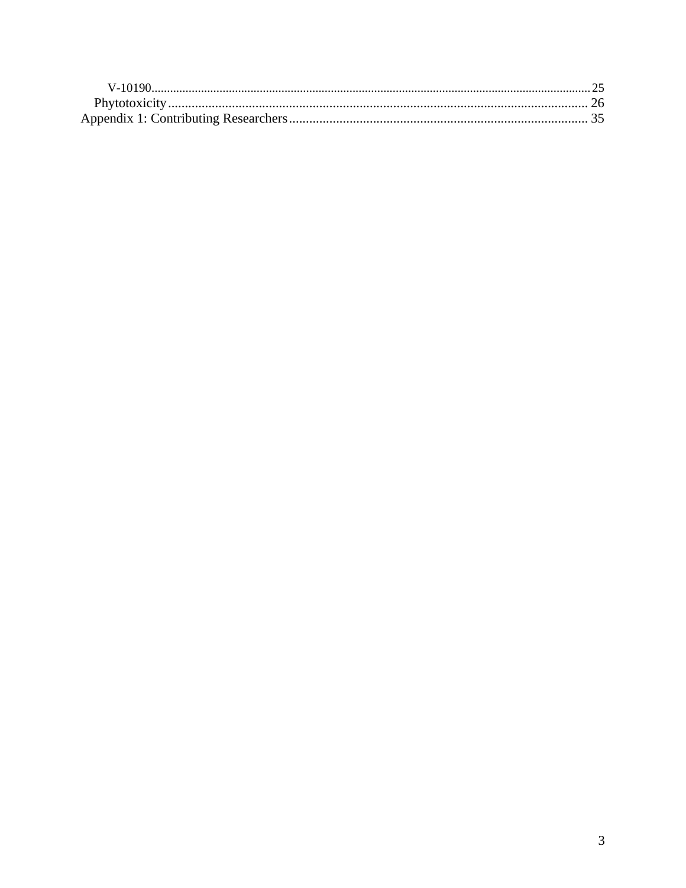V-10190 ........................................................................................................................................ 25
Phytotoxicity ............................................................................................................................. 26
Appendix 1: Contributing Researchers ......................................................................................... 35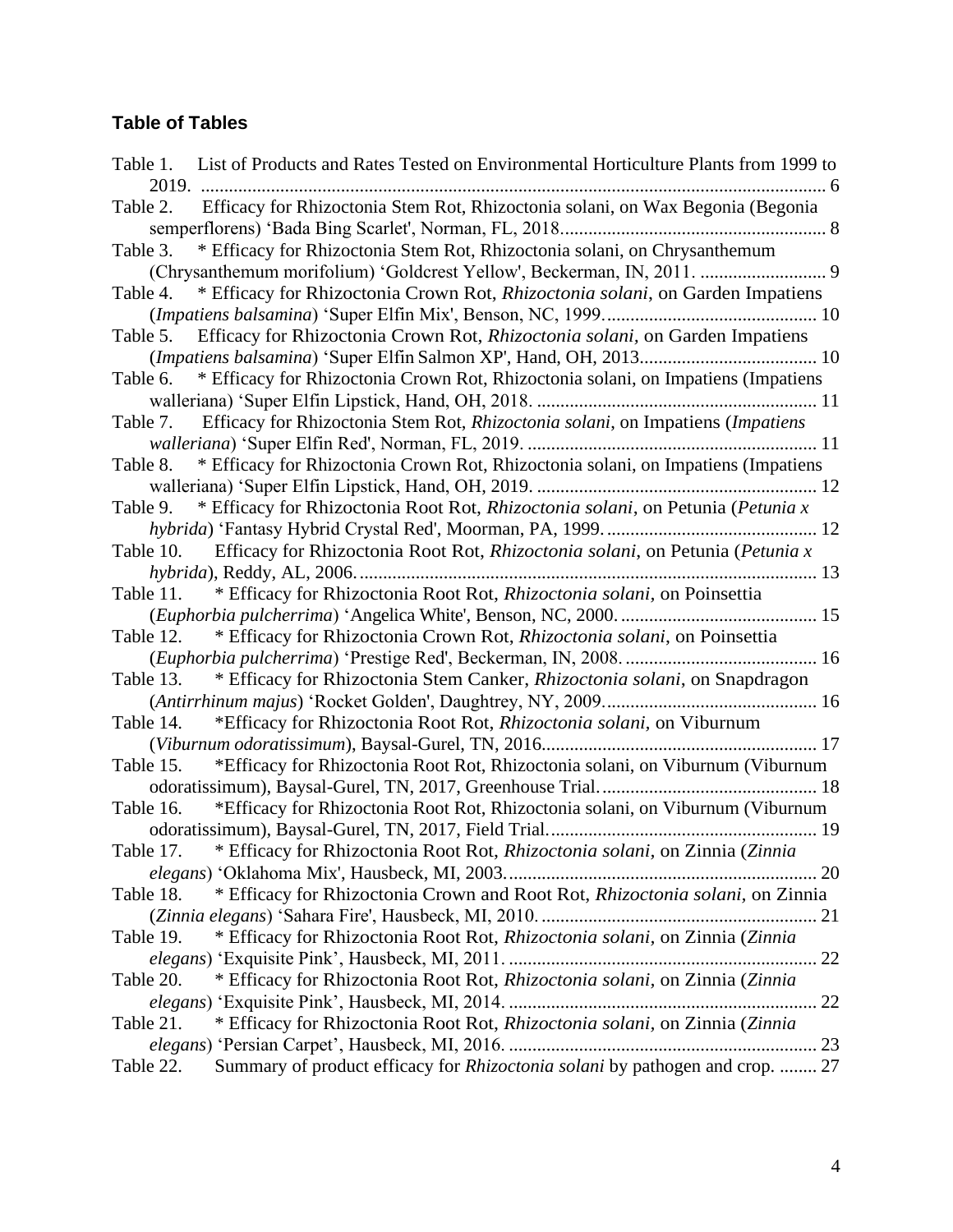### Table of Tables

Table 1. List of Products and Rates Tested on Environmental Horticulture Plants from 1999 to 2019. ..... 6

Table 2. Efficacy for Rhizoctonia Stem Rot, Rhizoctonia solani, on Wax Begonia (Begonia semperflorens) 'Bada Bing Scarlet', Norman, FL, 2018..... 8

Table 3. * Efficacy for Rhizoctonia Stem Rot, Rhizoctonia solani, on Chrysanthemum (Chrysanthemum morifolium) 'Goldcrest Yellow', Beckerman, IN, 2011. ..... 9

Table 4. * Efficacy for Rhizoctonia Crown Rot, *Rhizoctonia solani*, on Garden Impatiens (*Impatiens balsamina*) 'Super Elfin Mix', Benson, NC, 1999..... 10

Table 5. Efficacy for Rhizoctonia Crown Rot, *Rhizoctonia solani*, on Garden Impatiens (*Impatiens balsamina*) 'Super Elfin Salmon XP', Hand, OH, 2013..... 10

Table 6. * Efficacy for Rhizoctonia Crown Rot, Rhizoctonia solani, on Impatiens (Impatiens walleriana) 'Super Elfin Lipstick, Hand, OH, 2018. ..... 11

Table 7. Efficacy for Rhizoctonia Stem Rot, *Rhizoctonia solani*, on Impatiens (*Impatiens walleriana*) 'Super Elfin Red', Norman, FL, 2019. ..... 11

Table 8. * Efficacy for Rhizoctonia Crown Rot, Rhizoctonia solani, on Impatiens (Impatiens walleriana) 'Super Elfin Lipstick, Hand, OH, 2019. ..... 12

Table 9. * Efficacy for Rhizoctonia Root Rot, *Rhizoctonia solani*, on Petunia (*Petunia x hybrida*) 'Fantasy Hybrid Crystal Red', Moorman, PA, 1999..... 12

Table 10. Efficacy for Rhizoctonia Root Rot, *Rhizoctonia solani*, on Petunia (*Petunia x hybrida*), Reddy, AL, 2006..... 13

Table 11. * Efficacy for Rhizoctonia Root Rot, *Rhizoctonia solani*, on Poinsettia (*Euphorbia pulcherrima*) 'Angelica White', Benson, NC, 2000..... 15

Table 12. * Efficacy for Rhizoctonia Crown Rot, *Rhizoctonia solani*, on Poinsettia (*Euphorbia pulcherrima*) 'Prestige Red', Beckerman, IN, 2008..... 16

Table 13. * Efficacy for Rhizoctonia Stem Canker, *Rhizoctonia solani*, on Snapdragon (*Antirrhinum majus*) 'Rocket Golden', Daughtrey, NY, 2009..... 16

Table 14. *Efficacy for Rhizoctonia Root Rot, *Rhizoctonia solani*, on Viburnum (*Viburnum odoratissimum*), Baysal-Gurel, TN, 2016..... 17

Table 15. *Efficacy for Rhizoctonia Root Rot, Rhizoctonia solani, on Viburnum (Viburnum odoratissimum), Baysal-Gurel, TN, 2017, Greenhouse Trial..... 18

Table 16. *Efficacy for Rhizoctonia Root Rot, Rhizoctonia solani, on Viburnum (Viburnum odoratissimum), Baysal-Gurel, TN, 2017, Field Trial..... 19

Table 17. * Efficacy for Rhizoctonia Root Rot, *Rhizoctonia solani*, on Zinnia (*Zinnia elegans*) 'Oklahoma Mix', Hausbeck, MI, 2003..... 20

Table 18. * Efficacy for Rhizoctonia Crown and Root Rot, *Rhizoctonia solani*, on Zinnia (*Zinnia elegans*) 'Sahara Fire', Hausbeck, MI, 2010..... 21

Table 19. * Efficacy for Rhizoctonia Root Rot, *Rhizoctonia solani*, on Zinnia (*Zinnia elegans*) 'Exquisite Pink', Hausbeck, MI, 2011. ..... 22

Table 20. * Efficacy for Rhizoctonia Root Rot, *Rhizoctonia solani*, on Zinnia (*Zinnia elegans*) 'Exquisite Pink', Hausbeck, MI, 2014. ..... 22

Table 21. * Efficacy for Rhizoctonia Root Rot, *Rhizoctonia solani*, on Zinnia (*Zinnia elegans*) 'Persian Carpet', Hausbeck, MI, 2016. ..... 23

Table 22. Summary of product efficacy for *Rhizoctonia solani* by pathogen and crop. ..... 27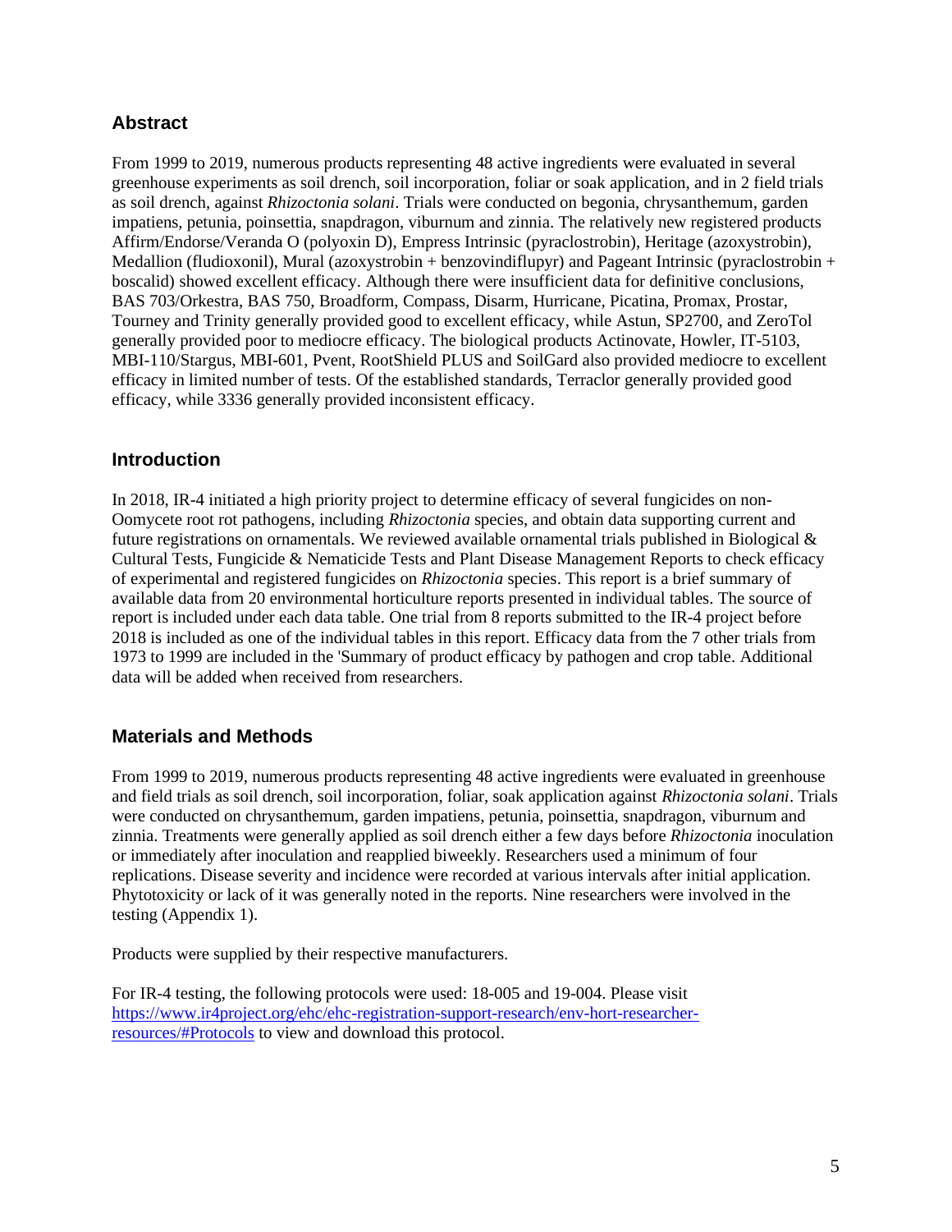## Abstract

From 1999 to 2019, numerous products representing 48 active ingredients were evaluated in several greenhouse experiments as soil drench, soil incorporation, foliar or soak application, and in 2 field trials as soil drench, against *Rhizoctonia solani*. Trials were conducted on begonia, chrysanthemum, garden impatiens, petunia, poinsettia, snapdragon, viburnum and zinnia. The relatively new registered products Affirm/Endorse/Veranda O (polyoxin D), Empress Intrinsic (pyraclostrobin), Heritage (azoxystrobin), Medallion (fludioxonil), Mural (azoxystrobin + benzovindiflupyr) and Pageant Intrinsic (pyraclostrobin + boscalid) showed excellent efficacy. Although there were insufficient data for definitive conclusions, BAS 703/Orkestra, BAS 750, Broadform, Compass, Disarm, Hurricane, Picatina, Promax, Prostar, Tourney and Trinity generally provided good to excellent efficacy, while Astun, SP2700, and ZeroTol generally provided poor to mediocre efficacy. The biological products Actinovate, Howler, IT-5103, MBI-110/Stargus, MBI-601, Pvent, RootShield PLUS and SoilGard also provided mediocre to excellent efficacy in limited number of tests. Of the established standards, Terraclor generally provided good efficacy, while 3336 generally provided inconsistent efficacy.

## Introduction

In 2018, IR-4 initiated a high priority project to determine efficacy of several fungicides on non-Oomycete root rot pathogens, including *Rhizoctonia* species, and obtain data supporting current and future registrations on ornamentals. We reviewed available ornamental trials published in Biological & Cultural Tests, Fungicide & Nematicide Tests and Plant Disease Management Reports to check efficacy of experimental and registered fungicides on *Rhizoctonia* species. This report is a brief summary of available data from 20 environmental horticulture reports presented in individual tables. The source of report is included under each data table. One trial from 8 reports submitted to the IR-4 project before 2018 is included as one of the individual tables in this report. Efficacy data from the 7 other trials from 1973 to 1999 are included in the 'Summary of product efficacy by pathogen and crop table. Additional data will be added when received from researchers.

## Materials and Methods

From 1999 to 2019, numerous products representing 48 active ingredients were evaluated in greenhouse and field trials as soil drench, soil incorporation, foliar, soak application against *Rhizoctonia solani*. Trials were conducted on chrysanthemum, garden impatiens, petunia, poinsettia, snapdragon, viburnum and zinnia. Treatments were generally applied as soil drench either a few days before *Rhizoctonia* inoculation or immediately after inoculation and reapplied biweekly. Researchers used a minimum of four replications. Disease severity and incidence were recorded at various intervals after initial application. Phytotoxicity or lack of it was generally noted in the reports. Nine researchers were involved in the testing (Appendix 1).

Products were supplied by their respective manufacturers.

For IR-4 testing, the following protocols were used: 18-005 and 19-004. Please visit [https://www.ir4project.org/ehc/ehc-registration-support-research/env-hort-researcher-resources/#Protocols](https://www.ir4project.org/ehc/ehc-registration-support-research/env-hort-researcher-resources/#Protocols) to view and download this protocol.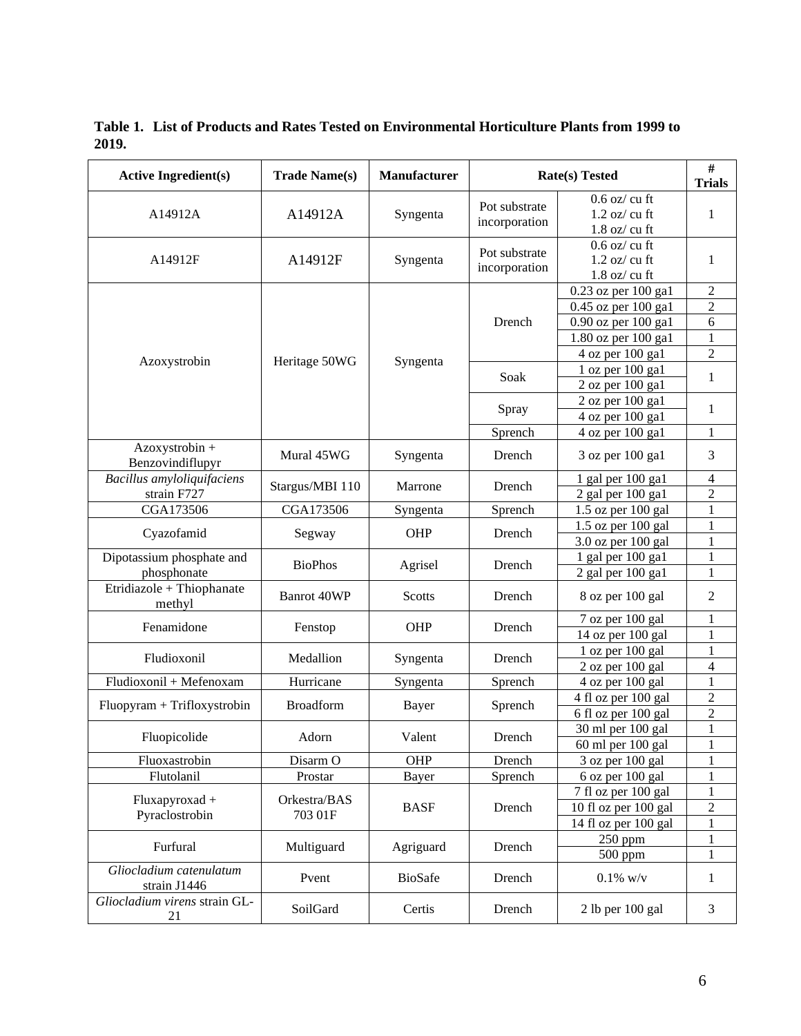**Table 1. List of Products and Rates Tested on Environmental Horticulture Plants from 1999 to 2019.**

| Active Ingredient(s) | Trade Name(s) | Manufacturer | Rate(s) Tested | | # Trials |
|---|---|---|---|---|---|
| A14912A | A14912A | Syngenta | Pot substrate incorporation | 0.6 oz/ cu ft<br>1.2 oz/ cu ft<br>1.8 oz/ cu ft | 1 |
| A14912F | A14912F | Syngenta | Pot substrate incorporation | 0.6 oz/ cu ft<br>1.2 oz/ cu ft<br>1.8 oz/ cu ft | 1 |
| Azoxystrobin | Heritage 50WG | Syngenta | Drench | 0.23 oz per 100 ga1 | 2 |
| | | | | 0.45 oz per 100 ga1 | 2 |
| | | | | 0.90 oz per 100 ga1 | 6 |
| | | | | 1.80 oz per 100 ga1 | 1 |
| | | | | 4 oz per 100 ga1 | 2 |
| | | | Soak | 1 oz per 100 ga1<br>2 oz per 100 ga1 | 1 |
| | | | Spray | 2 oz per 100 ga1<br>4 oz per 100 ga1 | 1 |
| | | | Sprench | 4 oz per 100 ga1 | 1 |
| Azoxystrobin + Benzovindiflupyr | Mural 45WG | Syngenta | Drench | 3 oz per 100 ga1 | 3 |
| *Bacillus amyloliquifaciens* strain F727 | Stargus/MBI 110 | Marrone | Drench | 1 gal per 100 ga1 | 4 |
| | | | | 2 gal per 100 ga1 | 2 |
| CGA173506 | CGA173506 | Syngenta | Sprench | 1.5 oz per 100 gal | 1 |
| Cyazofamid | Segway | OHP | Drench | 1.5 oz per 100 gal | 1 |
| | | | | 3.0 oz per 100 gal | 1 |
| Dipotassium phosphate and phosphonate | BioPhos | Agrisel | Drench | 1 gal per 100 ga1 | 1 |
| | | | | 2 gal per 100 ga1 | 1 |
| Etridiazole + Thiophanate methyl | Banrot 40WP | Scotts | Drench | 8 oz per 100 gal | 2 |
| Fenamidone | Fenstop | OHP | Drench | 7 oz per 100 gal | 1 |
| | | | | 14 oz per 100 gal | 1 |
| Fludioxonil | Medallion | Syngenta | Drench | 1 oz per 100 gal | 1 |
| | | | | 2 oz per 100 gal | 4 |
| Fludioxonil + Mefenoxam | Hurricane | Syngenta | Sprench | 4 oz per 100 gal | 1 |
| Fluopyram + Trifloxystrobin | Broadform | Bayer | Sprench | 4 fl oz per 100 gal | 2 |
| | | | | 6 fl oz per 100 gal | 2 |
| Fluopicolide | Adorn | Valent | Drench | 30 ml per 100 gal | 1 |
| | | | | 60 ml per 100 gal | 1 |
| Fluoxastrobin | Disarm O | OHP | Drench | 3 oz per 100 gal | 1 |
| Flutolanil | Prostar | Bayer | Sprench | 6 oz per 100 gal | 1 |
| Fluxapyroxad + Pyraclostrobin | Orkestra/BAS 703 01F | BASF | Drench | 7 fl oz per 100 gal | 1 |
| | | | | 10 fl oz per 100 gal | 2 |
| | | | | 14 fl oz per 100 gal | 1 |
| Furfural | Multiguard | Agriguard | Drench | 250 ppm | 1 |
| | | | | 500 ppm | 1 |
| *Gliocladium catenulatum* strain J1446 | Pvent | BioSafe | Drench | 0.1% w/v | 1 |
| *Gliocladium virens* strain GL-21 | SoilGard | Certis | Drench | 2 lb per 100 gal | 3 |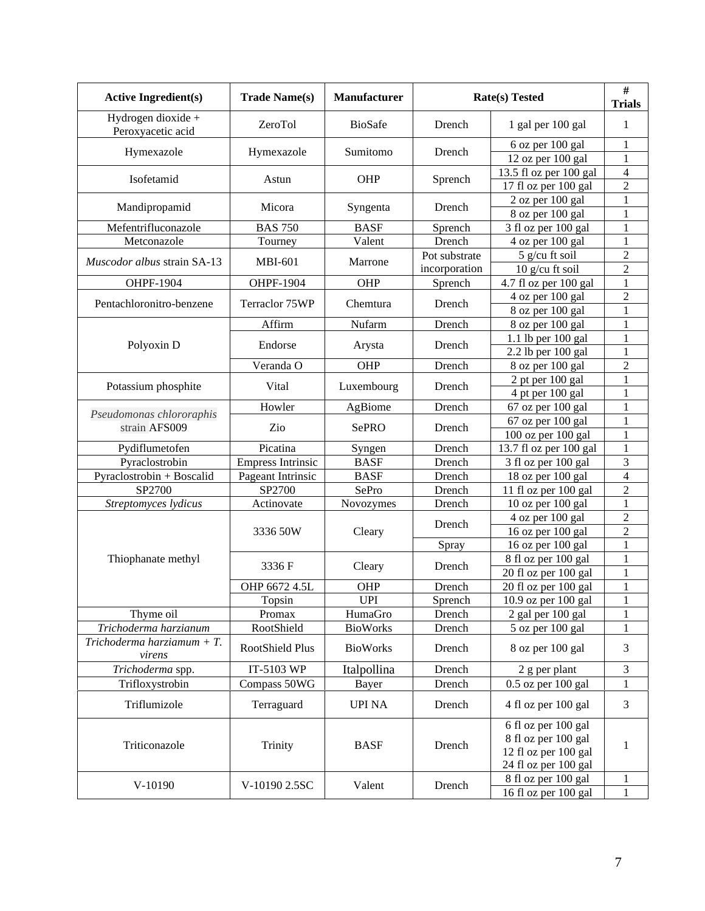| Active Ingredient(s) | Trade Name(s) | Manufacturer | Rate(s) Tested | | # Trials |
|---|---|---|---|---|---|
| Hydrogen dioxide + Peroxyacetic acid | ZeroTol | BioSafe | Drench | 1 gal per 100 gal | 1 |
| Hymexazole | Hymexazole | Sumitomo | Drench | 6 oz per 100 gal | 1 |
| | | | | 12 oz per 100 gal | 1 |
| Isofetamid | Astun | OHP | Sprench | 13.5 fl oz per 100 gal | 4 |
| | | | | 17 fl oz per 100 gal | 2 |
| Mandipropamid | Micora | Syngenta | Drench | 2 oz per 100 gal | 1 |
| | | | | 8 oz per 100 gal | 1 |
| Mefentrifluconazole | BAS 750 | BASF | Sprench | 3 fl oz per 100 gal | 1 |
| Metconazole | Tourney | Valent | Drench | 4 oz per 100 gal | 1 |
| *Muscodor albus* strain SA-13 | MBI-601 | Marrone | Pot substrate incorporation | 5 g/cu ft soil | 2 |
| | | | | 10 g/cu ft soil | 2 |
| OHPF-1904 | OHPF-1904 | OHP | Sprench | 4.7 fl oz per 100 gal | 1 |
| Pentachloronitro-benzene | Terraclor 75WP | Chemtura | Drench | 4 oz per 100 gal | 2 |
| | | | | 8 oz per 100 gal | 1 |
| Polyoxin D | Affirm | Nufarm | Drench | 8 oz per 100 gal | 1 |
| | Endorse | Arysta | Drench | 1.1 lb per 100 gal | 1 |
| | | | | 2.2 lb per 100 gal | 1 |
| | Veranda O | OHP | Drench | 8 oz per 100 gal | 2 |
| Potassium phosphite | Vital | Luxembourg | Drench | 2 pt per 100 gal | 1 |
| | | | | 4 pt per 100 gal | 1 |
| *Pseudomonas chlororaphis* strain AFS009 | Howler | AgBiome | Drench | 67 oz per 100 gal | 1 |
| | Zio | SePRO | Drench | 67 oz per 100 gal | 1 |
| | | | | 100 oz per 100 gal | 1 |
| Pydiflumetofen | Picatina | Syngen | Drench | 13.7 fl oz per 100 gal | 1 |
| Pyraclostrobin | Empress Intrinsic | BASF | Drench | 3 fl oz per 100 gal | 3 |
| Pyraclostrobin + Boscalid | Pageant Intrinsic | BASF | Drench | 18 oz per 100 gal | 4 |
| SP2700 | SP2700 | SePro | Drench | 11 fl oz per 100 gal | 2 |
| *Streptomyces lydicus* | Actinovate | Novozymes | Drench | 10 oz per 100 gal | 1 |
| Thiophanate methyl | 3336 50W | Cleary | Drench | 4 oz per 100 gal | 2 |
| | | | | 16 oz per 100 gal | 2 |
| | | | Spray | 16 oz per 100 gal | 1 |
| | 3336 F | Cleary | Drench | 8 fl oz per 100 gal | 1 |
| | | | | 20 fl oz per 100 gal | 1 |
| | OHP 6672 4.5L | OHP | Drench | 20 fl oz per 100 gal | 1 |
| | Topsin | UPI | Sprench | 10.9 oz per 100 gal | 1 |
| Thyme oil | Promax | HumaGro | Drench | 2 gal per 100 gal | 1 |
| *Trichoderma harzianum* | RootShield | BioWorks | Drench | 5 oz per 100 gal | 1 |
| *Trichoderma harziamum + T. virens* | RootShield Plus | BioWorks | Drench | 8 oz per 100 gal | 3 |
| *Trichoderma* spp. | IT-5103 WP | Italpollina | Drench | 2 g per plant | 3 |
| Trifloxystrobin | Compass 50WG | Bayer | Drench | 0.5 oz per 100 gal | 1 |
| Triflumizole | Terraguard | UPI NA | Drench | 4 fl oz per 100 gal | 3 |
| Triticonazole | Trinity | BASF | Drench | 6 fl oz per 100 gal<br>8 fl oz per 100 gal<br>12 fl oz per 100 gal<br>24 fl oz per 100 gal | 1 |
| V-10190 | V-10190 2.5SC | Valent | Drench | 8 fl oz per 100 gal | 1 |
| | | | | 16 fl oz per 100 gal | 1 |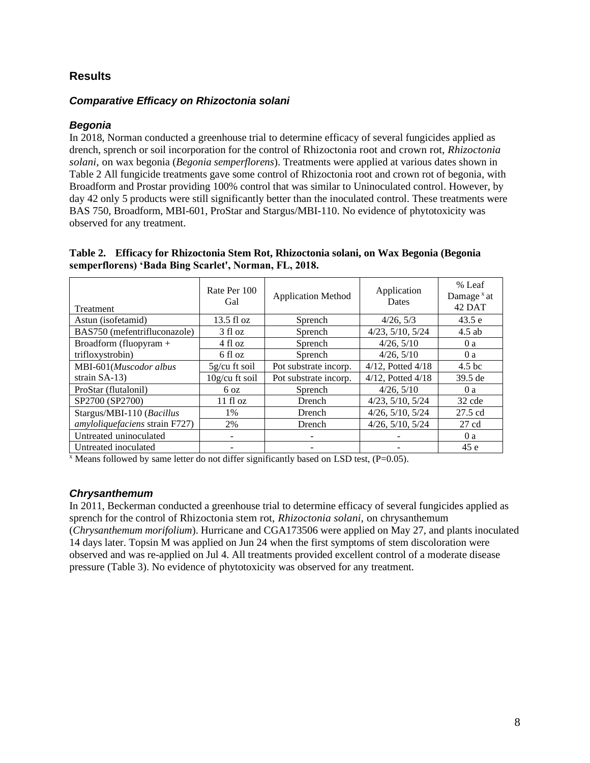## Results

### *Comparative Efficacy on Rhizoctonia solani*

### *Begonia*

In 2018, Norman conducted a greenhouse trial to determine efficacy of several fungicides applied as drench, sprench or soil incorporation for the control of Rhizoctonia root and crown rot, *Rhizoctonia solani,* on wax begonia (*Begonia semperflorens*). Treatments were applied at various dates shown in Table 2 All fungicide treatments gave some control of Rhizoctonia root and crown rot of begonia, with Broadform and Prostar providing 100% control that was similar to Uninoculated control. However, by day 42 only 5 products were still significantly better than the inoculated control. These treatments were BAS 750, Broadform, MBI-601, ProStar and Stargus/MBI-110. No evidence of phytotoxicity was observed for any treatment.

**Table 2. Efficacy for Rhizoctonia Stem Rot, Rhizoctonia solani, on Wax Begonia (Begonia semperflorens) 'Bada Bing Scarlet', Norman, FL, 2018.**

| Treatment | Rate Per 100 Gal | Application Method | Application Dates | % Leaf Damage [x] at 42 DAT |
|---|---|---|---|---|
| Astun (isofetamid) | 13.5 fl oz | Sprench | 4/26, 5/3 | 43.5 e |
| BAS750 (mefentrifluconazole) | 3 fl oz | Sprench | 4/23, 5/10, 5/24 | 4.5 ab |
| Broadform (fluopyram + | 4 fl oz | Sprench | 4/26, 5/10 | 0 a |
| trifloxystrobin) | 6 fl oz | Sprench | 4/26, 5/10 | 0 a |
| MBI-601(*Muscodor albus* | 5g/cu ft soil | Pot substrate incorp. | 4/12, Potted 4/18 | 4.5 bc |
| strain SA-13) | 10g/cu ft soil | Pot substrate incorp. | 4/12, Potted 4/18 | 39.5 de |
| ProStar (flutalonil) | 6 oz | Sprench | 4/26, 5/10 | 0 a |
| SP2700 (SP2700) | 11 fl oz | Drench | 4/23, 5/10, 5/24 | 32 cde |
| Stargus/MBI-110 (*Bacillus* | 1% | Drench | 4/26, 5/10, 5/24 | 27.5 cd |
| *amyloliquefaciens* strain F727) | 2% | Drench | 4/26, 5/10, 5/24 | 27 cd |
| Untreated uninoculated | - | - | - | 0 a |
| Untreated inoculated | - | - | - | 45 e |

[x] Means followed by same letter do not differ significantly based on LSD test, (P=0.05).

### *Chrysanthemum*

In 2011, Beckerman conducted a greenhouse trial to determine efficacy of several fungicides applied as sprench for the control of Rhizoctonia stem rot, *Rhizoctonia solani,* on chrysanthemum (*Chrysanthemum morifolium*). Hurricane and CGA173506 were applied on May 27, and plants inoculated 14 days later. Topsin M was applied on Jun 24 when the first symptoms of stem discoloration were observed and was re-applied on Jul 4. All treatments provided excellent control of a moderate disease pressure (Table 3). No evidence of phytotoxicity was observed for any treatment.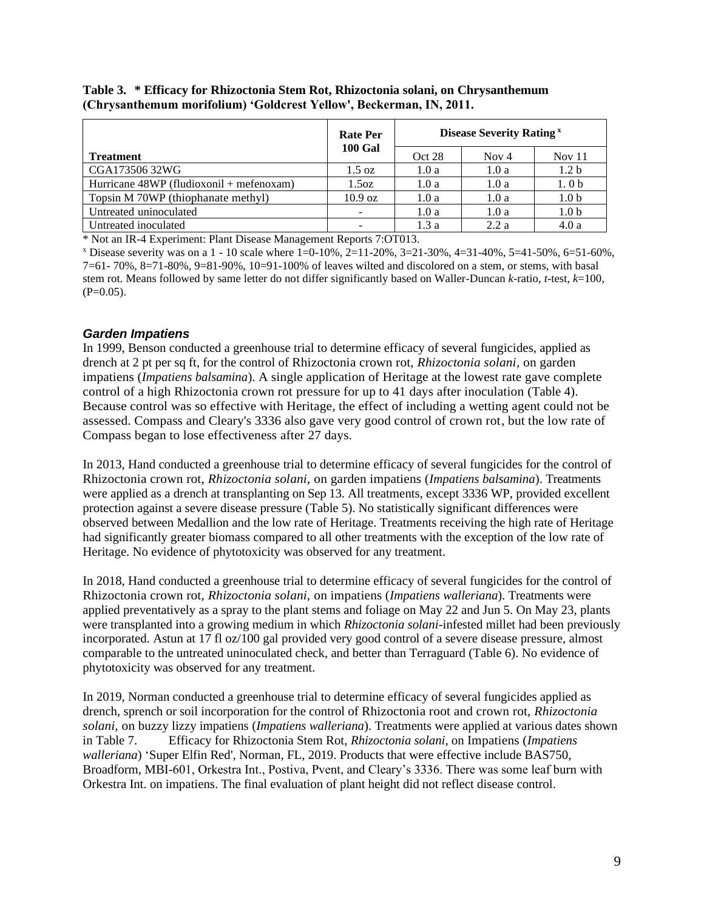**Table 3. * Efficacy for Rhizoctonia Stem Rot, Rhizoctonia solani, on Chrysanthemum (Chrysanthemum morifolium) 'Goldcrest Yellow', Beckerman, IN, 2011.**

| Treatment | Rate Per 100 Gal | Disease Severity Rating [x] | | |
|---|---|---|---|---|
| | | Oct 28 | Nov 4 | Nov 11 |
| CGA173506 32WG | 1.5 oz | 1.0 a | 1.0 a | 1.2 b |
| Hurricane 48WP (fludioxonil + mefenoxam) | 1.5oz | 1.0 a | 1.0 a | 1. 0 b |
| Topsin M 70WP (thiophanate methyl) | 10.9 oz | 1.0 a | 1.0 a | 1.0 b |
| Untreated uninoculated | - | 1.0 a | 1.0 a | 1.0 b |
| Untreated inoculated | - | 1.3 a | 2.2 a | 4.0 a |

* Not an IR-4 Experiment: Plant Disease Management Reports 7:OT013.

[x] Disease severity was on a 1 - 10 scale where 1=0-10%, 2=11-20%, 3=21-30%, 4=31-40%, 5=41-50%, 6=51-60%, 7=61- 70%, 8=71-80%, 9=81-90%, 10=91-100% of leaves wilted and discolored on a stem, or stems, with basal stem rot. Means followed by same letter do not differ significantly based on Waller-Duncan *k*-ratio, *t*-test, *k*=100, (P=0.05).

### *Garden Impatiens*

In 1999, Benson conducted a greenhouse trial to determine efficacy of several fungicides, applied as drench at 2 pt per sq ft, for the control of Rhizoctonia crown rot, *Rhizoctonia solani*, on garden impatiens (*Impatiens balsamina*). A single application of Heritage at the lowest rate gave complete control of a high Rhizoctonia crown rot pressure for up to 41 days after inoculation (Table 4). Because control was so effective with Heritage, the effect of including a wetting agent could not be assessed. Compass and Cleary's 3336 also gave very good control of crown rot, but the low rate of Compass began to lose effectiveness after 27 days.

In 2013, Hand conducted a greenhouse trial to determine efficacy of several fungicides for the control of Rhizoctonia crown rot, *Rhizoctonia solani*, on garden impatiens (*Impatiens balsamina*). Treatments were applied as a drench at transplanting on Sep 13. All treatments, except 3336 WP, provided excellent protection against a severe disease pressure (Table 5). No statistically significant differences were observed between Medallion and the low rate of Heritage. Treatments receiving the high rate of Heritage had significantly greater biomass compared to all other treatments with the exception of the low rate of Heritage. No evidence of phytotoxicity was observed for any treatment.

In 2018, Hand conducted a greenhouse trial to determine efficacy of several fungicides for the control of Rhizoctonia crown rot, *Rhizoctonia solani,* on impatiens (*Impatiens walleriana*). Treatments were applied preventatively as a spray to the plant stems and foliage on May 22 and Jun 5. On May 23, plants were transplanted into a growing medium in which *Rhizoctonia solani*-infested millet had been previously incorporated. Astun at 17 fl oz/100 gal provided very good control of a severe disease pressure, almost comparable to the untreated uninoculated check, and better than Terraguard (Table 6). No evidence of phytotoxicity was observed for any treatment.

In 2019, Norman conducted a greenhouse trial to determine efficacy of several fungicides applied as drench, sprench or soil incorporation for the control of Rhizoctonia root and crown rot, *Rhizoctonia solani,* on buzzy lizzy impatiens (*Impatiens walleriana*). Treatments were applied at various dates shown in Table 7. Efficacy for Rhizoctonia Stem Rot, *Rhizoctonia solani*, on Impatiens (*Impatiens walleriana*) 'Super Elfin Red', Norman, FL, 2019. Products that were effective include BAS750, Broadform, MBI-601, Orkestra Int., Postiva, Pvent, and Cleary's 3336. There was some leaf burn with Orkestra Int. on impatiens. The final evaluation of plant height did not reflect disease control.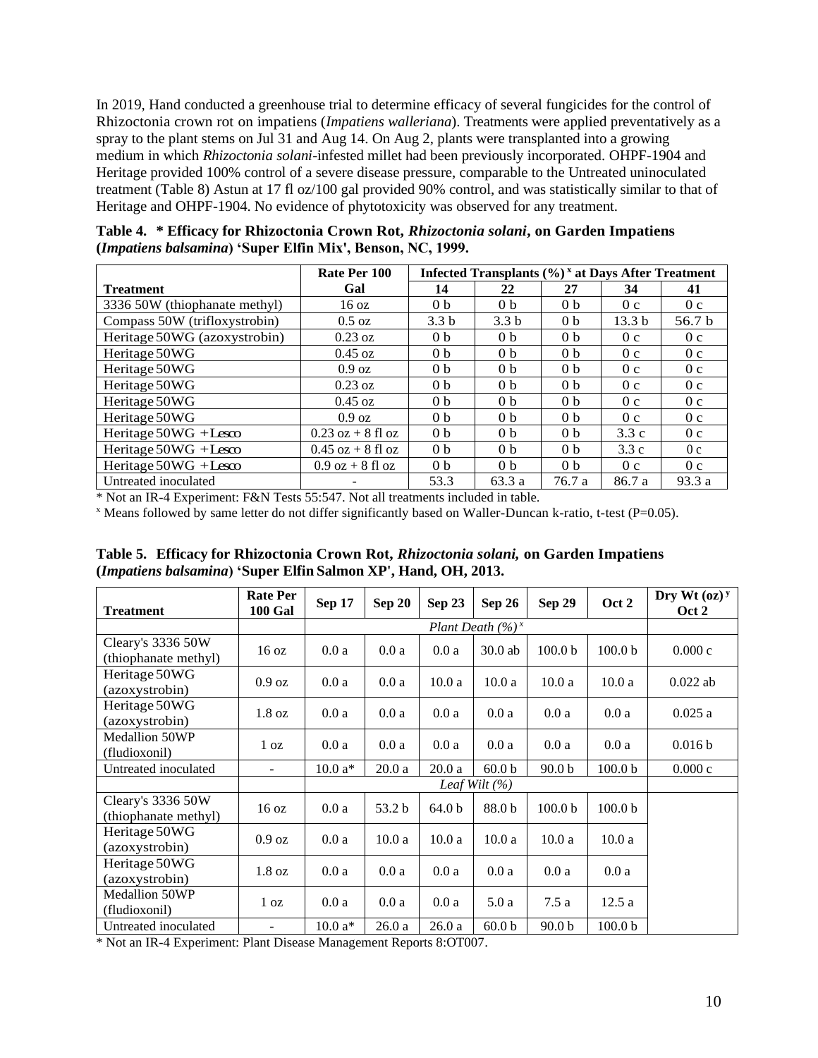In 2019, Hand conducted a greenhouse trial to determine efficacy of several fungicides for the control of Rhizoctonia crown rot on impatiens (*Impatiens walleriana*). Treatments were applied preventatively as a spray to the plant stems on Jul 31 and Aug 14. On Aug 2, plants were transplanted into a growing medium in which *Rhizoctonia solani*-infested millet had been previously incorporated. OHPF-1904 and Heritage provided 100% control of a severe disease pressure, comparable to the Untreated uninoculated treatment (Table 8) Astun at 17 fl oz/100 gal provided 90% control, and was statistically similar to that of Heritage and OHPF-1904. No evidence of phytotoxicity was observed for any treatment.

**Table 4. * Efficacy for Rhizoctonia Crown Rot, *Rhizoctonia solani*, on Garden Impatiens (*Impatiens balsamina*) 'Super Elfin Mix', Benson, NC, 1999.**

| Treatment | Rate Per 100 Gal | Infected Transplants (%) [x] at Days After Treatment | | | | |
|---|---|---|---|---|---|---|
| | | 14 | 22 | 27 | 34 | 41 |
| 3336 50W (thiophanate methyl) | 16 oz | 0 b | 0 b | 0 b | 0 c | 0 c |
| Compass 50W (trifloxystrobin) | 0.5 oz | 3.3 b | 3.3 b | 0 b | 13.3 b | 56.7 b |
| Heritage 50WG (azoxystrobin) | 0.23 oz | 0 b | 0 b | 0 b | 0 c | 0 c |
| Heritage 50WG | 0.45 oz | 0 b | 0 b | 0 b | 0 c | 0 c |
| Heritage 50WG | 0.9 oz | 0 b | 0 b | 0 b | 0 c | 0 c |
| Heritage 50WG | 0.23 oz | 0 b | 0 b | 0 b | 0 c | 0 c |
| Heritage 50WG | 0.45 oz | 0 b | 0 b | 0 b | 0 c | 0 c |
| Heritage 50WG | 0.9 oz | 0 b | 0 b | 0 b | 0 c | 0 c |
| Heritage 50WG + Lesco | 0.23 oz + 8 fl oz | 0 b | 0 b | 0 b | 3.3 c | 0 c |
| Heritage 50WG + Lesco | 0.45 oz + 8 fl oz | 0 b | 0 b | 0 b | 3.3 c | 0 c |
| Heritage 50WG + Lesco | 0.9 oz + 8 fl oz | 0 b | 0 b | 0 b | 0 c | 0 c |
| Untreated inoculated | - | 53.3 | 63.3 a | 76.7 a | 86.7 a | 93.3 a |

\* Not an IR-4 Experiment: F&N Tests 55:547. Not all treatments included in table.

[x] Means followed by same letter do not differ significantly based on Waller-Duncan k-ratio, t-test (P=0.05).

**Table 5. Efficacy for Rhizoctonia Crown Rot, *Rhizoctonia solani,* on Garden Impatiens (*Impatiens balsamina*) 'Super Elfin Salmon XP', Hand, OH, 2013.**

| Treatment | Rate Per 100 Gal | Sep 17 | Sep 20 | Sep 23 | Sep 26 | Sep 29 | Oct 2 | Dry Wt (oz) [y] Oct 2 |
|---|---|---|---|---|---|---|---|---|
| | | *Plant Death (%)* [x] | | | | | | |
| Cleary's 3336 50W (thiophanate methyl) | 16 oz | 0.0 a | 0.0 a | 0.0 a | 30.0 ab | 100.0 b | 100.0 b | 0.000 c |
| Heritage 50WG (azoxystrobin) | 0.9 oz | 0.0 a | 0.0 a | 10.0 a | 10.0 a | 10.0 a | 10.0 a | 0.022 ab |
| Heritage 50WG (azoxystrobin) | 1.8 oz | 0.0 a | 0.0 a | 0.0 a | 0.0 a | 0.0 a | 0.0 a | 0.025 a |
| Medallion 50WP (fludioxonil) | 1 oz | 0.0 a | 0.0 a | 0.0 a | 0.0 a | 0.0 a | 0.0 a | 0.016 b |
| Untreated inoculated | - | 10.0 a* | 20.0 a | 20.0 a | 60.0 b | 90.0 b | 100.0 b | 0.000 c |
| | | *Leaf Wilt (%)* | | | | | | |
| Cleary's 3336 50W (thiophanate methyl) | 16 oz | 0.0 a | 53.2 b | 64.0 b | 88.0 b | 100.0 b | 100.0 b | |
| Heritage 50WG (azoxystrobin) | 0.9 oz | 0.0 a | 10.0 a | 10.0 a | 10.0 a | 10.0 a | 10.0 a | |
| Heritage 50WG (azoxystrobin) | 1.8 oz | 0.0 a | 0.0 a | 0.0 a | 0.0 a | 0.0 a | 0.0 a | |
| Medallion 50WP (fludioxonil) | 1 oz | 0.0 a | 0.0 a | 0.0 a | 5.0 a | 7.5 a | 12.5 a | |
| Untreated inoculated | - | 10.0 a* | 26.0 a | 26.0 a | 60.0 b | 90.0 b | 100.0 b | |

\* Not an IR-4 Experiment: Plant Disease Management Reports 8:OT007.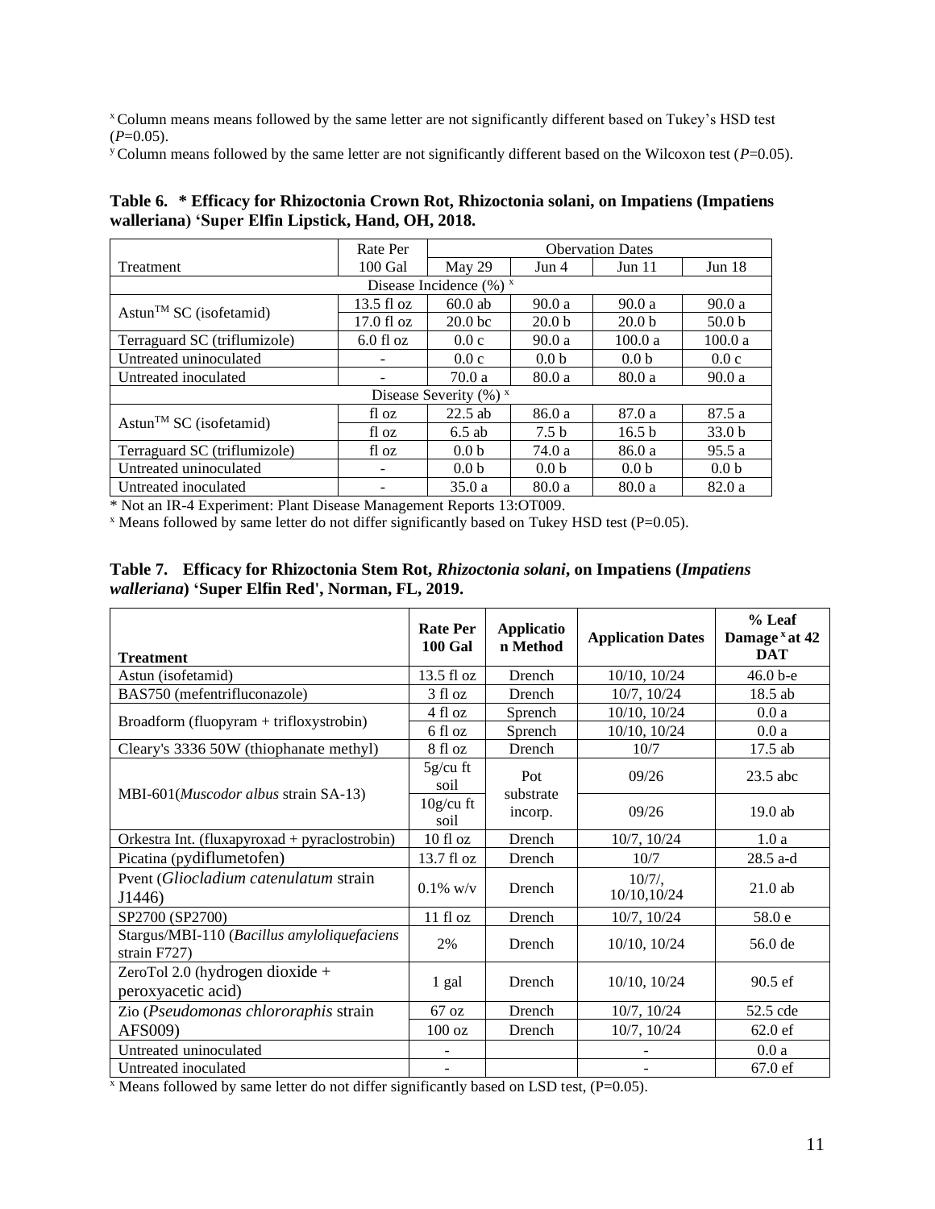[x] Column means means followed by the same letter are not significantly different based on Tukey's HSD test (*P*=0.05).

[y] Column means followed by the same letter are not significantly different based on the Wilcoxon test (*P*=0.05).

**Table 6. * Efficacy for Rhizoctonia Crown Rot, Rhizoctonia solani, on Impatiens (Impatiens walleriana) 'Super Elfin Lipstick, Hand, OH, 2018.**

| Treatment | Rate Per 100 Gal | Observation Dates May 29 | Jun 4 | Jun 11 | Jun 18 |
|---|---|---|---|---|---|
| Disease Incidence (%) [x] | | | | | |
| Astun™ SC (isofetamid) | 13.5 fl oz | 60.0 ab | 90.0 a | 90.0 a | 90.0 a |
| | 17.0 fl oz | 20.0 bc | 20.0 b | 20.0 b | 50.0 b |
| Terraguard SC (triflumizole) | 6.0 fl oz | 0.0 c | 90.0 a | 100.0 a | 100.0 a |
| Untreated uninoculated | - | 0.0 c | 0.0 b | 0.0 b | 0.0 c |
| Untreated inoculated | - | 70.0 a | 80.0 a | 80.0 a | 90.0 a |
| Disease Severity (%) [x] | | | | | |
| Astun™ SC (isofetamid) | fl oz | 22.5 ab | 86.0 a | 87.0 a | 87.5 a |
| | fl oz | 6.5 ab | 7.5 b | 16.5 b | 33.0 b |
| Terraguard SC (triflumizole) | fl oz | 0.0 b | 74.0 a | 86.0 a | 95.5 a |
| Untreated uninoculated | - | 0.0 b | 0.0 b | 0.0 b | 0.0 b |
| Untreated inoculated | - | 35.0 a | 80.0 a | 80.0 a | 82.0 a |

* Not an IR-4 Experiment: Plant Disease Management Reports 13:OT009.

[x] Means followed by same letter do not differ significantly based on Tukey HSD test (P=0.05).

**Table 7. Efficacy for Rhizoctonia Stem Rot, *Rhizoctonia solani*, on Impatiens (*Impatiens walleriana*) 'Super Elfin Red', Norman, FL, 2019.**

| Treatment | Rate Per 100 Gal | Application Method | Application Dates | % Leaf Damage [x] at 42 DAT |
|---|---|---|---|---|
| Astun (isofetamid) | 13.5 fl oz | Drench | 10/10, 10/24 | 46.0 b-e |
| BAS750 (mefentrifluconazole) | 3 fl oz | Drench | 10/7, 10/24 | 18.5 ab |
| Broadform (fluopyram + trifloxystrobin) | 4 fl oz | Sprench | 10/10, 10/24 | 0.0 a |
| | 6 fl oz | Sprench | 10/10, 10/24 | 0.0 a |
| Cleary's 3336 50W (thiophanate methyl) | 8 fl oz | Drench | 10/7 | 17.5 ab |
| MBI-601(*Muscodor albus* strain SA-13) | 5g/cu ft soil | Pot substrate incorp. | 09/26 | 23.5 abc |
| | 10g/cu ft soil | | 09/26 | 19.0 ab |
| Orkestra Int. (fluxapyroxad + pyraclostrobin) | 10 fl oz | Drench | 10/7, 10/24 | 1.0 a |
| Picatina (pydiflumetofen) | 13.7 fl oz | Drench | 10/7 | 28.5 a-d |
| Pvent (*Gliocladium catenulatum* strain J1446) | 0.1% w/v | Drench | 10/7/, 10/10,10/24 | 21.0 ab |
| SP2700 (SP2700) | 11 fl oz | Drench | 10/7, 10/24 | 58.0 e |
| Stargus/MBI-110 (*Bacillus amyloliquefaciens* strain F727) | 2% | Drench | 10/10, 10/24 | 56.0 de |
| ZeroTol 2.0 (hydrogen dioxide + peroxyacetic acid) | 1 gal | Drench | 10/10, 10/24 | 90.5 ef |
| Zio (*Pseudomonas chlororaphis* strain AFS009) | 67 oz | Drench | 10/7, 10/24 | 52.5 cde |
| | 100 oz | Drench | 10/7, 10/24 | 62.0 ef |
| Untreated uninoculated | - | | - | 0.0 a |
| Untreated inoculated | - | | - | 67.0 ef |

[x] Means followed by same letter do not differ significantly based on LSD test, (P=0.05).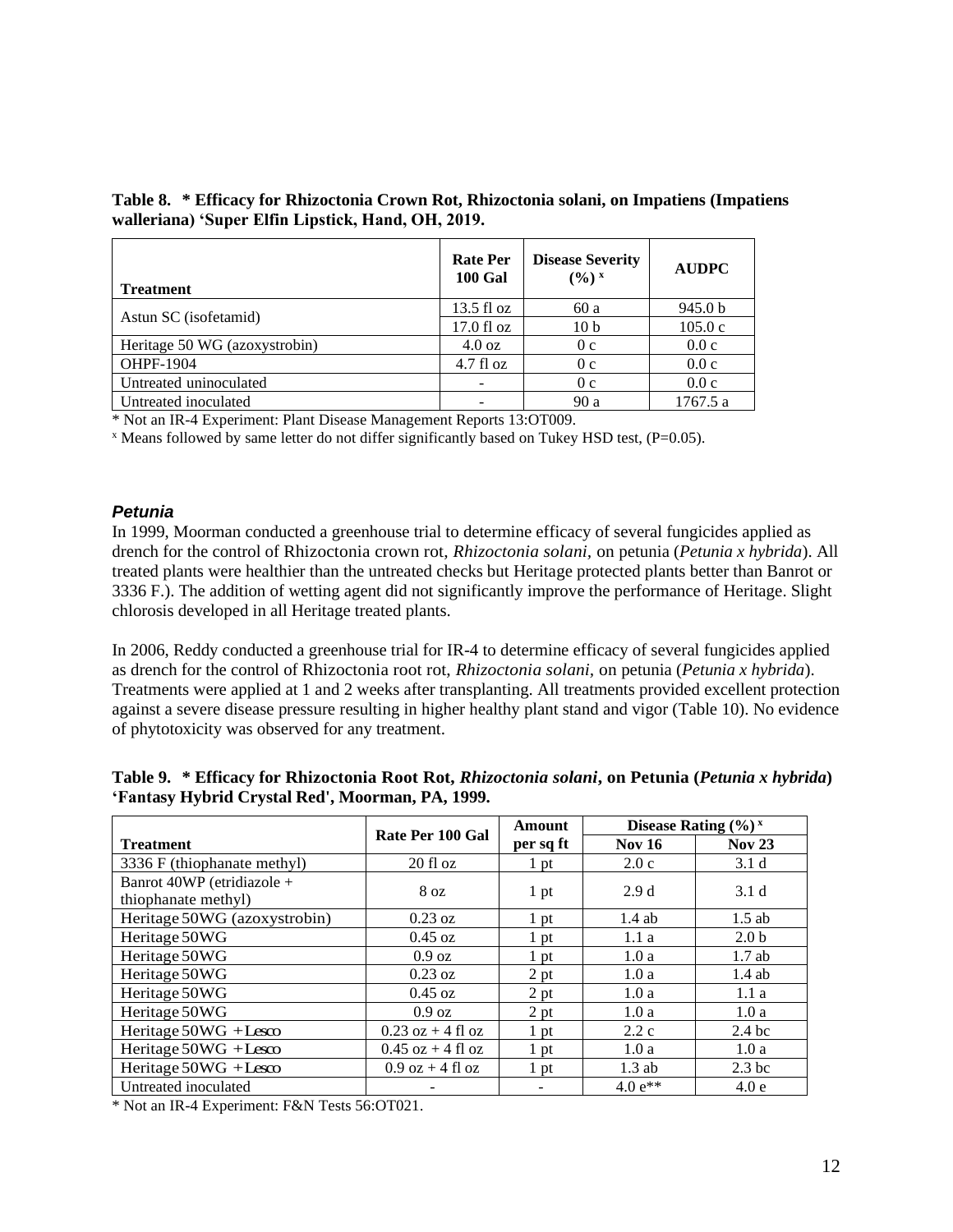**Table 8. * Efficacy for Rhizoctonia Crown Rot, Rhizoctonia solani, on Impatiens (Impatiens walleriana) 'Super Elfin Lipstick, Hand, OH, 2019.**

| Treatment | Rate Per 100 Gal | Disease Severity (%) [x] | AUDPC |
|---|---|---|---|
| Astun SC (isofetamid) | 13.5 fl oz | 60 a | 945.0 b |
| | 17.0 fl oz | 10 b | 105.0 c |
| Heritage 50 WG (azoxystrobin) | 4.0 oz | 0 c | 0.0 c |
| OHPF-1904 | 4.7 fl oz | 0 c | 0.0 c |
| Untreated uninoculated | - | 0 c | 0.0 c |
| Untreated inoculated | - | 90 a | 1767.5 a |

\* Not an IR-4 Experiment: Plant Disease Management Reports 13:OT009.

[x] Means followed by same letter do not differ significantly based on Tukey HSD test, (P=0.05).

### *Petunia*

In 1999, Moorman conducted a greenhouse trial to determine efficacy of several fungicides applied as drench for the control of Rhizoctonia crown rot, *Rhizoctonia solani,* on petunia (*Petunia x hybrida*). All treated plants were healthier than the untreated checks but Heritage protected plants better than Banrot or 3336 F.). The addition of wetting agent did not significantly improve the performance of Heritage. Slight chlorosis developed in all Heritage treated plants.

In 2006, Reddy conducted a greenhouse trial for IR-4 to determine efficacy of several fungicides applied as drench for the control of Rhizoctonia root rot, *Rhizoctonia solani,* on petunia (*Petunia x hybrida*). Treatments were applied at 1 and 2 weeks after transplanting. All treatments provided excellent protection against a severe disease pressure resulting in higher healthy plant stand and vigor (Table 10). No evidence of phytotoxicity was observed for any treatment.

**Table 9. * Efficacy for Rhizoctonia Root Rot, *Rhizoctonia solani*, on Petunia (*Petunia x hybrida*) 'Fantasy Hybrid Crystal Red', Moorman, PA, 1999.**

| Treatment | Rate Per 100 Gal | Amount per sq ft | Disease Rating (%) [x] | |
|---|---|---|---|---|
| | | | Nov 16 | Nov 23 |
| 3336 F (thiophanate methyl) | 20 fl oz | 1 pt | 2.0 c | 3.1 d |
| Banrot 40WP (etridiazole + thiophanate methyl) | 8 oz | 1 pt | 2.9 d | 3.1 d |
| Heritage 50WG (azoxystrobin) | 0.23 oz | 1 pt | 1.4 ab | 1.5 ab |
| Heritage 50WG | 0.45 oz | 1 pt | 1.1 a | 2.0 b |
| Heritage 50WG | 0.9 oz | 1 pt | 1.0 a | 1.7 ab |
| Heritage 50WG | 0.23 oz | 2 pt | 1.0 a | 1.4 ab |
| Heritage 50WG | 0.45 oz | 2 pt | 1.0 a | 1.1 a |
| Heritage 50WG | 0.9 oz | 2 pt | 1.0 a | 1.0 a |
| Heritage 50WG + Lesco | 0.23 oz + 4 fl oz | 1 pt | 2.2 c | 2.4 bc |
| Heritage 50WG + Lesco | 0.45 oz + 4 fl oz | 1 pt | 1.0 a | 1.0 a |
| Heritage 50WG + Lesco | 0.9 oz + 4 fl oz | 1 pt | 1.3 ab | 2.3 bc |
| Untreated inoculated | - | - | 4.0 e** | 4.0 e |

\* Not an IR-4 Experiment: F&N Tests 56:OT021.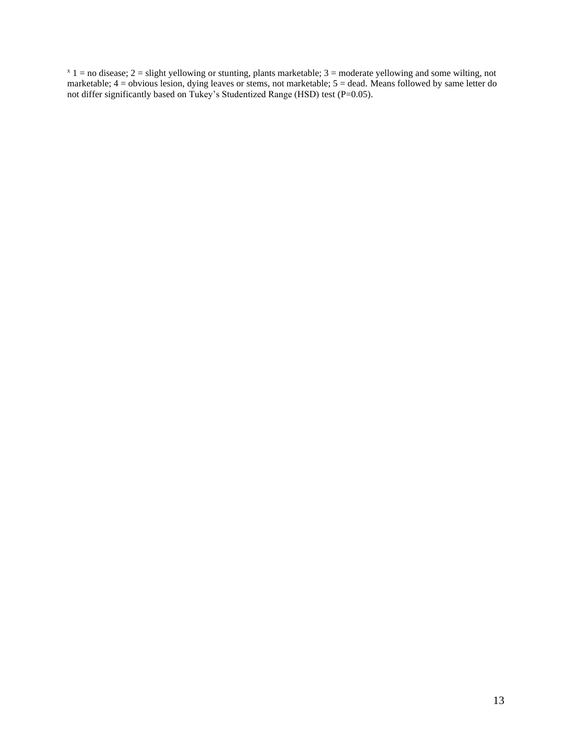[x] 1 = no disease; 2 = slight yellowing or stunting, plants marketable; 3 = moderate yellowing and some wilting, not marketable; 4 = obvious lesion, dying leaves or stems, not marketable; 5 = dead. Means followed by same letter do not differ significantly based on Tukey's Studentized Range (HSD) test (P=0.05).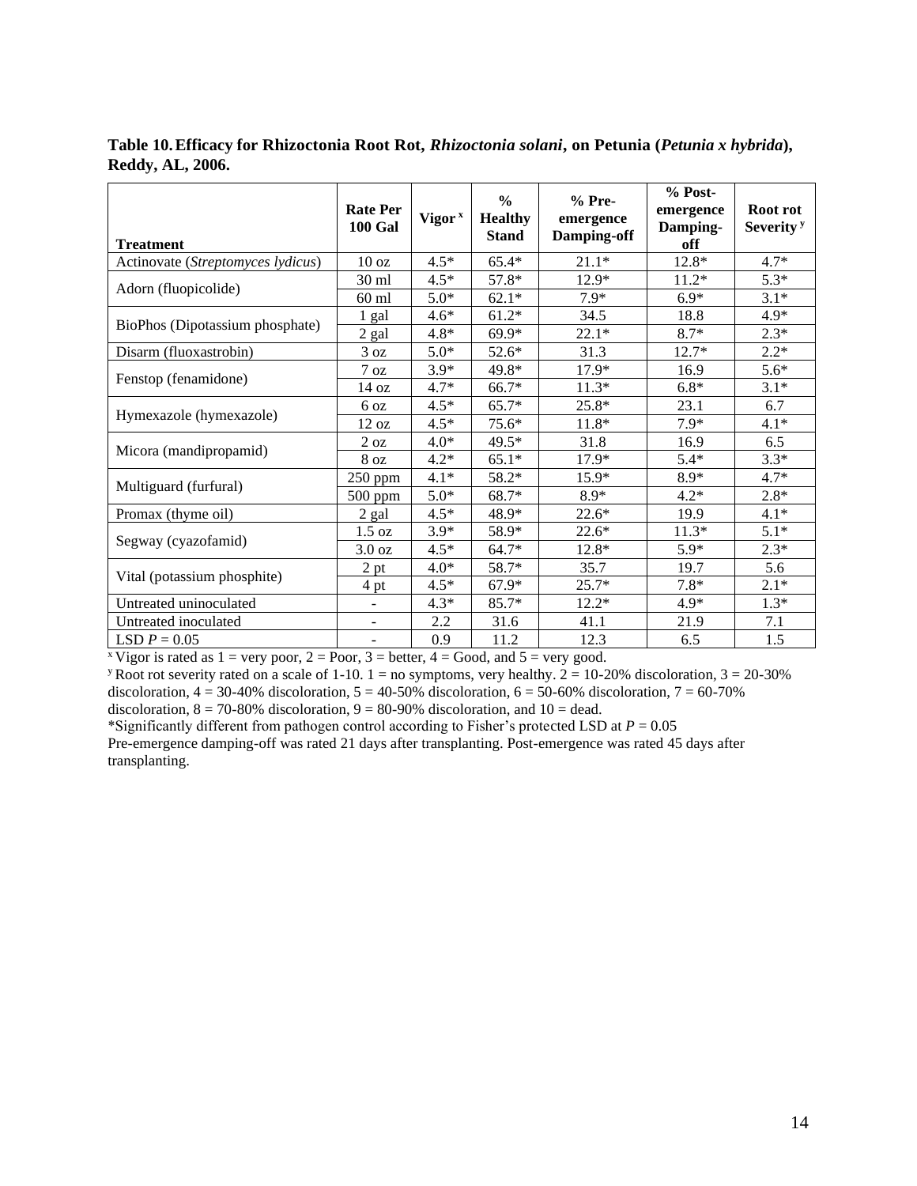**Table 10. Efficacy for Rhizoctonia Root Rot, *Rhizoctonia solani*, on Petunia (*Petunia x hybrida*), Reddy, AL, 2006.**

| Treatment | Rate Per 100 Gal | Vigor [x] | % Healthy Stand | % Pre-emergence Damping-off | % Post-emergence Damping-off | Root rot Severity [y] |
|---|---|---|---|---|---|---|
| Actinovate (*Streptomyces lydicus*) | 10 oz | 4.5* | 65.4* | 21.1* | 12.8* | 4.7* |
| Adorn (fluopicolide) | 30 ml | 4.5* | 57.8* | 12.9* | 11.2* | 5.3* |
| | 60 ml | 5.0* | 62.1* | 7.9* | 6.9* | 3.1* |
| BioPhos (Dipotassium phosphate) | 1 gal | 4.6* | 61.2* | 34.5 | 18.8 | 4.9* |
| | 2 gal | 4.8* | 69.9* | 22.1* | 8.7* | 2.3* |
| Disarm (fluoxastrobin) | 3 oz | 5.0* | 52.6* | 31.3 | 12.7* | 2.2* |
| Fenstop (fenamidone) | 7 oz | 3.9* | 49.8* | 17.9* | 16.9 | 5.6* |
| | 14 oz | 4.7* | 66.7* | 11.3* | 6.8* | 3.1* |
| Hymexazole (hymexazole) | 6 oz | 4.5* | 65.7* | 25.8* | 23.1 | 6.7 |
| | 12 oz | 4.5* | 75.6* | 11.8* | 7.9* | 4.1* |
| Micora (mandipropamid) | 2 oz | 4.0* | 49.5* | 31.8 | 16.9 | 6.5 |
| | 8 oz | 4.2* | 65.1* | 17.9* | 5.4* | 3.3* |
| Multiguard (furfural) | 250 ppm | 4.1* | 58.2* | 15.9* | 8.9* | 4.7* |
| | 500 ppm | 5.0* | 68.7* | 8.9* | 4.2* | 2.8* |
| Promax (thyme oil) | 2 gal | 4.5* | 48.9* | 22.6* | 19.9 | 4.1* |
| Segway (cyazofamid) | 1.5 oz | 3.9* | 58.9* | 22.6* | 11.3* | 5.1* |
| | 3.0 oz | 4.5* | 64.7* | 12.8* | 5.9* | 2.3* |
| Vital (potassium phosphite) | 2 pt | 4.0* | 58.7* | 35.7 | 19.7 | 5.6 |
| | 4 pt | 4.5* | 67.9* | 25.7* | 7.8* | 2.1* |
| Untreated uninoculated | - | 4.3* | 85.7* | 12.2* | 4.9* | 1.3* |
| Untreated inoculated | - | 2.2 | 31.6 | 41.1 | 21.9 | 7.1 |
| LSD $P = 0.05$ | - | 0.9 | 11.2 | 12.3 | 6.5 | 1.5 |

[x] Vigor is rated as 1 = very poor, 2 = Poor, 3 = better, 4 = Good, and 5 = very good.
[y] Root rot severity rated on a scale of 1-10. 1 = no symptoms, very healthy. 2 = 10-20% discoloration, 3 = 20-30% discoloration, 4 = 30-40% discoloration, 5 = 40-50% discoloration, 6 = 50-60% discoloration, 7 = 60-70% discoloration, 8 = 70-80% discoloration, 9 = 80-90% discoloration, and 10 = dead.
*Significantly different from pathogen control according to Fisher's protected LSD at $P = 0.05$
Pre-emergence damping-off was rated 21 days after transplanting. Post-emergence was rated 45 days after transplanting.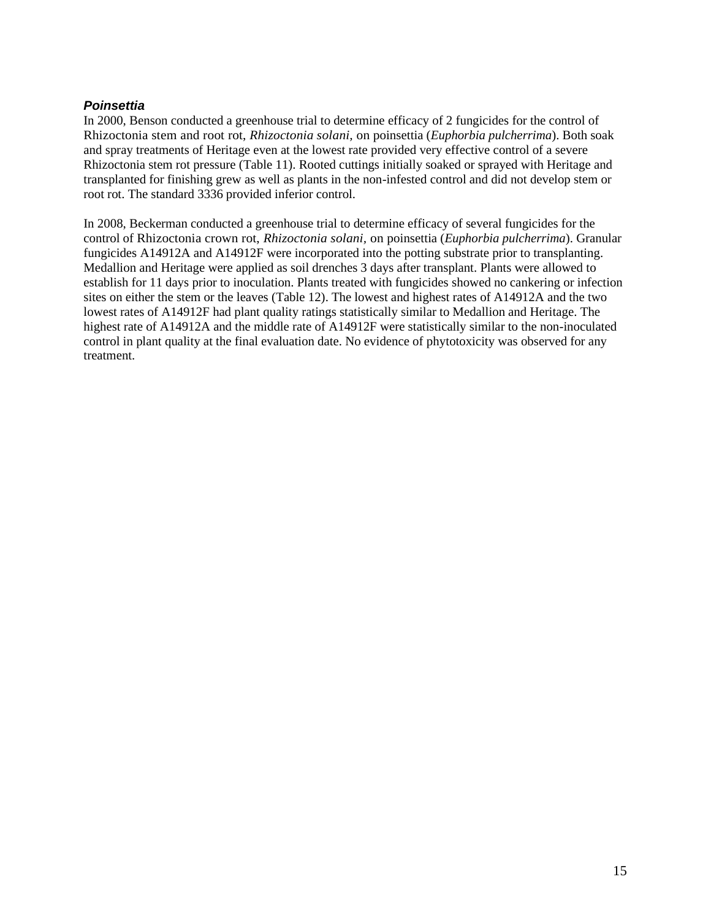### ***Poinsettia***

In 2000, Benson conducted a greenhouse trial to determine efficacy of 2 fungicides for the control of Rhizoctonia stem and root rot, *Rhizoctonia solani*, on poinsettia (*Euphorbia pulcherrima*). Both soak and spray treatments of Heritage even at the lowest rate provided very effective control of a severe Rhizoctonia stem rot pressure (Table 11). Rooted cuttings initially soaked or sprayed with Heritage and transplanted for finishing grew as well as plants in the non-infested control and did not develop stem or root rot. The standard 3336 provided inferior control.

In 2008, Beckerman conducted a greenhouse trial to determine efficacy of several fungicides for the control of Rhizoctonia crown rot, *Rhizoctonia solani*, on poinsettia (*Euphorbia pulcherrima*). Granular fungicides A14912A and A14912F were incorporated into the potting substrate prior to transplanting. Medallion and Heritage were applied as soil drenches 3 days after transplant. Plants were allowed to establish for 11 days prior to inoculation. Plants treated with fungicides showed no cankering or infection sites on either the stem or the leaves (Table 12). The lowest and highest rates of A14912A and the two lowest rates of A14912F had plant quality ratings statistically similar to Medallion and Heritage. The highest rate of A14912A and the middle rate of A14912F were statistically similar to the non-inoculated control in plant quality at the final evaluation date. No evidence of phytotoxicity was observed for any treatment.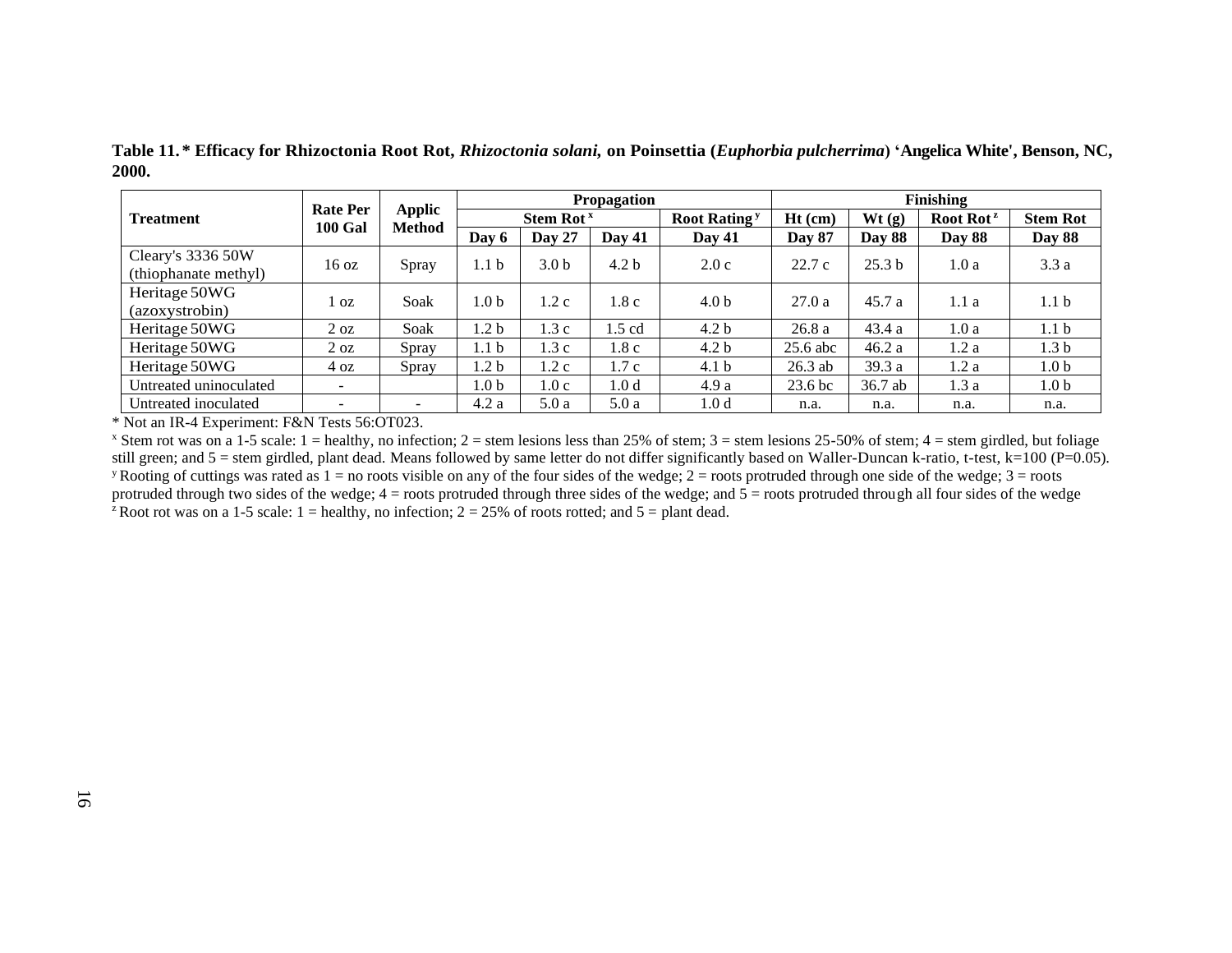**Table 11.* Efficacy for Rhizoctonia Root Rot, *Rhizoctonia solani,* on Poinsettia (*Euphorbia pulcherrima*) 'Angelica White', Benson, NC, 2000.**

| Treatment | Rate Per 100 Gal | Applic Method | Propagation | | | | Finishing | | | |
|---|---|---|---|---|---|---|---|---|---|---|
| | | | Stem Rot [x] | | | Root Rating [y] | Ht (cm) | Wt (g) | Root Rot [z] | Stem Rot |
| | | | Day 6 | Day 27 | Day 41 | Day 41 | Day 87 | Day 88 | Day 88 | Day 88 |
| Cleary's 3336 50W (thiophanate methyl) | 16 oz | Spray | 1.1 b | 3.0 b | 4.2 b | 2.0 c | 22.7 c | 25.3 b | 1.0 a | 3.3 a |
| Heritage 50WG (azoxystrobin) | 1 oz | Soak | 1.0 b | 1.2 c | 1.8 c | 4.0 b | 27.0 a | 45.7 a | 1.1 a | 1.1 b |
| Heritage 50WG | 2 oz | Soak | 1.2 b | 1.3 c | 1.5 cd | 4.2 b | 26.8 a | 43.4 a | 1.0 a | 1.1 b |
| Heritage 50WG | 2 oz | Spray | 1.1 b | 1.3 c | 1.8 c | 4.2 b | 25.6 abc | 46.2 a | 1.2 a | 1.3 b |
| Heritage 50WG | 4 oz | Spray | 1.2 b | 1.2 c | 1.7 c | 4.1 b | 26.3 ab | 39.3 a | 1.2 a | 1.0 b |
| Untreated uninoculated | - | | 1.0 b | 1.0 c | 1.0 d | 4.9 a | 23.6 bc | 36.7 ab | 1.3 a | 1.0 b |
| Untreated inoculated | - | - | 4.2 a | 5.0 a | 5.0 a | 1.0 d | n.a. | n.a. | n.a. | n.a. |

* Not an IR-4 Experiment: F&N Tests 56:OT023.

[x] Stem rot was on a 1-5 scale: 1 = healthy, no infection; 2 = stem lesions less than 25% of stem; 3 = stem lesions 25-50% of stem; 4 = stem girdled, but foliage still green; and 5 = stem girdled, plant dead. Means followed by same letter do not differ significantly based on Waller-Duncan k-ratio, t-test, k=100 (P=0.05).

[y] Rooting of cuttings was rated as 1 = no roots visible on any of the four sides of the wedge; 2 = roots protruded through one side of the wedge; 3 = roots protruded through two sides of the wedge; 4 = roots protruded through three sides of the wedge; and 5 = roots protruded through all four sides of the wedge

[z] Root rot was on a 1-5 scale: 1 = healthy, no infection; 2 = 25% of roots rotted; and 5 = plant dead.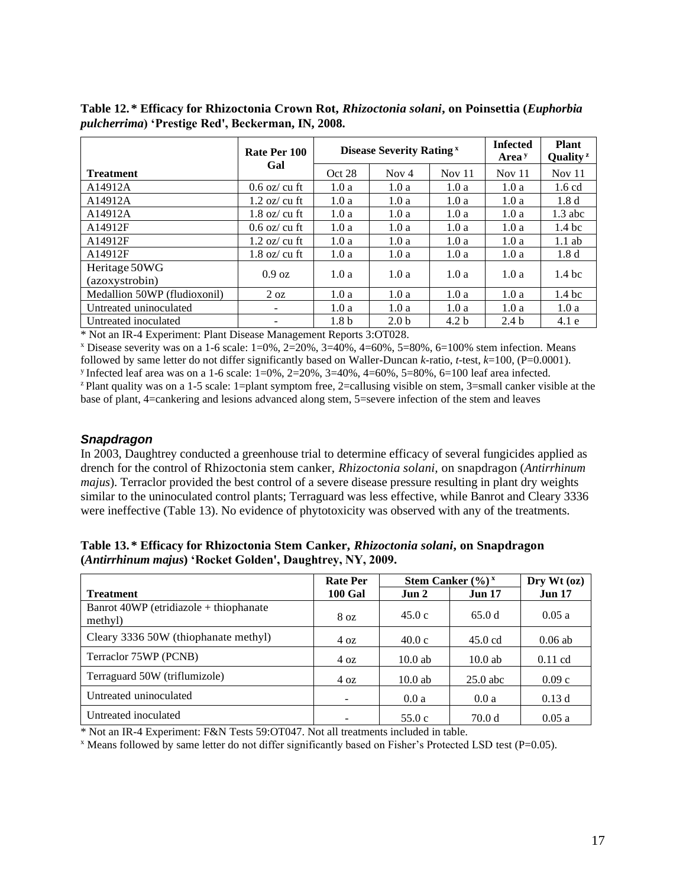**Table 12.* Efficacy for Rhizoctonia Crown Rot, *Rhizoctonia solani*, on Poinsettia (*Euphorbia pulcherrima*) 'Prestige Red', Beckerman, IN, 2008.**

| Treatment | Rate Per 100 Gal | Disease Severity Rating [x] | | | Infected Area [y] | Plant Quality [z] |
|---|---|---|---|---|---|---|
| | | Oct 28 | Nov 4 | Nov 11 | Nov 11 | Nov 11 |
| A14912A | 0.6 oz/ cu ft | 1.0 a | 1.0 a | 1.0 a | 1.0 a | 1.6 cd |
| A14912A | 1.2 oz/ cu ft | 1.0 a | 1.0 a | 1.0 a | 1.0 a | 1.8 d |
| A14912A | 1.8 oz/ cu ft | 1.0 a | 1.0 a | 1.0 a | 1.0 a | 1.3 abc |
| A14912F | 0.6 oz/ cu ft | 1.0 a | 1.0 a | 1.0 a | 1.0 a | 1.4 bc |
| A14912F | 1.2 oz/ cu ft | 1.0 a | 1.0 a | 1.0 a | 1.0 a | 1.1 ab |
| A14912F | 1.8 oz/ cu ft | 1.0 a | 1.0 a | 1.0 a | 1.0 a | 1.8 d |
| Heritage 50WG (azoxystrobin) | 0.9 oz | 1.0 a | 1.0 a | 1.0 a | 1.0 a | 1.4 bc |
| Medallion 50WP (fludioxonil) | 2 oz | 1.0 a | 1.0 a | 1.0 a | 1.0 a | 1.4 bc |
| Untreated uninoculated | - | 1.0 a | 1.0 a | 1.0 a | 1.0 a | 1.0 a |
| Untreated inoculated | - | 1.8 b | 2.0 b | 4.2 b | 2.4 b | 4.1 e |

\* Not an IR-4 Experiment: Plant Disease Management Reports 3:OT028.

[x] Disease severity was on a 1-6 scale: 1=0%, 2=20%, 3=40%, 4=60%, 5=80%, 6=100% stem infection. Means followed by same letter do not differ significantly based on Waller-Duncan *k*-ratio, *t*-test, *k*=100, (P=0.0001).

[y] Infected leaf area was on a 1-6 scale: 1=0%, 2=20%, 3=40%, 4=60%, 5=80%, 6=100 leaf area infected.

[z] Plant quality was on a 1-5 scale: 1=plant symptom free, 2=callusing visible on stem, 3=small canker visible at the base of plant, 4=cankering and lesions advanced along stem, 5=severe infection of the stem and leaves

### *Snapdragon*

In 2003, Daughtrey conducted a greenhouse trial to determine efficacy of several fungicides applied as drench for the control of Rhizoctonia stem canker, *Rhizoctonia solani*, on snapdragon (*Antirrhinum majus*). Terraclor provided the best control of a severe disease pressure resulting in plant dry weights similar to the uninoculated control plants; Terraguard was less effective, while Banrot and Cleary 3336 were ineffective (Table 13). No evidence of phytotoxicity was observed with any of the treatments.

**Table 13.* Efficacy for Rhizoctonia Stem Canker, *Rhizoctonia solani*, on Snapdragon (*Antirrhinum majus*) 'Rocket Golden', Daughtrey, NY, 2009.**

| Treatment | Rate Per 100 Gal | Stem Canker (%) [x] | | Dry Wt (oz) |
|---|---|---|---|---|
| | | Jun 2 | Jun 17 | Jun 17 |
| Banrot 40WP (etridiazole + thiophanate methyl) | 8 oz | 45.0 c | 65.0 d | 0.05 a |
| Cleary 3336 50W (thiophanate methyl) | 4 oz | 40.0 c | 45.0 cd | 0.06 ab |
| Terraclor 75WP (PCNB) | 4 oz | 10.0 ab | 10.0 ab | 0.11 cd |
| Terraguard 50W (triflumizole) | 4 oz | 10.0 ab | 25.0 abc | 0.09 c |
| Untreated uninoculated | - | 0.0 a | 0.0 a | 0.13 d |
| Untreated inoculated | - | 55.0 c | 70.0 d | 0.05 a |

\* Not an IR-4 Experiment: F&N Tests 59:OT047. Not all treatments included in table.

[x] Means followed by same letter do not differ significantly based on Fisher's Protected LSD test (P=0.05).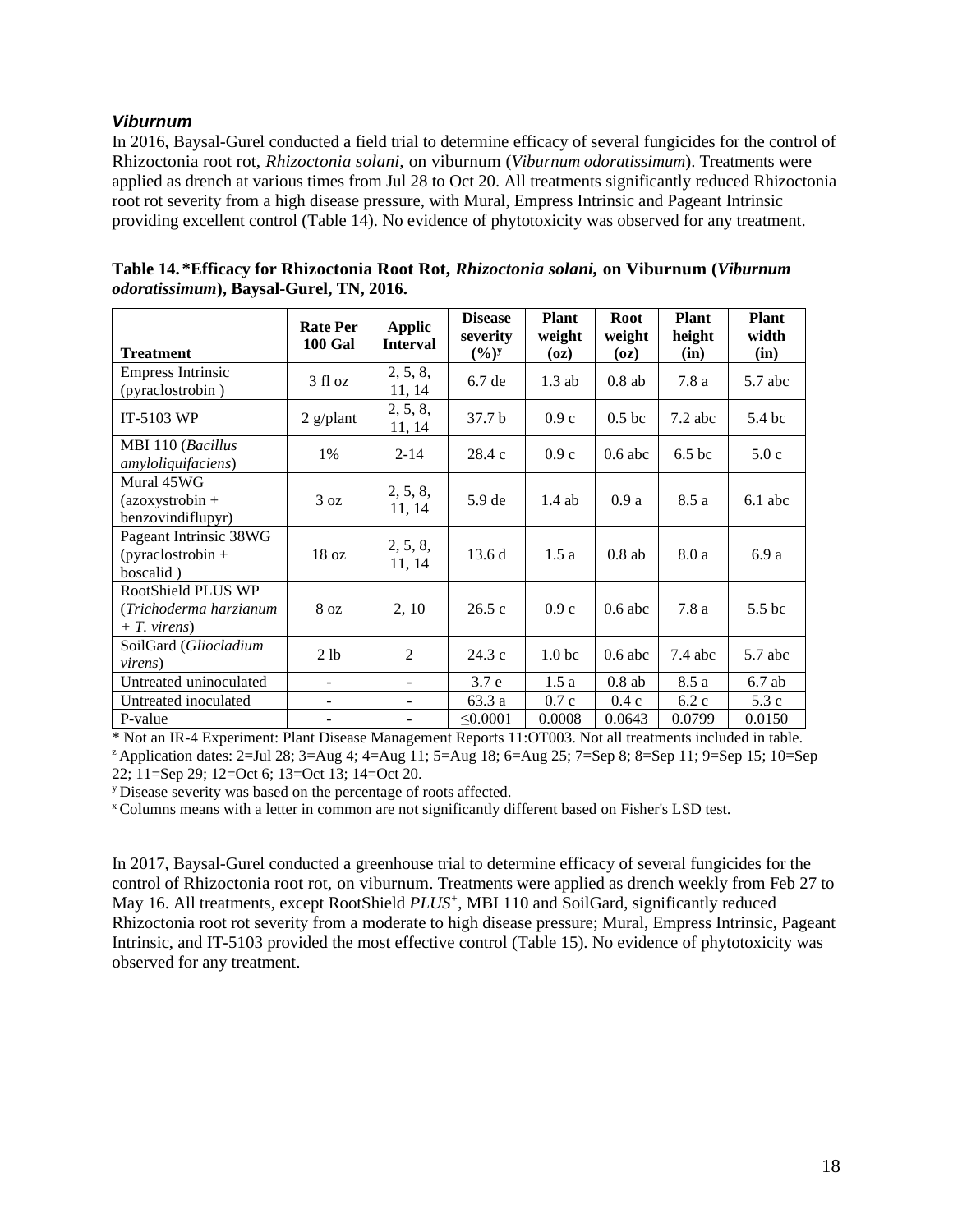### *Viburnum*

In 2016, Baysal-Gurel conducted a field trial to determine efficacy of several fungicides for the control of Rhizoctonia root rot, *Rhizoctonia solani*, on viburnum (*Viburnum odoratissimum*). Treatments were applied as drench at various times from Jul 28 to Oct 20. All treatments significantly reduced Rhizoctonia root rot severity from a high disease pressure, with Mural, Empress Intrinsic and Pageant Intrinsic providing excellent control (Table 14). No evidence of phytotoxicity was observed for any treatment.

**Table 14. \*Efficacy for Rhizoctonia Root Rot, *Rhizoctonia solani*, on Viburnum (*Viburnum odoratissimum*), Baysal-Gurel, TN, 2016.**

| Treatment | Rate Per 100 Gal | Applic Interval | Disease severity (%)[y] | Plant weight (oz) | Root weight (oz) | Plant height (in) | Plant width (in) |
|---|---|---|---|---|---|---|---|
| Empress Intrinsic (pyraclostrobin ) | 3 fl oz | 2, 5, 8, 11, 14 | 6.7 de | 1.3 ab | 0.8 ab | 7.8 a | 5.7 abc |
| IT-5103 WP | 2 g/plant | 2, 5, 8, 11, 14 | 37.7 b | 0.9 c | 0.5 bc | 7.2 abc | 5.4 bc |
| MBI 110 (*Bacillus amyloliquifaciens*) | 1% | 2-14 | 28.4 c | 0.9 c | 0.6 abc | 6.5 bc | 5.0 c |
| Mural 45WG (azoxystrobin + benzovindiflupyr) | 3 oz | 2, 5, 8, 11, 14 | 5.9 de | 1.4 ab | 0.9 a | 8.5 a | 6.1 abc |
| Pageant Intrinsic 38WG (pyraclostrobin + boscalid ) | 18 oz | 2, 5, 8, 11, 14 | 13.6 d | 1.5 a | 0.8 ab | 8.0 a | 6.9 a |
| RootShield PLUS WP (*Trichoderma harzianum + T. virens*) | 8 oz | 2, 10 | 26.5 c | 0.9 c | 0.6 abc | 7.8 a | 5.5 bc |
| SoilGard (*Gliocladium virens*) | 2 lb | 2 | 24.3 c | 1.0 bc | 0.6 abc | 7.4 abc | 5.7 abc |
| Untreated uninoculated | - | - | 3.7 e | 1.5 a | 0.8 ab | 8.5 a | 6.7 ab |
| Untreated inoculated | - | - | 63.3 a | 0.7 c | 0.4 c | 6.2 c | 5.3 c |
| P-value | - | - | ≤0.0001 | 0.0008 | 0.0643 | 0.0799 | 0.0150 |

\* Not an IR-4 Experiment: Plant Disease Management Reports 11:OT003. Not all treatments included in table.
[z] Application dates: 2=Jul 28; 3=Aug 4; 4=Aug 11; 5=Aug 18; 6=Aug 25; 7=Sep 8; 8=Sep 11; 9=Sep 15; 10=Sep 22; 11=Sep 29; 12=Oct 6; 13=Oct 13; 14=Oct 20.
[y] Disease severity was based on the percentage of roots affected.
[x] Columns means with a letter in common are not significantly different based on Fisher's LSD test.

In 2017, Baysal-Gurel conducted a greenhouse trial to determine efficacy of several fungicides for the control of Rhizoctonia root rot, on viburnum. Treatments were applied as drench weekly from Feb 27 to May 16. All treatments, except RootShield *PLUS*[+], MBI 110 and SoilGard, significantly reduced Rhizoctonia root rot severity from a moderate to high disease pressure; Mural, Empress Intrinsic, Pageant Intrinsic, and IT-5103 provided the most effective control (Table 15). No evidence of phytotoxicity was observed for any treatment.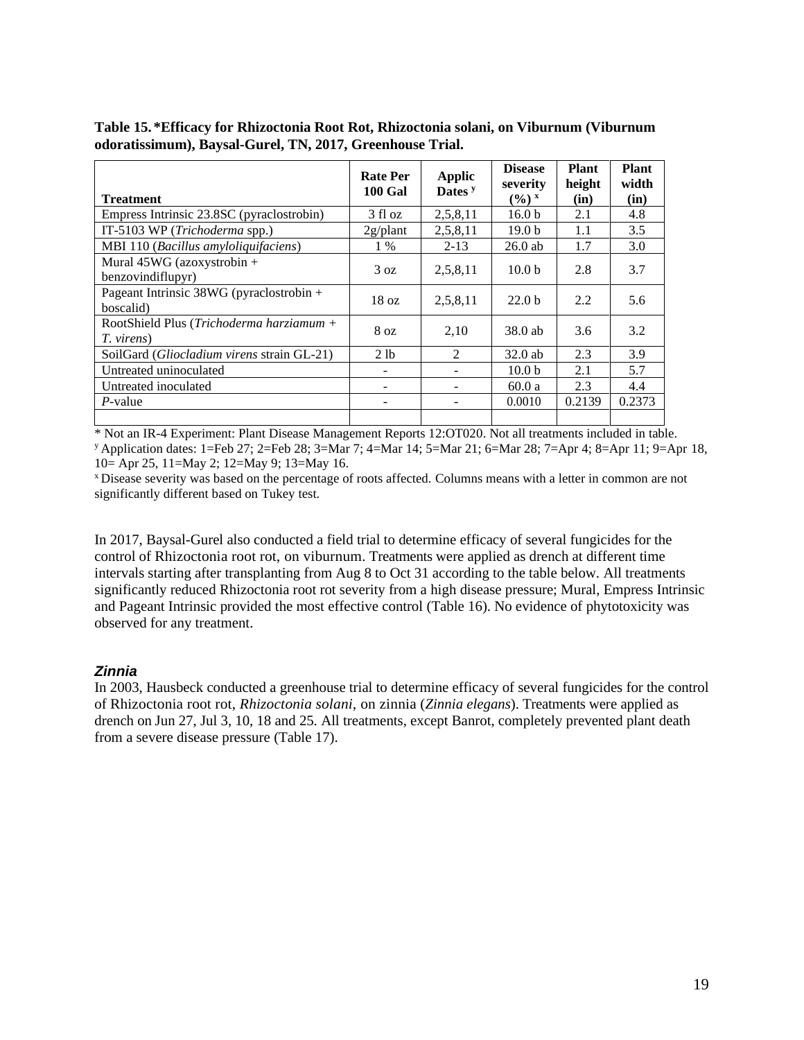**Table 15. *Efficacy for Rhizoctonia Root Rot, Rhizoctonia solani, on Viburnum (Viburnum odoratissimum), Baysal-Gurel, TN, 2017, Greenhouse Trial.**

| Treatment | Rate Per 100 Gal | Applic Dates [y] | Disease severity (%) [x] | Plant height (in) | Plant width (in) |
|---|---|---|---|---|---|
| Empress Intrinsic 23.8SC (pyraclostrobin) | 3 fl oz | 2,5,8,11 | 16.0 b | 2.1 | 4.8 |
| IT-5103 WP (*Trichoderma* spp.) | 2g/plant | 2,5,8,11 | 19.0 b | 1.1 | 3.5 |
| MBI 110 (*Bacillus amyloliquifaciens*) | 1 % | 2-13 | 26.0 ab | 1.7 | 3.0 |
| Mural 45WG (azoxystrobin + benzovindiflupyr) | 3 oz | 2,5,8,11 | 10.0 b | 2.8 | 3.7 |
| Pageant Intrinsic 38WG (pyraclostrobin + boscalid) | 18 oz | 2,5,8,11 | 22.0 b | 2.2 | 5.6 |
| RootShield Plus (*Trichoderma harziamum* + *T. virens*) | 8 oz | 2,10 | 38.0 ab | 3.6 | 3.2 |
| SoilGard (*Gliocladium virens* strain GL-21) | 2 lb | 2 | 32.0 ab | 2.3 | 3.9 |
| Untreated uninoculated | - | - | 10.0 b | 2.1 | 5.7 |
| Untreated inoculated | - | - | 60.0 a | 2.3 | 4.4 |
| *P*-value | - | - | 0.0010 | 0.2139 | 0.2373 |
| | | | | | |

\* Not an IR-4 Experiment: Plant Disease Management Reports 12:OT020. Not all treatments included in table.
[y] Application dates: 1=Feb 27; 2=Feb 28; 3=Mar 7; 4=Mar 14; 5=Mar 21; 6=Mar 28; 7=Apr 4; 8=Apr 11; 9=Apr 18, 10= Apr 25, 11=May 2; 12=May 9; 13=May 16.
[x] Disease severity was based on the percentage of roots affected. Columns means with a letter in common are not significantly different based on Tukey test.

In 2017, Baysal-Gurel also conducted a field trial to determine efficacy of several fungicides for the control of Rhizoctonia root rot, on viburnum. Treatments were applied as drench at different time intervals starting after transplanting from Aug 8 to Oct 31 according to the table below. All treatments significantly reduced Rhizoctonia root rot severity from a high disease pressure; Mural, Empress Intrinsic and Pageant Intrinsic provided the most effective control (Table 16). No evidence of phytotoxicity was observed for any treatment.

### *Zinnia*

In 2003, Hausbeck conducted a greenhouse trial to determine efficacy of several fungicides for the control of Rhizoctonia root rot, *Rhizoctonia solani,* on zinnia (*Zinnia elegans*). Treatments were applied as drench on Jun 27, Jul 3, 10, 18 and 25. All treatments, except Banrot, completely prevented plant death from a severe disease pressure (Table 17).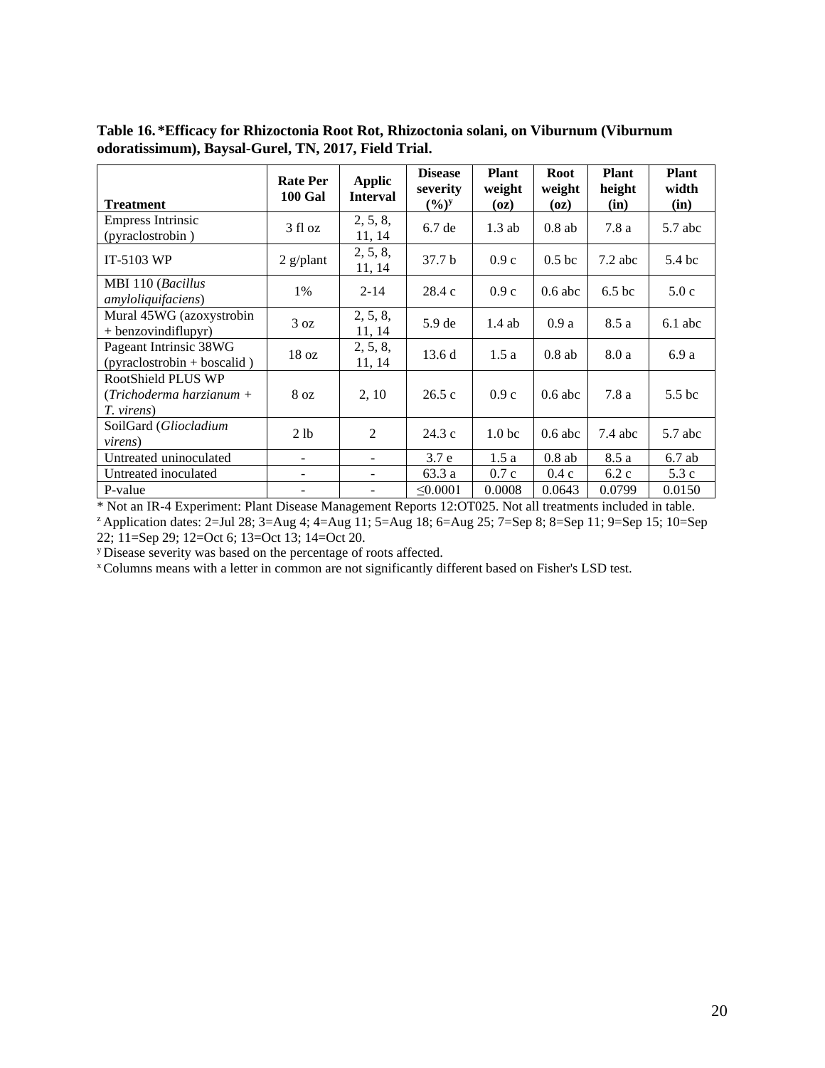**Table 16. *Efficacy for Rhizoctonia Root Rot, Rhizoctonia solani, on Viburnum (Viburnum odoratissimum), Baysal-Gurel, TN, 2017, Field Trial.**

| Treatment | Rate Per 100 Gal | Applic Interval | Disease severity (%)[y] | Plant weight (oz) | Root weight (oz) | Plant height (in) | Plant width (in) |
|---|---|---|---|---|---|---|---|
| Empress Intrinsic (pyraclostrobin ) | 3 fl oz | 2, 5, 8, 11, 14 | 6.7 de | 1.3 ab | 0.8 ab | 7.8 a | 5.7 abc |
| IT-5103 WP | 2 g/plant | 2, 5, 8, 11, 14 | 37.7 b | 0.9 c | 0.5 bc | 7.2 abc | 5.4 bc |
| MBI 110 (*Bacillus amyloliquifaciens*) | 1% | 2-14 | 28.4 c | 0.9 c | 0.6 abc | 6.5 bc | 5.0 c |
| Mural 45WG (azoxystrobin + benzovindiflupyr) | 3 oz | 2, 5, 8, 11, 14 | 5.9 de | 1.4 ab | 0.9 a | 8.5 a | 6.1 abc |
| Pageant Intrinsic 38WG (pyraclostrobin + boscalid ) | 18 oz | 2, 5, 8, 11, 14 | 13.6 d | 1.5 a | 0.8 ab | 8.0 a | 6.9 a |
| RootShield PLUS WP (*Trichoderma harzianum + T. virens*) | 8 oz | 2, 10 | 26.5 c | 0.9 c | 0.6 abc | 7.8 a | 5.5 bc |
| SoilGard (*Gliocladium virens*) | 2 lb | 2 | 24.3 c | 1.0 bc | 0.6 abc | 7.4 abc | 5.7 abc |
| Untreated uninoculated | - | - | 3.7 e | 1.5 a | 0.8 ab | 8.5 a | 6.7 ab |
| Untreated inoculated | - | - | 63.3 a | 0.7 c | 0.4 c | 6.2 c | 5.3 c |
| P-value | - | - | ≤0.0001 | 0.0008 | 0.0643 | 0.0799 | 0.0150 |

\* Not an IR-4 Experiment: Plant Disease Management Reports 12:OT025. Not all treatments included in table.

[z] Application dates: 2=Jul 28; 3=Aug 4; 4=Aug 11; 5=Aug 18; 6=Aug 25; 7=Sep 8; 8=Sep 11; 9=Sep 15; 10=Sep 22; 11=Sep 29; 12=Oct 6; 13=Oct 13; 14=Oct 20.

[y] Disease severity was based on the percentage of roots affected.

[x] Columns means with a letter in common are not significantly different based on Fisher's LSD test.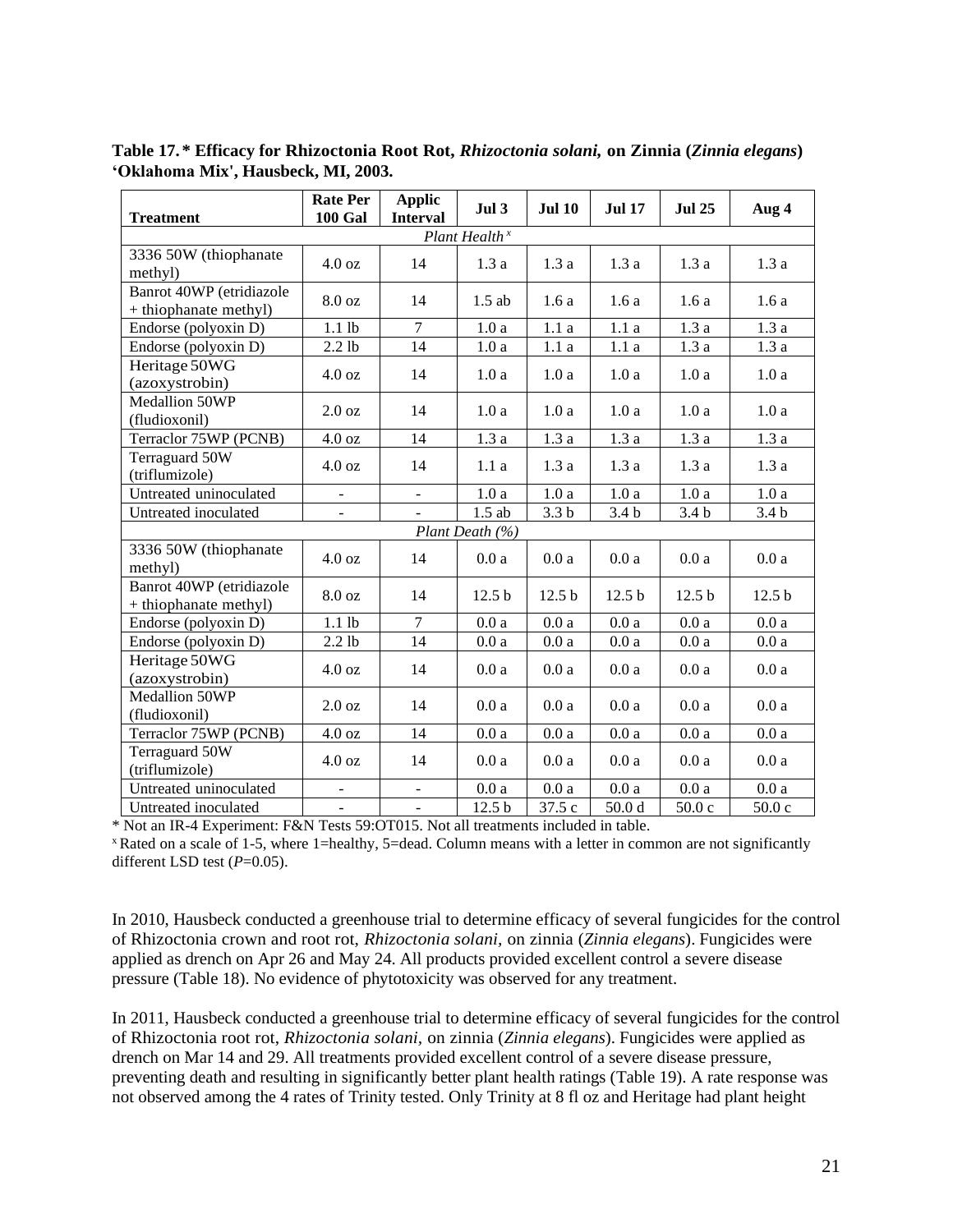**Table 17.* Efficacy for Rhizoctonia Root Rot, *Rhizoctonia solani,* on Zinnia (*Zinnia elegans*) 'Oklahoma Mix', Hausbeck, MI, 2003.**

| Treatment | Rate Per 100 Gal | Applic Interval | Jul 3 | Jul 10 | Jul 17 | Jul 25 | Aug 4 |
|---|---|---|---|---|---|---|---|
| | | | *Plant Health* [x] | | | | |
| 3336 50W (thiophanate methyl) | 4.0 oz | 14 | 1.3 a | 1.3 a | 1.3 a | 1.3 a | 1.3 a |
| Banrot 40WP (etridiazole + thiophanate methyl) | 8.0 oz | 14 | 1.5 ab | 1.6 a | 1.6 a | 1.6 a | 1.6 a |
| Endorse (polyoxin D) | 1.1 lb | 7 | 1.0 a | 1.1 a | 1.1 a | 1.3 a | 1.3 a |
| Endorse (polyoxin D) | 2.2 lb | 14 | 1.0 a | 1.1 a | 1.1 a | 1.3 a | 1.3 a |
| Heritage 50WG (azoxystrobin) | 4.0 oz | 14 | 1.0 a | 1.0 a | 1.0 a | 1.0 a | 1.0 a |
| Medallion 50WP (fludioxonil) | 2.0 oz | 14 | 1.0 a | 1.0 a | 1.0 a | 1.0 a | 1.0 a |
| Terraclor 75WP (PCNB) | 4.0 oz | 14 | 1.3 a | 1.3 a | 1.3 a | 1.3 a | 1.3 a |
| Terraguard 50W (triflumizole) | 4.0 oz | 14 | 1.1 a | 1.3 a | 1.3 a | 1.3 a | 1.3 a |
| Untreated uninoculated | - | - | 1.0 a | 1.0 a | 1.0 a | 1.0 a | 1.0 a |
| Untreated inoculated | - | - | 1.5 ab | 3.3 b | 3.4 b | 3.4 b | 3.4 b |
| | | | *Plant Death (%)* | | | | |
| 3336 50W (thiophanate methyl) | 4.0 oz | 14 | 0.0 a | 0.0 a | 0.0 a | 0.0 a | 0.0 a |
| Banrot 40WP (etridiazole + thiophanate methyl) | 8.0 oz | 14 | 12.5 b | 12.5 b | 12.5 b | 12.5 b | 12.5 b |
| Endorse (polyoxin D) | 1.1 lb | 7 | 0.0 a | 0.0 a | 0.0 a | 0.0 a | 0.0 a |
| Endorse (polyoxin D) | 2.2 lb | 14 | 0.0 a | 0.0 a | 0.0 a | 0.0 a | 0.0 a |
| Heritage 50WG (azoxystrobin) | 4.0 oz | 14 | 0.0 a | 0.0 a | 0.0 a | 0.0 a | 0.0 a |
| Medallion 50WP (fludioxonil) | 2.0 oz | 14 | 0.0 a | 0.0 a | 0.0 a | 0.0 a | 0.0 a |
| Terraclor 75WP (PCNB) | 4.0 oz | 14 | 0.0 a | 0.0 a | 0.0 a | 0.0 a | 0.0 a |
| Terraguard 50W (triflumizole) | 4.0 oz | 14 | 0.0 a | 0.0 a | 0.0 a | 0.0 a | 0.0 a |
| Untreated uninoculated | - | - | 0.0 a | 0.0 a | 0.0 a | 0.0 a | 0.0 a |
| Untreated inoculated | - | - | 12.5 b | 37.5 c | 50.0 d | 50.0 c | 50.0 c |

* Not an IR-4 Experiment: F&N Tests 59:OT015. Not all treatments included in table.
[x] Rated on a scale of 1-5, where 1=healthy, 5=dead. Column means with a letter in common are not significantly different LSD test ($P$=0.05).

In 2010, Hausbeck conducted a greenhouse trial to determine efficacy of several fungicides for the control of Rhizoctonia crown and root rot, *Rhizoctonia solani*, on zinnia (*Zinnia elegans*). Fungicides were applied as drench on Apr 26 and May 24. All products provided excellent control a severe disease pressure (Table 18). No evidence of phytotoxicity was observed for any treatment.

In 2011, Hausbeck conducted a greenhouse trial to determine efficacy of several fungicides for the control of Rhizoctonia root rot, *Rhizoctonia solani*, on zinnia (*Zinnia elegans*). Fungicides were applied as drench on Mar 14 and 29. All treatments provided excellent control of a severe disease pressure, preventing death and resulting in significantly better plant health ratings (Table 19). A rate response was not observed among the 4 rates of Trinity tested. Only Trinity at 8 fl oz and Heritage had plant height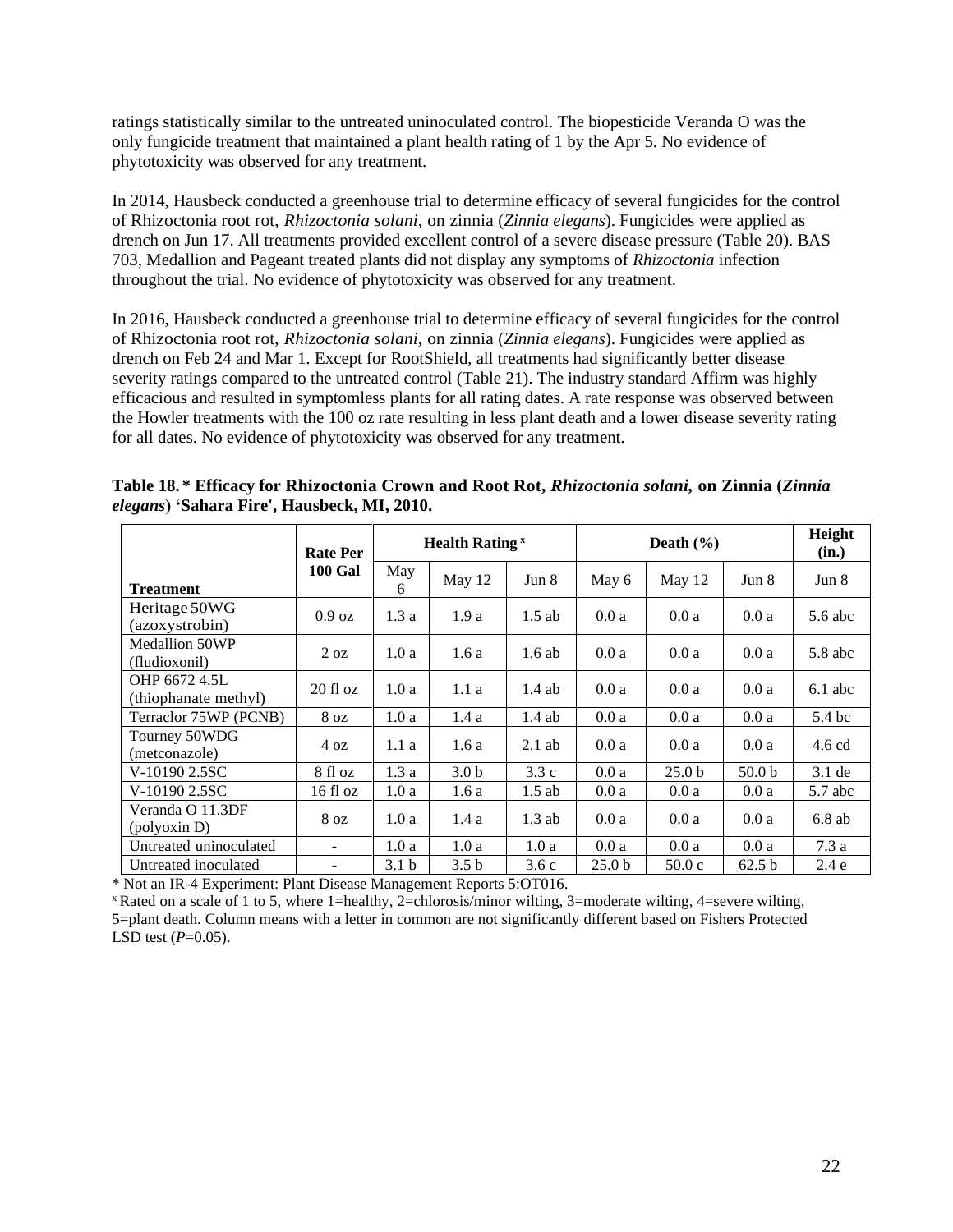ratings statistically similar to the untreated uninoculated control. The biopesticide Veranda O was the only fungicide treatment that maintained a plant health rating of 1 by the Apr 5. No evidence of phytotoxicity was observed for any treatment.

In 2014, Hausbeck conducted a greenhouse trial to determine efficacy of several fungicides for the control of Rhizoctonia root rot, *Rhizoctonia solani*, on zinnia (*Zinnia elegans*). Fungicides were applied as drench on Jun 17. All treatments provided excellent control of a severe disease pressure (Table 20). BAS 703, Medallion and Pageant treated plants did not display any symptoms of *Rhizoctonia* infection throughout the trial. No evidence of phytotoxicity was observed for any treatment.

In 2016, Hausbeck conducted a greenhouse trial to determine efficacy of several fungicides for the control of Rhizoctonia root rot, *Rhizoctonia solani*, on zinnia (*Zinnia elegans*). Fungicides were applied as drench on Feb 24 and Mar 1. Except for RootShield, all treatments had significantly better disease severity ratings compared to the untreated control (Table 21). The industry standard Affirm was highly efficacious and resulted in symptomless plants for all rating dates. A rate response was observed between the Howler treatments with the 100 oz rate resulting in less plant death and a lower disease severity rating for all dates. No evidence of phytotoxicity was observed for any treatment.

**Table 18.\* Efficacy for Rhizoctonia Crown and Root Rot, *Rhizoctonia solani,* on Zinnia (*Zinnia elegans*) 'Sahara Fire', Hausbeck, MI, 2010.**

| Treatment | Rate Per 100 Gal | Health Rating [x] | | | Death (%) | | | Height (in.) |
|---|---|---|---|---|---|---|---|---|
| | | May 6 | May 12 | Jun 8 | May 6 | May 12 | Jun 8 | Jun 8 |
| Heritage 50WG (azoxystrobin) | 0.9 oz | 1.3 a | 1.9 a | 1.5 ab | 0.0 a | 0.0 a | 0.0 a | 5.6 abc |
| Medallion 50WP (fludioxonil) | 2 oz | 1.0 a | 1.6 a | 1.6 ab | 0.0 a | 0.0 a | 0.0 a | 5.8 abc |
| OHP 6672 4.5L (thiophanate methyl) | 20 fl oz | 1.0 a | 1.1 a | 1.4 ab | 0.0 a | 0.0 a | 0.0 a | 6.1 abc |
| Terraclor 75WP (PCNB) | 8 oz | 1.0 a | 1.4 a | 1.4 ab | 0.0 a | 0.0 a | 0.0 a | 5.4 bc |
| Tourney 50WDG (metconazole) | 4 oz | 1.1 a | 1.6 a | 2.1 ab | 0.0 a | 0.0 a | 0.0 a | 4.6 cd |
| V-10190 2.5SC | 8 fl oz | 1.3 a | 3.0 b | 3.3 c | 0.0 a | 25.0 b | 50.0 b | 3.1 de |
| V-10190 2.5SC | 16 fl oz | 1.0 a | 1.6 a | 1.5 ab | 0.0 a | 0.0 a | 0.0 a | 5.7 abc |
| Veranda O 11.3DF (polyoxin D) | 8 oz | 1.0 a | 1.4 a | 1.3 ab | 0.0 a | 0.0 a | 0.0 a | 6.8 ab |
| Untreated uninoculated | - | 1.0 a | 1.0 a | 1.0 a | 0.0 a | 0.0 a | 0.0 a | 7.3 a |
| Untreated inoculated | - | 3.1 b | 3.5 b | 3.6 c | 25.0 b | 50.0 c | 62.5 b | 2.4 e |

\* Not an IR-4 Experiment: Plant Disease Management Reports 5:OT016.

[x] Rated on a scale of 1 to 5, where 1=healthy, 2=chlorosis/minor wilting, 3=moderate wilting, 4=severe wilting, 5=plant death. Column means with a letter in common are not significantly different based on Fishers Protected LSD test ($P$=0.05).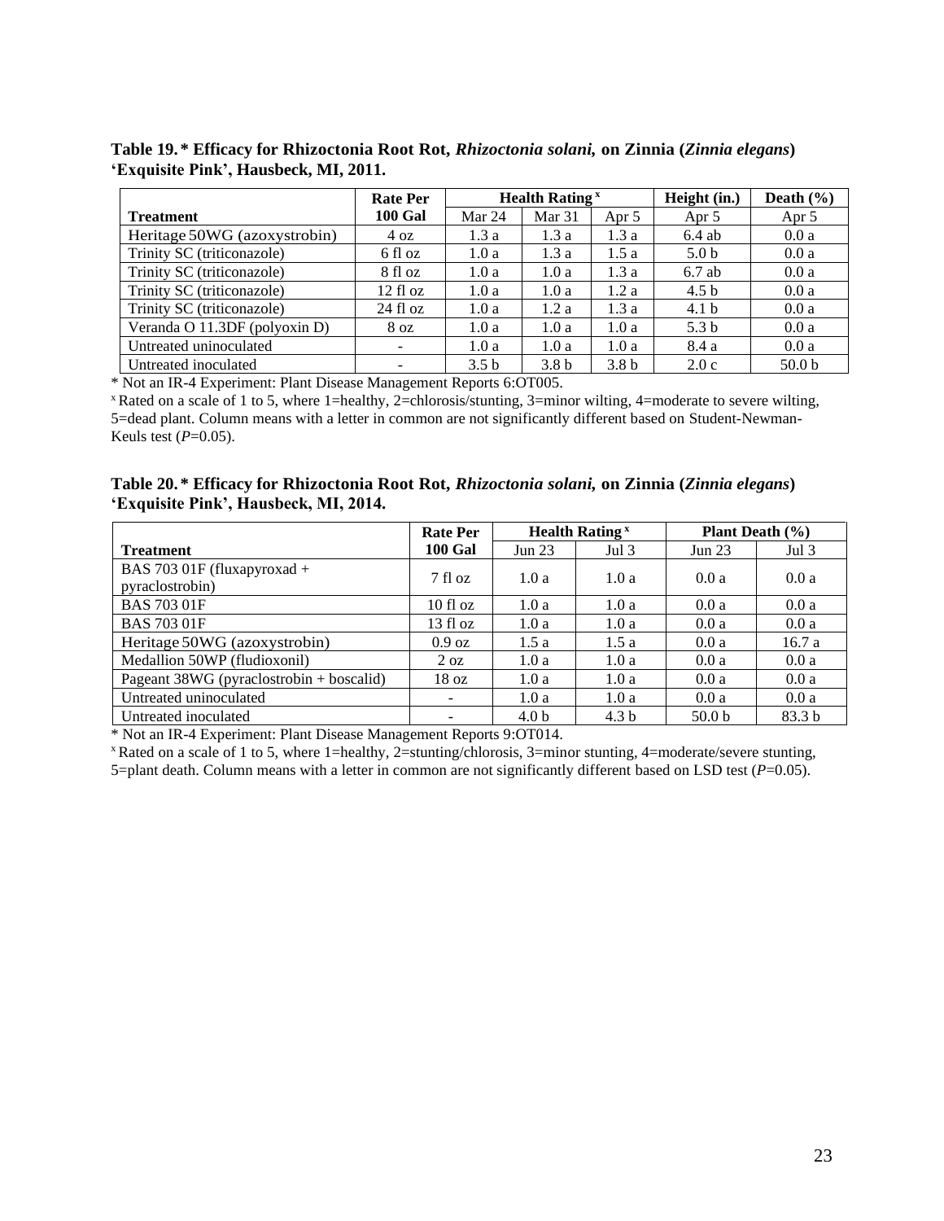**Table 19.\* Efficacy for Rhizoctonia Root Rot, *Rhizoctonia solani,* on Zinnia (*Zinnia elegans*) 'Exquisite Pink', Hausbeck, MI, 2011.**

| Treatment | Rate Per 100 Gal | Health Rating [x] | | | Height (in.) | Death (%) |
|---|---|---|---|---|---|---|
| | | Mar 24 | Mar 31 | Apr 5 | Apr 5 | Apr 5 |
| Heritage 50WG (azoxystrobin) | 4 oz | 1.3 a | 1.3 a | 1.3 a | 6.4 ab | 0.0 a |
| Trinity SC (triticonazole) | 6 fl oz | 1.0 a | 1.3 a | 1.5 a | 5.0 b | 0.0 a |
| Trinity SC (triticonazole) | 8 fl oz | 1.0 a | 1.0 a | 1.3 a | 6.7 ab | 0.0 a |
| Trinity SC (triticonazole) | 12 fl oz | 1.0 a | 1.0 a | 1.2 a | 4.5 b | 0.0 a |
| Trinity SC (triticonazole) | 24 fl oz | 1.0 a | 1.2 a | 1.3 a | 4.1 b | 0.0 a |
| Veranda O 11.3DF (polyoxin D) | 8 oz | 1.0 a | 1.0 a | 1.0 a | 5.3 b | 0.0 a |
| Untreated uninoculated | - | 1.0 a | 1.0 a | 1.0 a | 8.4 a | 0.0 a |
| Untreated inoculated | - | 3.5 b | 3.8 b | 3.8 b | 2.0 c | 50.0 b |

\* Not an IR-4 Experiment: Plant Disease Management Reports 6:OT005.

[x] Rated on a scale of 1 to 5, where 1=healthy, 2=chlorosis/stunting, 3=minor wilting, 4=moderate to severe wilting, 5=dead plant. Column means with a letter in common are not significantly different based on Student-Newman-Keuls test (*P*=0.05).

**Table 20.\* Efficacy for Rhizoctonia Root Rot, *Rhizoctonia solani,* on Zinnia (*Zinnia elegans*) 'Exquisite Pink', Hausbeck, MI, 2014.**

| Treatment | Rate Per 100 Gal | Health Rating [x] | | Plant Death (%) | |
|---|---|---|---|---|---|
| | | Jun 23 | Jul 3 | Jun 23 | Jul 3 |
| BAS 703 01F (fluxapyroxad + pyraclostrobin) | 7 fl oz | 1.0 a | 1.0 a | 0.0 a | 0.0 a |
| BAS 703 01F | 10 fl oz | 1.0 a | 1.0 a | 0.0 a | 0.0 a |
| BAS 703 01F | 13 fl oz | 1.0 a | 1.0 a | 0.0 a | 0.0 a |
| Heritage 50WG (azoxystrobin) | 0.9 oz | 1.5 a | 1.5 a | 0.0 a | 16.7 a |
| Medallion 50WP (fludioxonil) | 2 oz | 1.0 a | 1.0 a | 0.0 a | 0.0 a |
| Pageant 38WG (pyraclostrobin + boscalid) | 18 oz | 1.0 a | 1.0 a | 0.0 a | 0.0 a |
| Untreated uninoculated | - | 1.0 a | 1.0 a | 0.0 a | 0.0 a |
| Untreated inoculated | - | 4.0 b | 4.3 b | 50.0 b | 83.3 b |

\* Not an IR-4 Experiment: Plant Disease Management Reports 9:OT014.

[x] Rated on a scale of 1 to 5, where 1=healthy, 2=stunting/chlorosis, 3=minor stunting, 4=moderate/severe stunting, 5=plant death. Column means with a letter in common are not significantly different based on LSD test (*P*=0.05).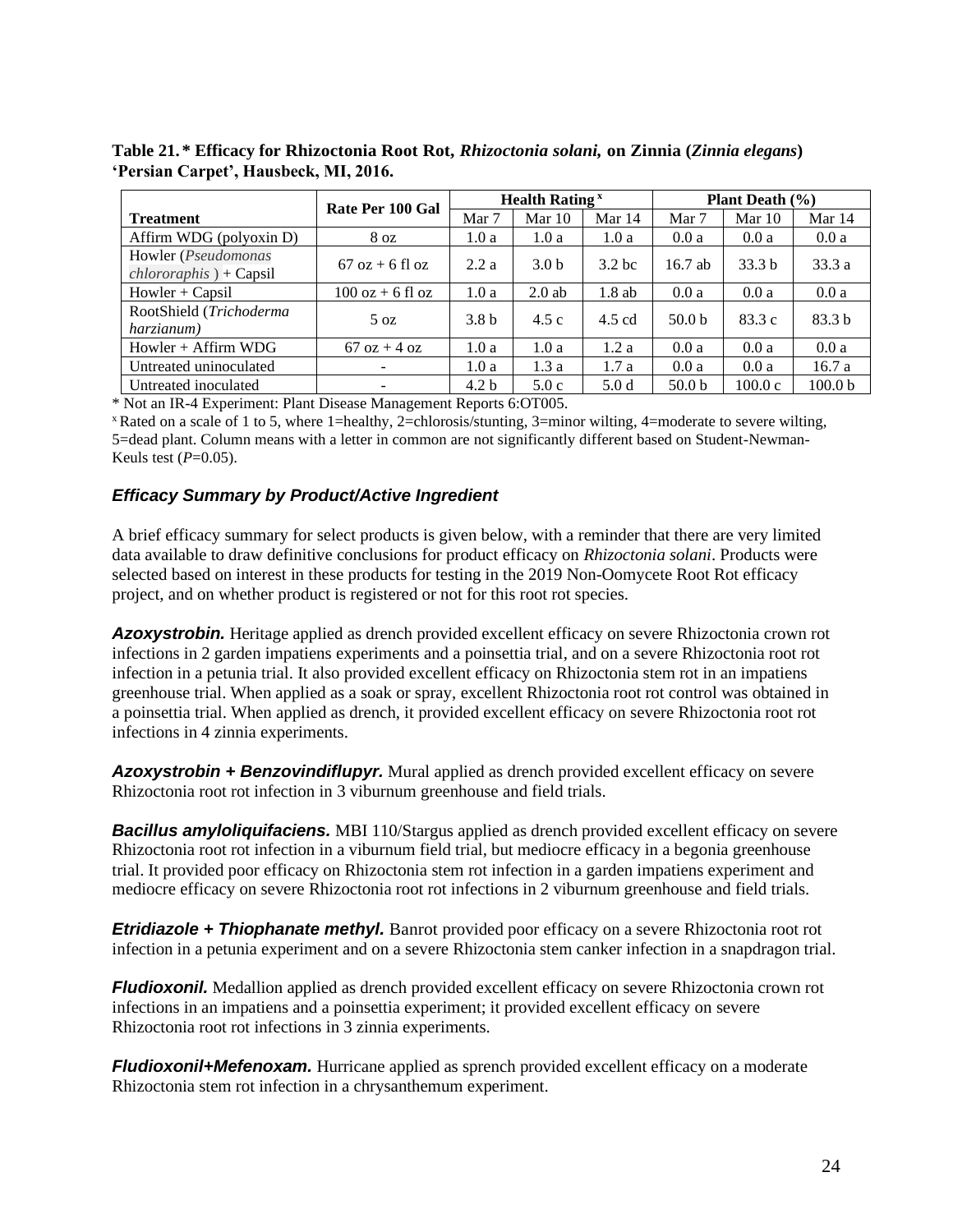**Table 21.* Efficacy for Rhizoctonia Root Rot, *Rhizoctonia solani,* on Zinnia (*Zinnia elegans*) 'Persian Carpet', Hausbeck, MI, 2016.**

| Treatment | Rate Per 100 Gal | Health Rating [x] | | | Plant Death (%) | | |
|---|---|---|---|---|---|---|---|
| | | Mar 7 | Mar 10 | Mar 14 | Mar 7 | Mar 10 | Mar 14 |
| Affirm WDG (polyoxin D) | 8 oz | 1.0 a | 1.0 a | 1.0 a | 0.0 a | 0.0 a | 0.0 a |
| Howler (*Pseudomonas chlororaphis* ) + Capsil | 67 oz + 6 fl oz | 2.2 a | 3.0 b | 3.2 bc | 16.7 ab | 33.3 b | 33.3 a |
| Howler + Capsil | 100 oz + 6 fl oz | 1.0 a | 2.0 ab | 1.8 ab | 0.0 a | 0.0 a | 0.0 a |
| RootShield (*Trichoderma harzianum)* | 5 oz | 3.8 b | 4.5 c | 4.5 cd | 50.0 b | 83.3 c | 83.3 b |
| Howler + Affirm WDG | 67 oz + 4 oz | 1.0 a | 1.0 a | 1.2 a | 0.0 a | 0.0 a | 0.0 a |
| Untreated uninoculated | - | 1.0 a | 1.3 a | 1.7 a | 0.0 a | 0.0 a | 16.7 a |
| Untreated inoculated | - | 4.2 b | 5.0 c | 5.0 d | 50.0 b | 100.0 c | 100.0 b |

* Not an IR-4 Experiment: Plant Disease Management Reports 6:OT005.

[x] Rated on a scale of 1 to 5, where 1=healthy, 2=chlorosis/stunting, 3=minor wilting, 4=moderate to severe wilting, 5=dead plant. Column means with a letter in common are not significantly different based on Student-Newman-Keuls test (*P*=0.05).

### *Efficacy Summary by Product/Active Ingredient*

A brief efficacy summary for select products is given below, with a reminder that there are very limited data available to draw definitive conclusions for product efficacy on *Rhizoctonia solani*. Products were selected based on interest in these products for testing in the 2019 Non-Oomycete Root Rot efficacy project, and on whether product is registered or not for this root rot species.

***Azoxystrobin.*** Heritage applied as drench provided excellent efficacy on severe Rhizoctonia crown rot infections in 2 garden impatiens experiments and a poinsettia trial, and on a severe Rhizoctonia root rot infection in a petunia trial. It also provided excellent efficacy on Rhizoctonia stem rot in an impatiens greenhouse trial. When applied as a soak or spray, excellent Rhizoctonia root rot control was obtained in a poinsettia trial. When applied as drench, it provided excellent efficacy on severe Rhizoctonia root rot infections in 4 zinnia experiments.

***Azoxystrobin + Benzovindiflupyr.*** Mural applied as drench provided excellent efficacy on severe Rhizoctonia root rot infection in 3 viburnum greenhouse and field trials.

***Bacillus amyloliquifaciens.*** MBI 110/Stargus applied as drench provided excellent efficacy on severe Rhizoctonia root rot infection in a viburnum field trial, but mediocre efficacy in a begonia greenhouse trial. It provided poor efficacy on Rhizoctonia stem rot infection in a garden impatiens experiment and mediocre efficacy on severe Rhizoctonia root rot infections in 2 viburnum greenhouse and field trials.

***Etridiazole + Thiophanate methyl.*** Banrot provided poor efficacy on a severe Rhizoctonia root rot infection in a petunia experiment and on a severe Rhizoctonia stem canker infection in a snapdragon trial.

***Fludioxonil.*** Medallion applied as drench provided excellent efficacy on severe Rhizoctonia crown rot infections in an impatiens and a poinsettia experiment; it provided excellent efficacy on severe Rhizoctonia root rot infections in 3 zinnia experiments.

***Fludioxonil+Mefenoxam.*** Hurricane applied as sprench provided excellent efficacy on a moderate Rhizoctonia stem rot infection in a chrysanthemum experiment.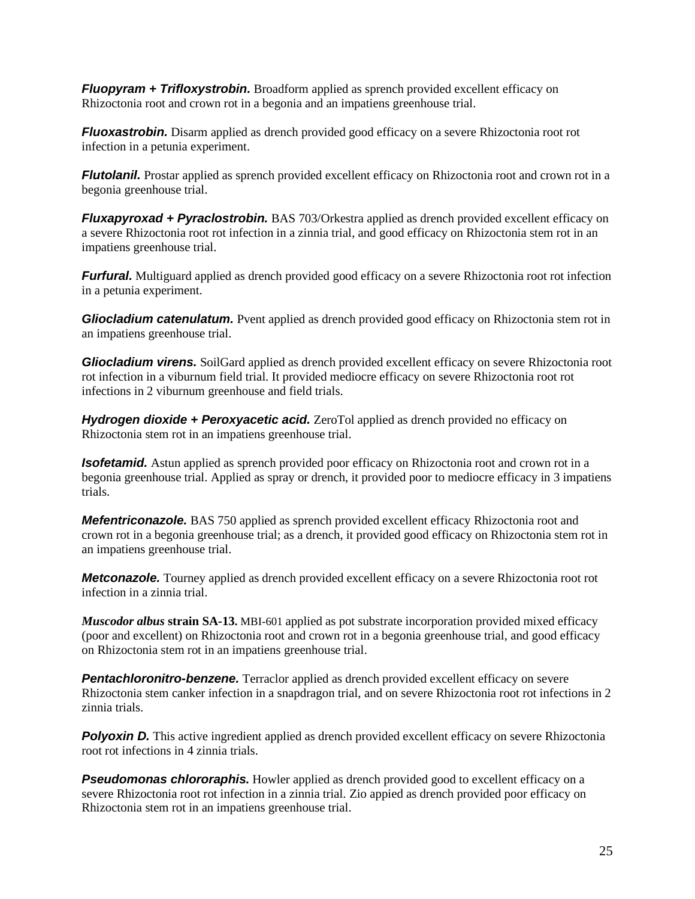***Fluopyram + Trifloxystrobin.*** Broadform applied as sprench provided excellent efficacy on Rhizoctonia root and crown rot in a begonia and an impatiens greenhouse trial.

***Fluoxastrobin.*** Disarm applied as drench provided good efficacy on a severe Rhizoctonia root rot infection in a petunia experiment.

***Flutolanil.*** Prostar applied as sprench provided excellent efficacy on Rhizoctonia root and crown rot in a begonia greenhouse trial.

***Fluxapyroxad + Pyraclostrobin.*** BAS 703/Orkestra applied as drench provided excellent efficacy on a severe Rhizoctonia root rot infection in a zinnia trial, and good efficacy on Rhizoctonia stem rot in an impatiens greenhouse trial.

***Furfural.*** Multiguard applied as drench provided good efficacy on a severe Rhizoctonia root rot infection in a petunia experiment.

***Gliocladium catenulatum.*** Pvent applied as drench provided good efficacy on Rhizoctonia stem rot in an impatiens greenhouse trial.

***Gliocladium virens.*** SoilGard applied as drench provided excellent efficacy on severe Rhizoctonia root rot infection in a viburnum field trial. It provided mediocre efficacy on severe Rhizoctonia root rot infections in 2 viburnum greenhouse and field trials.

***Hydrogen dioxide + Peroxyacetic acid.*** ZeroTol applied as drench provided no efficacy on Rhizoctonia stem rot in an impatiens greenhouse trial.

***Isofetamid.*** Astun applied as sprench provided poor efficacy on Rhizoctonia root and crown rot in a begonia greenhouse trial. Applied as spray or drench, it provided poor to mediocre efficacy in 3 impatiens trials.

***Mefentriconazole.*** BAS 750 applied as sprench provided excellent efficacy Rhizoctonia root and crown rot in a begonia greenhouse trial; as a drench, it provided good efficacy on Rhizoctonia stem rot in an impatiens greenhouse trial.

***Metconazole.*** Tourney applied as drench provided excellent efficacy on a severe Rhizoctonia root rot infection in a zinnia trial.

***Muscodor albus* strain SA-13.** MBI-601 applied as pot substrate incorporation provided mixed efficacy (poor and excellent) on Rhizoctonia root and crown rot in a begonia greenhouse trial, and good efficacy on Rhizoctonia stem rot in an impatiens greenhouse trial.

***Pentachloronitro-benzene.*** Terraclor applied as drench provided excellent efficacy on severe Rhizoctonia stem canker infection in a snapdragon trial, and on severe Rhizoctonia root rot infections in 2 zinnia trials.

***Polyoxin D.*** This active ingredient applied as drench provided excellent efficacy on severe Rhizoctonia root rot infections in 4 zinnia trials.

***Pseudomonas chlororaphis.*** Howler applied as drench provided good to excellent efficacy on a severe Rhizoctonia root rot infection in a zinnia trial. Zio appied as drench provided poor efficacy on Rhizoctonia stem rot in an impatiens greenhouse trial.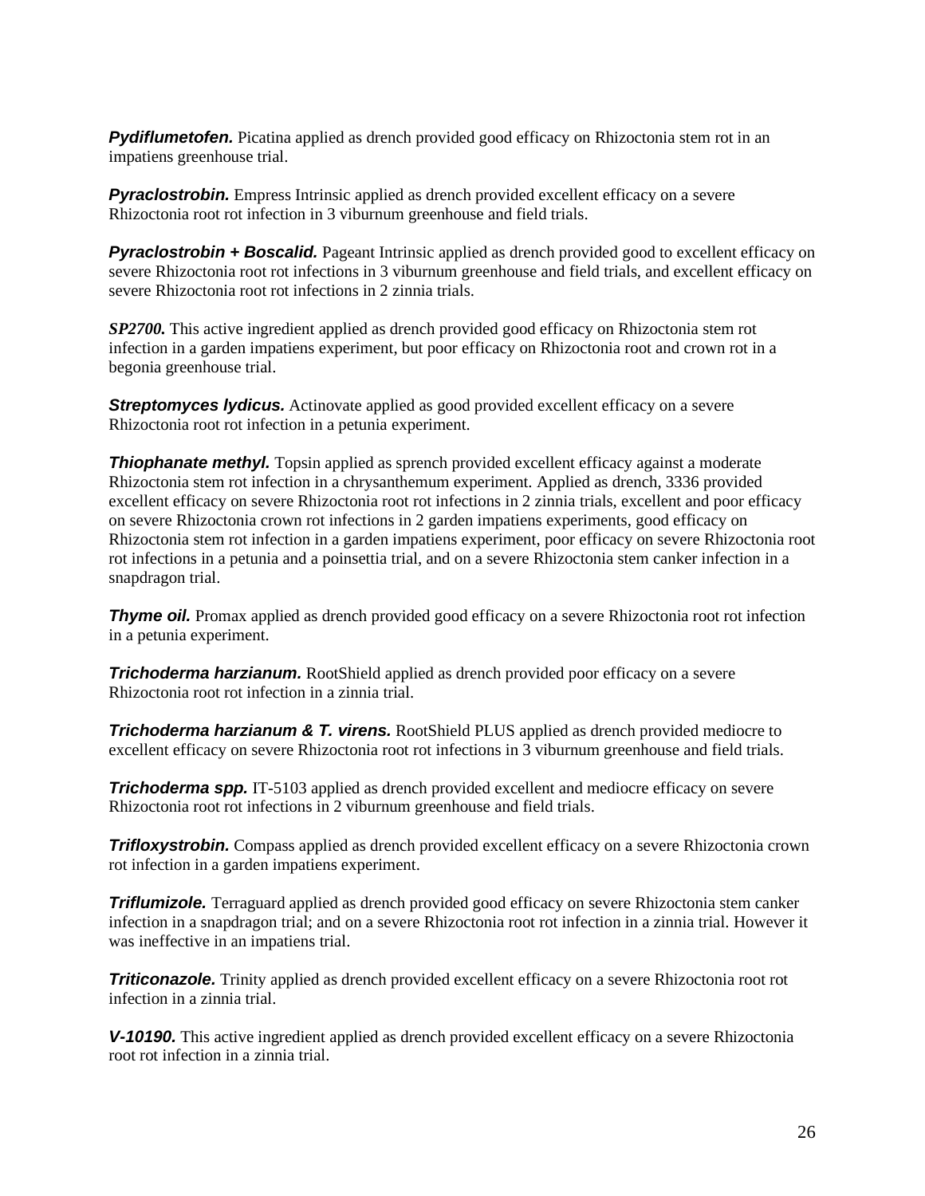***Pydiflumetofen.*** Picatina applied as drench provided good efficacy on Rhizoctonia stem rot in an impatiens greenhouse trial.

***Pyraclostrobin.*** Empress Intrinsic applied as drench provided excellent efficacy on a severe Rhizoctonia root rot infection in 3 viburnum greenhouse and field trials.

***Pyraclostrobin + Boscalid.*** Pageant Intrinsic applied as drench provided good to excellent efficacy on severe Rhizoctonia root rot infections in 3 viburnum greenhouse and field trials, and excellent efficacy on severe Rhizoctonia root rot infections in 2 zinnia trials.

***SP2700.*** This active ingredient applied as drench provided good efficacy on Rhizoctonia stem rot infection in a garden impatiens experiment, but poor efficacy on Rhizoctonia root and crown rot in a begonia greenhouse trial.

***Streptomyces lydicus.*** Actinovate applied as good provided excellent efficacy on a severe Rhizoctonia root rot infection in a petunia experiment.

***Thiophanate methyl.*** Topsin applied as sprench provided excellent efficacy against a moderate Rhizoctonia stem rot infection in a chrysanthemum experiment. Applied as drench, 3336 provided excellent efficacy on severe Rhizoctonia root rot infections in 2 zinnia trials, excellent and poor efficacy on severe Rhizoctonia crown rot infections in 2 garden impatiens experiments, good efficacy on Rhizoctonia stem rot infection in a garden impatiens experiment, poor efficacy on severe Rhizoctonia root rot infections in a petunia and a poinsettia trial, and on a severe Rhizoctonia stem canker infection in a snapdragon trial.

***Thyme oil.*** Promax applied as drench provided good efficacy on a severe Rhizoctonia root rot infection in a petunia experiment.

***Trichoderma harzianum.*** RootShield applied as drench provided poor efficacy on a severe Rhizoctonia root rot infection in a zinnia trial.

***Trichoderma harzianum & T. virens.*** RootShield PLUS applied as drench provided mediocre to excellent efficacy on severe Rhizoctonia root rot infections in 3 viburnum greenhouse and field trials.

***Trichoderma spp.*** IT-5103 applied as drench provided excellent and mediocre efficacy on severe Rhizoctonia root rot infections in 2 viburnum greenhouse and field trials.

***Trifloxystrobin.*** Compass applied as drench provided excellent efficacy on a severe Rhizoctonia crown rot infection in a garden impatiens experiment.

***Triflumizole.*** Terraguard applied as drench provided good efficacy on severe Rhizoctonia stem canker infection in a snapdragon trial; and on a severe Rhizoctonia root rot infection in a zinnia trial. However it was ineffective in an impatiens trial.

***Triticonazole.*** Trinity applied as drench provided excellent efficacy on a severe Rhizoctonia root rot infection in a zinnia trial.

***V-10190.*** This active ingredient applied as drench provided excellent efficacy on a severe Rhizoctonia root rot infection in a zinnia trial.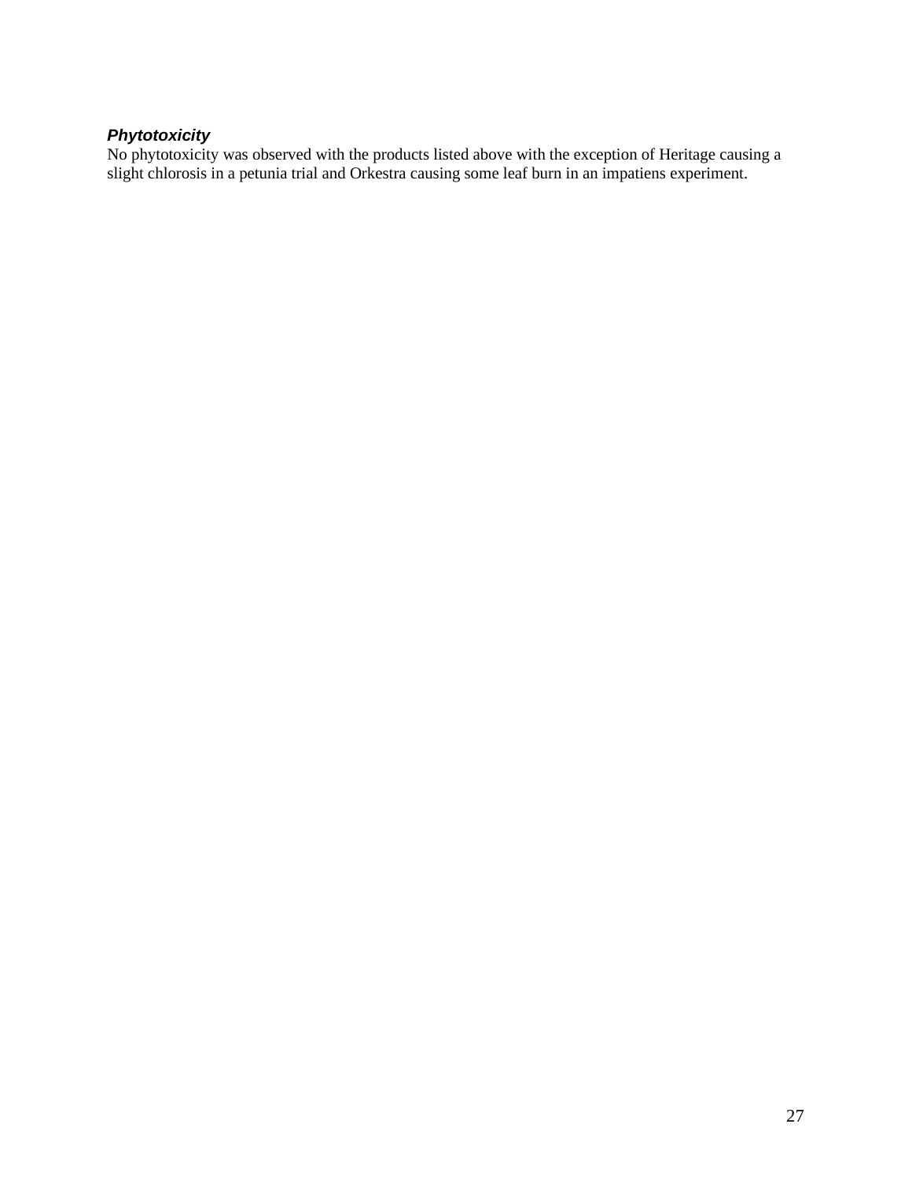### ***Phytotoxicity***

No phytotoxicity was observed with the products listed above with the exception of Heritage causing a slight chlorosis in a petunia trial and Orkestra causing some leaf burn in an impatiens experiment.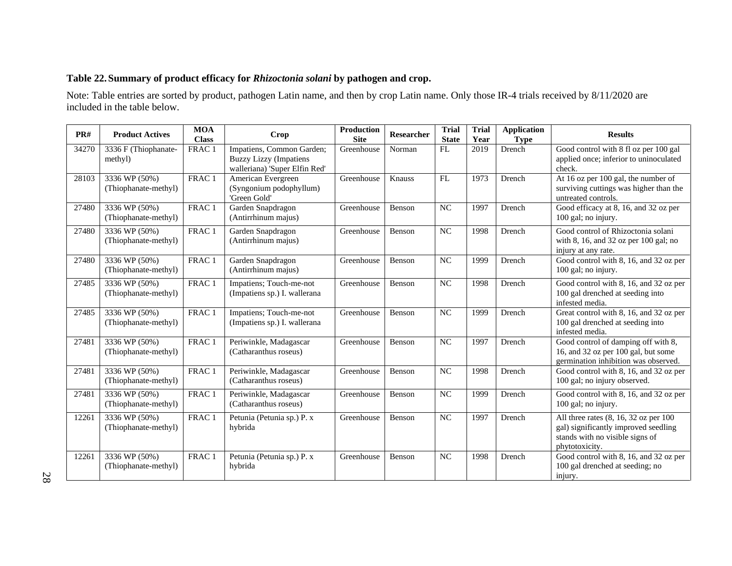### Table 22. Summary of product efficacy for *Rhizoctonia solani* by pathogen and crop.

Note: Table entries are sorted by product, pathogen Latin name, and then by crop Latin name. Only those IR-4 trials received by 8/11/2020 are included in the table below.

| PR# | Product Actives | MOA Class | Crop | Production Site | Researcher | Trial State | Trial Year | Application Type | Results |
|---|---|---|---|---|---|---|---|---|---|
| 34270 | 3336 F (Thiophanate-methyl) | FRAC 1 | Impatiens, Common Garden; Buzzy Lizzy (Impatiens walleriana) 'Super Elfin Red' | Greenhouse | Norman | FL | 2019 | Drench | Good control with 8 fl oz per 100 gal applied once; inferior to uninoculated check. |
| 28103 | 3336 WP (50%) (Thiophanate-methyl) | FRAC 1 | American Evergreen (Syngonium podophyllum) 'Green Gold' | Greenhouse | Knauss | FL | 1973 | Drench | At 16 oz per 100 gal, the number of surviving cuttings was higher than the untreated controls. |
| 27480 | 3336 WP (50%) (Thiophanate-methyl) | FRAC 1 | Garden Snapdragon (Antirrhinum majus) | Greenhouse | Benson | NC | 1997 | Drench | Good efficacy at 8, 16, and 32 oz per 100 gal; no injury. |
| 27480 | 3336 WP (50%) (Thiophanate-methyl) | FRAC 1 | Garden Snapdragon (Antirrhinum majus) | Greenhouse | Benson | NC | 1998 | Drench | Good control of Rhizoctonia solani with 8, 16, and 32 oz per 100 gal; no injury at any rate. |
| 27480 | 3336 WP (50%) (Thiophanate-methyl) | FRAC 1 | Garden Snapdragon (Antirrhinum majus) | Greenhouse | Benson | NC | 1999 | Drench | Good control with 8, 16, and 32 oz per 100 gal; no injury. |
| 27485 | 3336 WP (50%) (Thiophanate-methyl) | FRAC 1 | Impatiens; Touch-me-not (Impatiens sp.) I. wallerana | Greenhouse | Benson | NC | 1998 | Drench | Good control with 8, 16, and 32 oz per 100 gal drenched at seeding into infested media. |
| 27485 | 3336 WP (50%) (Thiophanate-methyl) | FRAC 1 | Impatiens; Touch-me-not (Impatiens sp.) I. wallerana | Greenhouse | Benson | NC | 1999 | Drench | Great control with 8, 16, and 32 oz per 100 gal drenched at seeding into infested media. |
| 27481 | 3336 WP (50%) (Thiophanate-methyl) | FRAC 1 | Periwinkle, Madagascar (Catharanthus roseus) | Greenhouse | Benson | NC | 1997 | Drench | Good control of damping off with 8, 16, and 32 oz per 100 gal, but some germination inhibition was observed. |
| 27481 | 3336 WP (50%) (Thiophanate-methyl) | FRAC 1 | Periwinkle, Madagascar (Catharanthus roseus) | Greenhouse | Benson | NC | 1998 | Drench | Good control with 8, 16, and 32 oz per 100 gal; no injury observed. |
| 27481 | 3336 WP (50%) (Thiophanate-methyl) | FRAC 1 | Periwinkle, Madagascar (Catharanthus roseus) | Greenhouse | Benson | NC | 1999 | Drench | Good control with 8, 16, and 32 oz per 100 gal; no injury. |
| 12261 | 3336 WP (50%) (Thiophanate-methyl) | FRAC 1 | Petunia (Petunia sp.) P. x hybrida | Greenhouse | Benson | NC | 1997 | Drench | All three rates (8, 16, 32 oz per 100 gal) significantly improved seedling stands with no visible signs of phytotoxicity. |
| 12261 | 3336 WP (50%) (Thiophanate-methyl) | FRAC 1 | Petunia (Petunia sp.) P. x hybrida | Greenhouse | Benson | NC | 1998 | Drench | Good control with 8, 16, and 32 oz per 100 gal drenched at seeding; no injury. |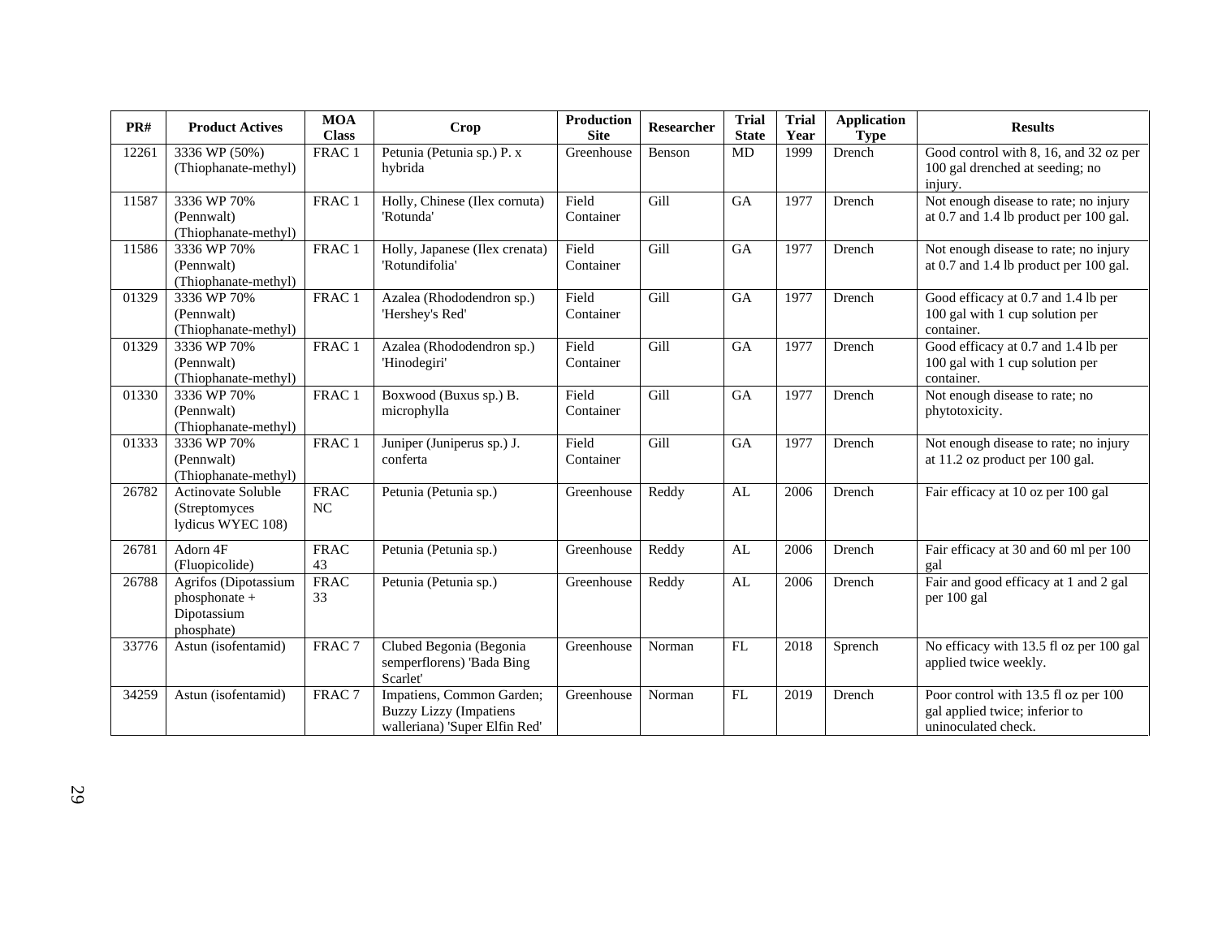| PR# | Product Actives | MOA Class | Crop | Production Site | Researcher | Trial State | Trial Year | Application Type | Results |
|---|---|---|---|---|---|---|---|---|---|
| 12261 | 3336 WP (50%) (Thiophanate-methyl) | FRAC 1 | Petunia (Petunia sp.) P. x hybrida | Greenhouse | Benson | MD | 1999 | Drench | Good control with 8, 16, and 32 oz per 100 gal drenched at seeding; no injury. |
| 11587 | 3336 WP 70% (Pennwalt) (Thiophanate-methyl) | FRAC 1 | Holly, Chinese (Ilex cornuta) 'Rotunda' | Field Container | Gill | GA | 1977 | Drench | Not enough disease to rate; no injury at 0.7 and 1.4 lb product per 100 gal. |
| 11586 | 3336 WP 70% (Pennwalt) (Thiophanate-methyl) | FRAC 1 | Holly, Japanese (Ilex crenata) 'Rotundifolia' | Field Container | Gill | GA | 1977 | Drench | Not enough disease to rate; no injury at 0.7 and 1.4 lb product per 100 gal. |
| 01329 | 3336 WP 70% (Pennwalt) (Thiophanate-methyl) | FRAC 1 | Azalea (Rhododendron sp.) 'Hershey's Red' | Field Container | Gill | GA | 1977 | Drench | Good efficacy at 0.7 and 1.4 lb per 100 gal with 1 cup solution per container. |
| 01329 | 3336 WP 70% (Pennwalt) (Thiophanate-methyl) | FRAC 1 | Azalea (Rhododendron sp.) 'Hinodegiri' | Field Container | Gill | GA | 1977 | Drench | Good efficacy at 0.7 and 1.4 lb per 100 gal with 1 cup solution per container. |
| 01330 | 3336 WP 70% (Pennwalt) (Thiophanate-methyl) | FRAC 1 | Boxwood (Buxus sp.) B. microphylla | Field Container | Gill | GA | 1977 | Drench | Not enough disease to rate; no phytotoxicity. |
| 01333 | 3336 WP 70% (Pennwalt) (Thiophanate-methyl) | FRAC 1 | Juniper (Juniperus sp.) J. conferta | Field Container | Gill | GA | 1977 | Drench | Not enough disease to rate; no injury at 11.2 oz product per 100 gal. |
| 26782 | Actinovate Soluble (Streptomyces lydicus WYEC 108) | FRAC NC | Petunia (Petunia sp.) | Greenhouse | Reddy | AL | 2006 | Drench | Fair efficacy at 10 oz per 100 gal |
| 26781 | Adorn 4F (Fluopicolide) | FRAC 43 | Petunia (Petunia sp.) | Greenhouse | Reddy | AL | 2006 | Drench | Fair efficacy at 30 and 60 ml per 100 gal |
| 26788 | Agrifos (Dipotassium phosphonate + Dipotassium phosphate) | FRAC 33 | Petunia (Petunia sp.) | Greenhouse | Reddy | AL | 2006 | Drench | Fair and good efficacy at 1 and 2 gal per 100 gal |
| 33776 | Astun (isofentamid) | FRAC 7 | Clubed Begonia (Begonia semperflorens) 'Bada Bing Scarlet' | Greenhouse | Norman | FL | 2018 | Sprench | No efficacy with 13.5 fl oz per 100 gal applied twice weekly. |
| 34259 | Astun (isofentamid) | FRAC 7 | Impatiens, Common Garden; Buzzy Lizzy (Impatiens walleriana) 'Super Elfin Red' | Greenhouse | Norman | FL | 2019 | Drench | Poor control with 13.5 fl oz per 100 gal applied twice; inferior to uninoculated check. |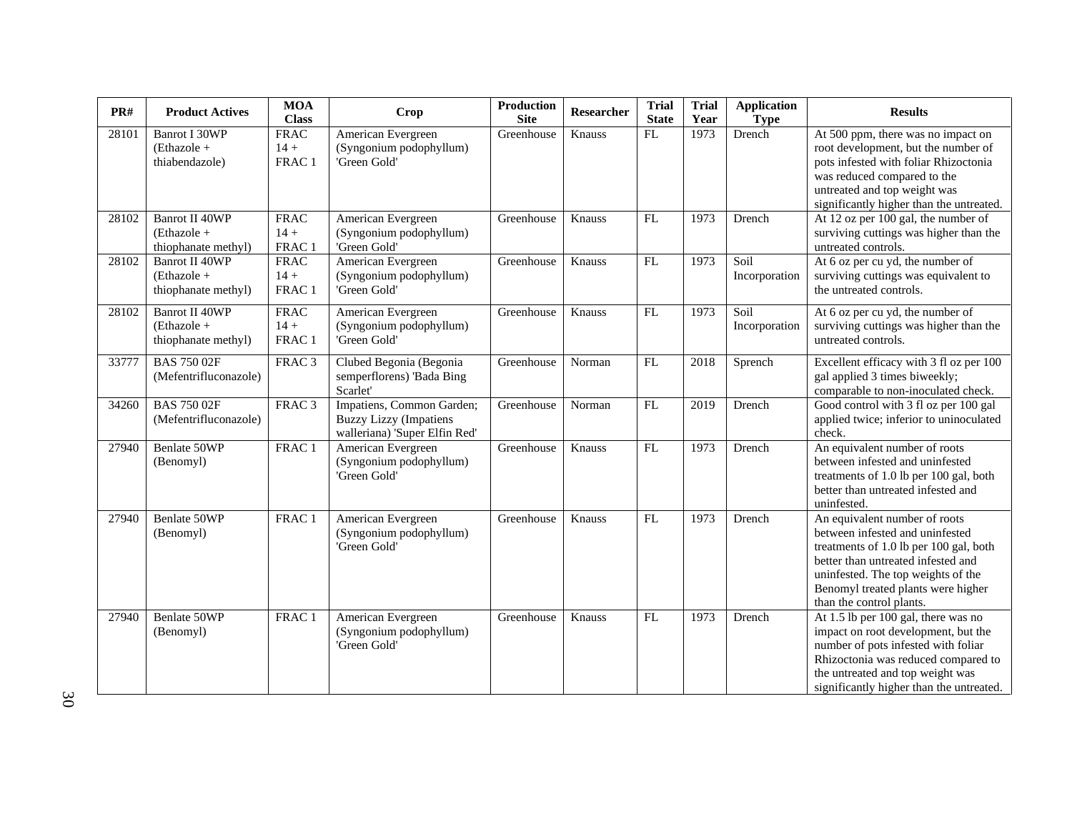| PR# | Product Actives | MOA Class | Crop | Production Site | Researcher | Trial State | Trial Year | Application Type | Results |
|---|---|---|---|---|---|---|---|---|---|
| 28101 | Banrot I 30WP (Ethazole + thiabendazole) | FRAC 14 + FRAC 1 | American Evergreen (Syngonium podophyllum) 'Green Gold' | Greenhouse | Knauss | FL | 1973 | Drench | At 500 ppm, there was no impact on root development, but the number of pots infested with foliar Rhizoctonia was reduced compared to the untreated and top weight was significantly higher than the untreated. |
| 28102 | Banrot II 40WP (Ethazole + thiophanate methyl) | FRAC 14 + FRAC 1 | American Evergreen (Syngonium podophyllum) 'Green Gold' | Greenhouse | Knauss | FL | 1973 | Drench | At 12 oz per 100 gal, the number of surviving cuttings was higher than the untreated controls. |
| 28102 | Banrot II 40WP (Ethazole + thiophanate methyl) | FRAC 14 + FRAC 1 | American Evergreen (Syngonium podophyllum) 'Green Gold' | Greenhouse | Knauss | FL | 1973 | Soil Incorporation | At 6 oz per cu yd, the number of surviving cuttings was equivalent to the untreated controls. |
| 28102 | Banrot II 40WP (Ethazole + thiophanate methyl) | FRAC 14 + FRAC 1 | American Evergreen (Syngonium podophyllum) 'Green Gold' | Greenhouse | Knauss | FL | 1973 | Soil Incorporation | At 6 oz per cu yd, the number of surviving cuttings was higher than the untreated controls. |
| 33777 | BAS 750 02F (Mefentrifluconazole) | FRAC 3 | Clubed Begonia (Begonia semperflorens) 'Bada Bing Scarlet' | Greenhouse | Norman | FL | 2018 | Sprench | Excellent efficacy with 3 fl oz per 100 gal applied 3 times biweekly; comparable to non-inoculated check. |
| 34260 | BAS 750 02F (Mefentrifluconazole) | FRAC 3 | Impatiens, Common Garden; Buzzy Lizzy (Impatiens walleriana) 'Super Elfin Red' | Greenhouse | Norman | FL | 2019 | Drench | Good control with 3 fl oz per 100 gal applied twice; inferior to uninoculated check. |
| 27940 | Benlate 50WP (Benomyl) | FRAC 1 | American Evergreen (Syngonium podophyllum) 'Green Gold' | Greenhouse | Knauss | FL | 1973 | Drench | An equivalent number of roots between infested and uninfested treatments of 1.0 lb per 100 gal, both better than untreated infested and uninfested. |
| 27940 | Benlate 50WP (Benomyl) | FRAC 1 | American Evergreen (Syngonium podophyllum) 'Green Gold' | Greenhouse | Knauss | FL | 1973 | Drench | An equivalent number of roots between infested and uninfested treatments of 1.0 lb per 100 gal, both better than untreated infested and uninfested. The top weights of the Benomyl treated plants were higher than the control plants. |
| 27940 | Benlate 50WP (Benomyl) | FRAC 1 | American Evergreen (Syngonium podophyllum) 'Green Gold' | Greenhouse | Knauss | FL | 1973 | Drench | At 1.5 lb per 100 gal, there was no impact on root development, but the number of pots infested with foliar Rhizoctonia was reduced compared to the untreated and top weight was significantly higher than the untreated. |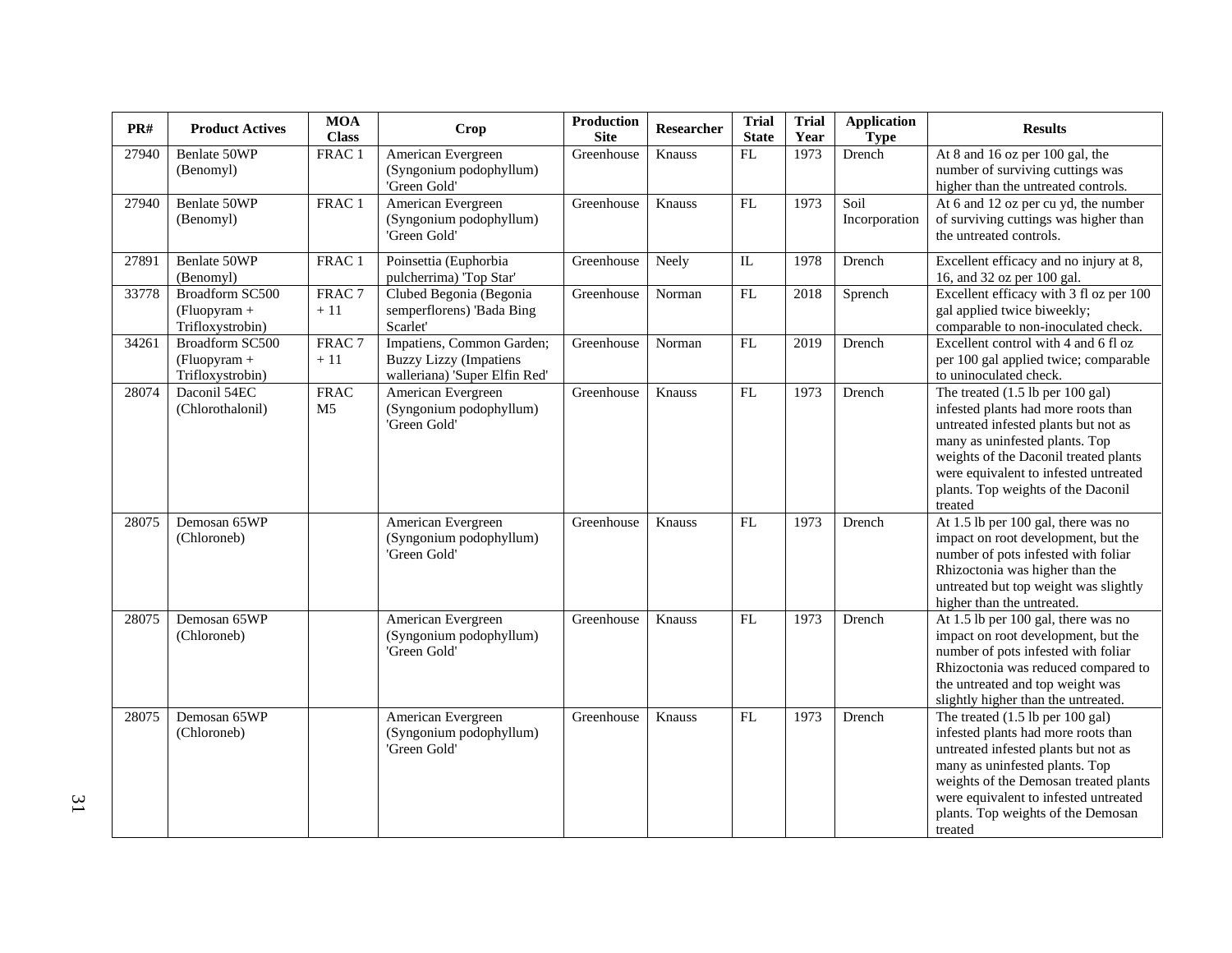| PR# | Product Actives | MOA Class | Crop | Production Site | Researcher | Trial State | Trial Year | Application Type | Results |
|---|---|---|---|---|---|---|---|---|---|
| 27940 | Benlate 50WP (Benomyl) | FRAC 1 | American Evergreen (Syngonium podophyllum) 'Green Gold' | Greenhouse | Knauss | FL | 1973 | Drench | At 8 and 16 oz per 100 gal, the number of surviving cuttings was higher than the untreated controls. |
| 27940 | Benlate 50WP (Benomyl) | FRAC 1 | American Evergreen (Syngonium podophyllum) 'Green Gold' | Greenhouse | Knauss | FL | 1973 | Soil Incorporation | At 6 and 12 oz per cu yd, the number of surviving cuttings was higher than the untreated controls. |
| 27891 | Benlate 50WP (Benomyl) | FRAC 1 | Poinsettia (Euphorbia pulcherrima) 'Top Star' | Greenhouse | Neely | IL | 1978 | Drench | Excellent efficacy and no injury at 8, 16, and 32 oz per 100 gal. |
| 33778 | Broadform SC500 (Fluopyram + Trifloxystrobin) | FRAC 7 + 11 | Clubed Begonia (Begonia semperflorens) 'Bada Bing Scarlet' | Greenhouse | Norman | FL | 2018 | Sprench | Excellent efficacy with 3 fl oz per 100 gal applied twice biweekly; comparable to non-inoculated check. |
| 34261 | Broadform SC500 (Fluopyram + Trifloxystrobin) | FRAC 7 + 11 | Impatiens, Common Garden; Buzzy Lizzy (Impatiens walleriana) 'Super Elfin Red' | Greenhouse | Norman | FL | 2019 | Drench | Excellent control with 4 and 6 fl oz per 100 gal applied twice; comparable to uninoculated check. |
| 28074 | Daconil 54EC (Chlorothalonil) | FRAC M5 | American Evergreen (Syngonium podophyllum) 'Green Gold' | Greenhouse | Knauss | FL | 1973 | Drench | The treated (1.5 lb per 100 gal) infested plants had more roots than untreated infested plants but not as many as uninfested plants. Top weights of the Daconil treated plants were equivalent to infested untreated plants. Top weights of the Daconil treated |
| 28075 | Demosan 65WP (Chloroneb) | | American Evergreen (Syngonium podophyllum) 'Green Gold' | Greenhouse | Knauss | FL | 1973 | Drench | At 1.5 lb per 100 gal, there was no impact on root development, but the number of pots infested with foliar Rhizoctonia was higher than the untreated but top weight was slightly higher than the untreated. |
| 28075 | Demosan 65WP (Chloroneb) | | American Evergreen (Syngonium podophyllum) 'Green Gold' | Greenhouse | Knauss | FL | 1973 | Drench | At 1.5 lb per 100 gal, there was no impact on root development, but the number of pots infested with foliar Rhizoctonia was reduced compared to the untreated and top weight was slightly higher than the untreated. |
| 28075 | Demosan 65WP (Chloroneb) | | American Evergreen (Syngonium podophyllum) 'Green Gold' | Greenhouse | Knauss | FL | 1973 | Drench | The treated (1.5 lb per 100 gal) infested plants had more roots than untreated infested plants but not as many as uninfested plants. Top weights of the Demosan treated plants were equivalent to infested untreated plants. Top weights of the Demosan treated |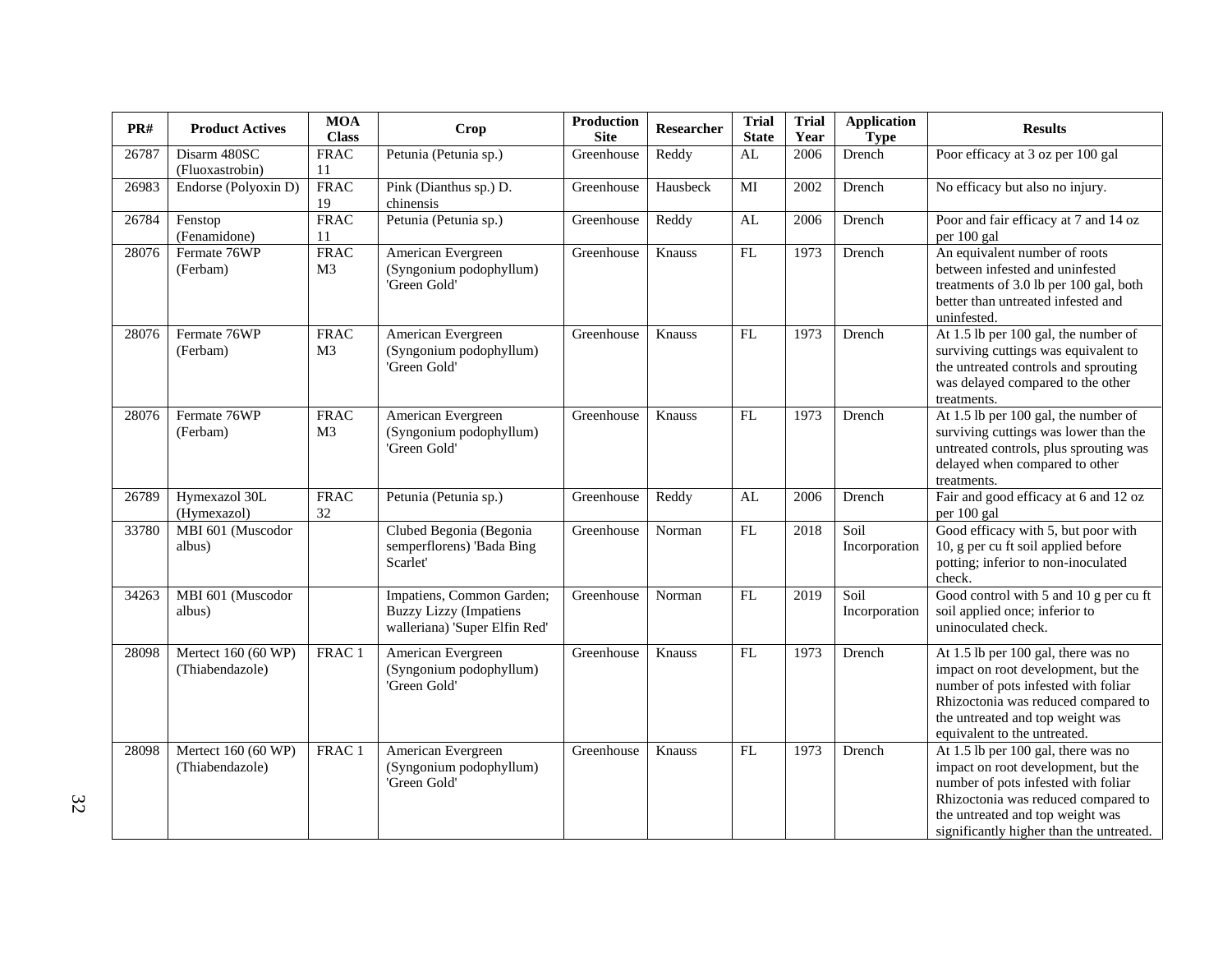| PR# | Product Actives | MOA Class | Crop | Production Site | Researcher | Trial State | Trial Year | Application Type | Results |
|---|---|---|---|---|---|---|---|---|---|
| 26787 | Disarm 480SC (Fluoxastrobin) | FRAC 11 | Petunia (Petunia sp.) | Greenhouse | Reddy | AL | 2006 | Drench | Poor efficacy at 3 oz per 100 gal |
| 26983 | Endorse (Polyoxin D) | FRAC 19 | Pink (Dianthus sp.) D. chinensis | Greenhouse | Hausbeck | MI | 2002 | Drench | No efficacy but also no injury. |
| 26784 | Fenstop (Fenamidone) | FRAC 11 | Petunia (Petunia sp.) | Greenhouse | Reddy | AL | 2006 | Drench | Poor and fair efficacy at 7 and 14 oz per 100 gal |
| 28076 | Fermate 76WP (Ferbam) | FRAC M3 | American Evergreen (Syngonium podophyllum) 'Green Gold' | Greenhouse | Knauss | FL | 1973 | Drench | An equivalent number of roots between infested and uninfested treatments of 3.0 lb per 100 gal, both better than untreated infested and uninfested. |
| 28076 | Fermate 76WP (Ferbam) | FRAC M3 | American Evergreen (Syngonium podophyllum) 'Green Gold' | Greenhouse | Knauss | FL | 1973 | Drench | At 1.5 lb per 100 gal, the number of surviving cuttings was equivalent to the untreated controls and sprouting was delayed compared to the other treatments. |
| 28076 | Fermate 76WP (Ferbam) | FRAC M3 | American Evergreen (Syngonium podophyllum) 'Green Gold' | Greenhouse | Knauss | FL | 1973 | Drench | At 1.5 lb per 100 gal, the number of surviving cuttings was lower than the untreated controls, plus sprouting was delayed when compared to other treatments. |
| 26789 | Hymexazol 30L (Hymexazol) | FRAC 32 | Petunia (Petunia sp.) | Greenhouse | Reddy | AL | 2006 | Drench | Fair and good efficacy at 6 and 12 oz per 100 gal |
| 33780 | MBI 601 (Muscodor albus) | | Clubed Begonia (Begonia semperflorens) 'Bada Bing Scarlet' | Greenhouse | Norman | FL | 2018 | Soil Incorporation | Good efficacy with 5, but poor with 10, g per cu ft soil applied before potting; inferior to non-inoculated check. |
| 34263 | MBI 601 (Muscodor albus) | | Impatiens, Common Garden; Buzzy Lizzy (Impatiens walleriana) 'Super Elfin Red' | Greenhouse | Norman | FL | 2019 | Soil Incorporation | Good control with 5 and 10 g per cu ft soil applied once; inferior to uninoculated check. |
| 28098 | Mertect 160 (60 WP) (Thiabendazole) | FRAC 1 | American Evergreen (Syngonium podophyllum) 'Green Gold' | Greenhouse | Knauss | FL | 1973 | Drench | At 1.5 lb per 100 gal, there was no impact on root development, but the number of pots infested with foliar Rhizoctonia was reduced compared to the untreated and top weight was equivalent to the untreated. |
| 28098 | Mertect 160 (60 WP) (Thiabendazole) | FRAC 1 | American Evergreen (Syngonium podophyllum) 'Green Gold' | Greenhouse | Knauss | FL | 1973 | Drench | At 1.5 lb per 100 gal, there was no impact on root development, but the number of pots infested with foliar Rhizoctonia was reduced compared to the untreated and top weight was significantly higher than the untreated. |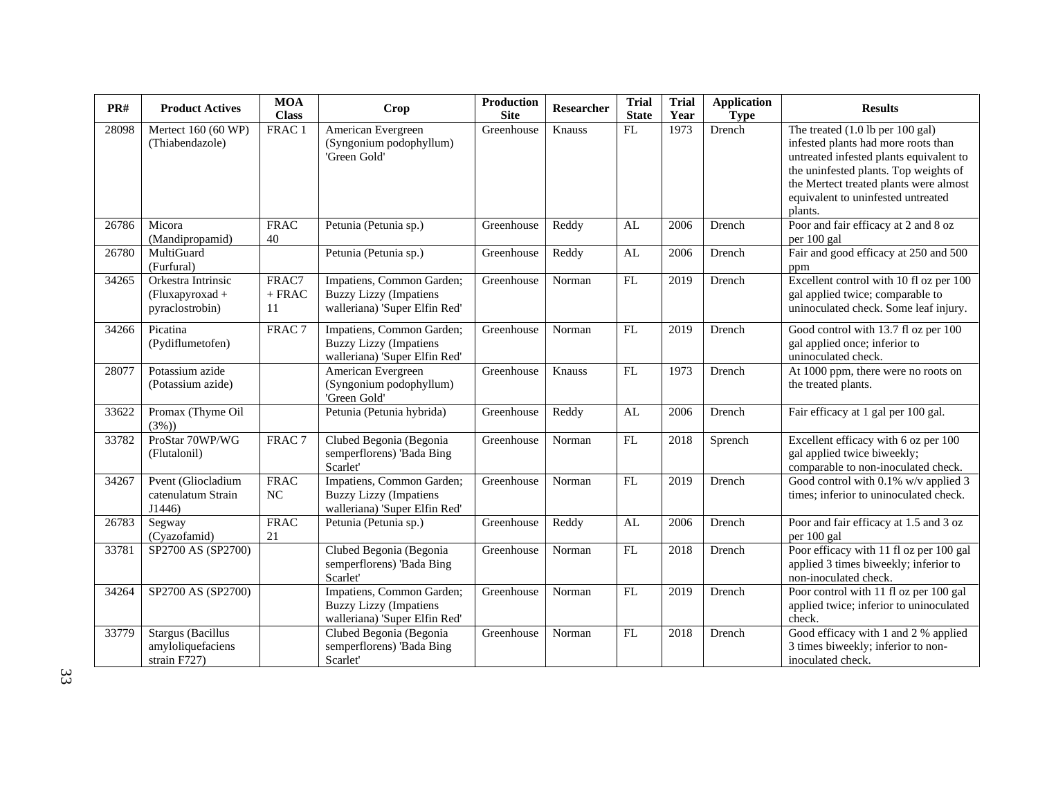| PR# | Product Actives | MOA Class | Crop | Production Site | Researcher | Trial State | Trial Year | Application Type | Results |
|---|---|---|---|---|---|---|---|---|---|
| 28098 | Mertect 160 (60 WP) (Thiabendazole) | FRAC 1 | American Evergreen (Syngonium podophyllum) 'Green Gold' | Greenhouse | Knauss | FL | 1973 | Drench | The treated (1.0 lb per 100 gal) infested plants had more roots than untreated infested plants equivalent to the uninfested plants. Top weights of the Mertect treated plants were almost equivalent to uninfested untreated plants. |
| 26786 | Micora (Mandipropamid) | FRAC 40 | Petunia (Petunia sp.) | Greenhouse | Reddy | AL | 2006 | Drench | Poor and fair efficacy at 2 and 8 oz per 100 gal |
| 26780 | MultiGuard (Furfural) | | Petunia (Petunia sp.) | Greenhouse | Reddy | AL | 2006 | Drench | Fair and good efficacy at 250 and 500 ppm |
| 34265 | Orkestra Intrinsic (Fluxapyroxad + pyraclostrobin) | FRAC7 + FRAC 11 | Impatiens, Common Garden; Buzzy Lizzy (Impatiens walleriana) 'Super Elfin Red' | Greenhouse | Norman | FL | 2019 | Drench | Excellent control with 10 fl oz per 100 gal applied twice; comparable to uninoculated check. Some leaf injury. |
| 34266 | Picatina (Pydiflumetofen) | FRAC 7 | Impatiens, Common Garden; Buzzy Lizzy (Impatiens walleriana) 'Super Elfin Red' | Greenhouse | Norman | FL | 2019 | Drench | Good control with 13.7 fl oz per 100 gal applied once; inferior to uninoculated check. |
| 28077 | Potassium azide (Potassium azide) | | American Evergreen (Syngonium podophyllum) 'Green Gold' | Greenhouse | Knauss | FL | 1973 | Drench | At 1000 ppm, there were no roots on the treated plants. |
| 33622 | Promax (Thyme Oil (3%)) | | Petunia (Petunia hybrida) | Greenhouse | Reddy | AL | 2006 | Drench | Fair efficacy at 1 gal per 100 gal. |
| 33782 | ProStar 70WP/WG (Flutalonil) | FRAC 7 | Clubed Begonia (Begonia semperflorens) 'Bada Bing Scarlet' | Greenhouse | Norman | FL | 2018 | Sprench | Excellent efficacy with 6 oz per 100 gal applied twice biweekly; comparable to non-inoculated check. |
| 34267 | Pvent (Gliocladium catenulatum Strain J1446) | FRAC NC | Impatiens, Common Garden; Buzzy Lizzy (Impatiens walleriana) 'Super Elfin Red' | Greenhouse | Norman | FL | 2019 | Drench | Good control with 0.1% w/v applied 3 times; inferior to uninoculated check. |
| 26783 | Segway (Cyazofamid) | FRAC 21 | Petunia (Petunia sp.) | Greenhouse | Reddy | AL | 2006 | Drench | Poor and fair efficacy at 1.5 and 3 oz per 100 gal |
| 33781 | SP2700 AS (SP2700) | | Clubed Begonia (Begonia semperflorens) 'Bada Bing Scarlet' | Greenhouse | Norman | FL | 2018 | Drench | Poor efficacy with 11 fl oz per 100 gal applied 3 times biweekly; inferior to non-inoculated check. |
| 34264 | SP2700 AS (SP2700) | | Impatiens, Common Garden; Buzzy Lizzy (Impatiens walleriana) 'Super Elfin Red' | Greenhouse | Norman | FL | 2019 | Drench | Poor control with 11 fl oz per 100 gal applied twice; inferior to uninoculated check. |
| 33779 | Stargus (Bacillus amyloliquefaciens strain F727) | | Clubed Begonia (Begonia semperflorens) 'Bada Bing Scarlet' | Greenhouse | Norman | FL | 2018 | Drench | Good efficacy with 1 and 2 % applied 3 times biweekly; inferior to non-inoculated check. |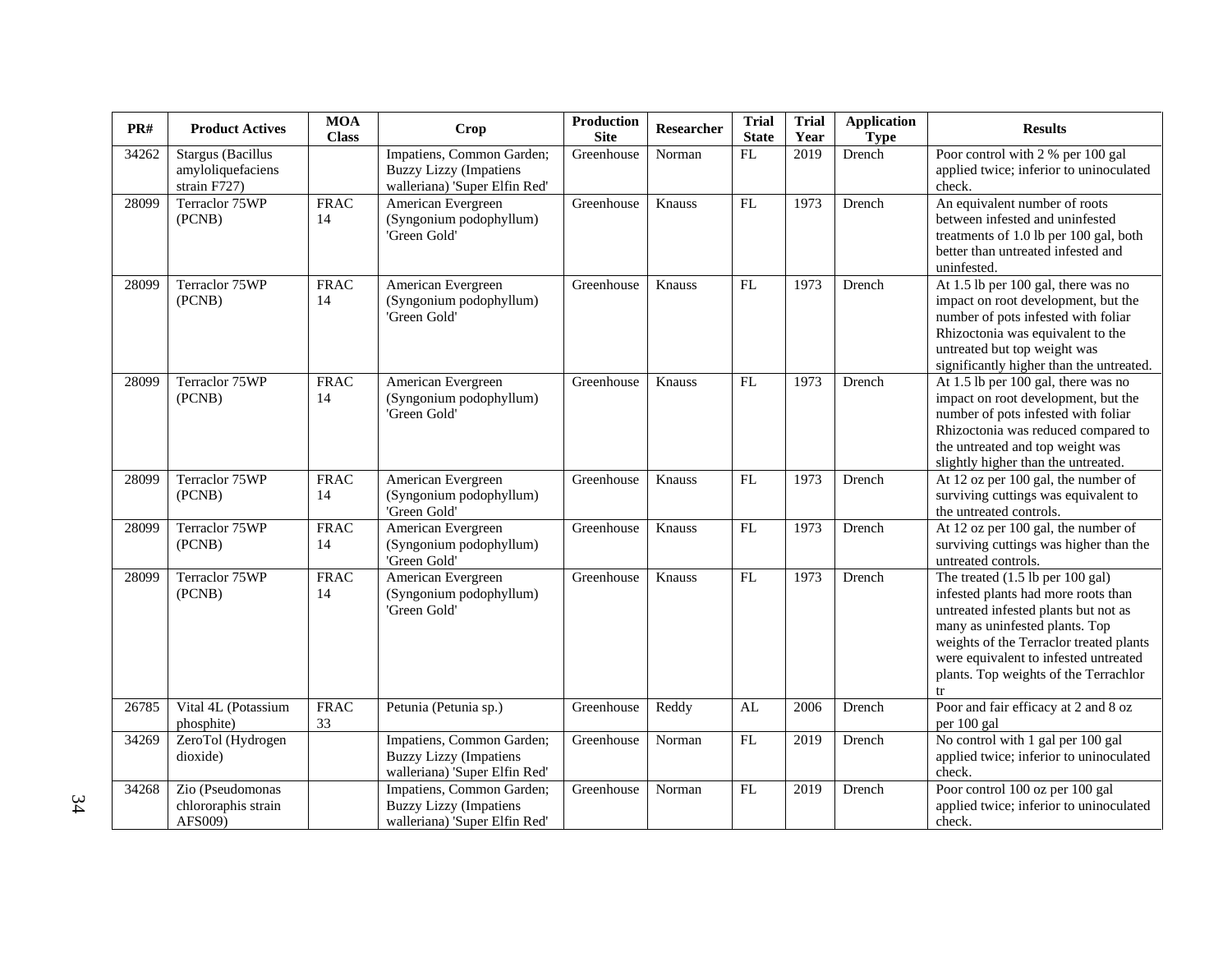| PR# | Product Actives | MOA Class | Crop | Production Site | Researcher | Trial State | Trial Year | Application Type | Results |
|---|---|---|---|---|---|---|---|---|---|
| 34262 | Stargus (Bacillus amyloliquefaciens strain F727) | | Impatiens, Common Garden; Buzzy Lizzy (Impatiens walleriana) 'Super Elfin Red' | Greenhouse | Norman | FL | 2019 | Drench | Poor control with 2 % per 100 gal applied twice; inferior to uninoculated check. |
| 28099 | Terraclor 75WP (PCNB) | FRAC 14 | American Evergreen (Syngonium podophyllum) 'Green Gold' | Greenhouse | Knauss | FL | 1973 | Drench | An equivalent number of roots between infested and uninfested treatments of 1.0 lb per 100 gal, both better than untreated infested and uninfested. |
| 28099 | Terraclor 75WP (PCNB) | FRAC 14 | American Evergreen (Syngonium podophyllum) 'Green Gold' | Greenhouse | Knauss | FL | 1973 | Drench | At 1.5 lb per 100 gal, there was no impact on root development, but the number of pots infested with foliar Rhizoctonia was equivalent to the untreated but top weight was significantly higher than the untreated. |
| 28099 | Terraclor 75WP (PCNB) | FRAC 14 | American Evergreen (Syngonium podophyllum) 'Green Gold' | Greenhouse | Knauss | FL | 1973 | Drench | At 1.5 lb per 100 gal, there was no impact on root development, but the number of pots infested with foliar Rhizoctonia was reduced compared to the untreated and top weight was slightly higher than the untreated. |
| 28099 | Terraclor 75WP (PCNB) | FRAC 14 | American Evergreen (Syngonium podophyllum) 'Green Gold' | Greenhouse | Knauss | FL | 1973 | Drench | At 12 oz per 100 gal, the number of surviving cuttings was equivalent to the untreated controls. |
| 28099 | Terraclor 75WP (PCNB) | FRAC 14 | American Evergreen (Syngonium podophyllum) 'Green Gold' | Greenhouse | Knauss | FL | 1973 | Drench | At 12 oz per 100 gal, the number of surviving cuttings was higher than the untreated controls. |
| 28099 | Terraclor 75WP (PCNB) | FRAC 14 | American Evergreen (Syngonium podophyllum) 'Green Gold' | Greenhouse | Knauss | FL | 1973 | Drench | The treated (1.5 lb per 100 gal) infested plants had more roots than untreated infested plants but not as many as uninfested plants. Top weights of the Terraclor treated plants were equivalent to infested untreated plants. Top weights of the Terrachlor tr |
| 26785 | Vital 4L (Potassium phosphite) | FRAC 33 | Petunia (Petunia sp.) | Greenhouse | Reddy | AL | 2006 | Drench | Poor and fair efficacy at 2 and 8 oz per 100 gal |
| 34269 | ZeroTol (Hydrogen dioxide) | | Impatiens, Common Garden; Buzzy Lizzy (Impatiens walleriana) 'Super Elfin Red' | Greenhouse | Norman | FL | 2019 | Drench | No control with 1 gal per 100 gal applied twice; inferior to uninoculated check. |
| 34268 | Zio (Pseudomonas chlororaphis strain AFS009) | | Impatiens, Common Garden; Buzzy Lizzy (Impatiens walleriana) 'Super Elfin Red' | Greenhouse | Norman | FL | 2019 | Drench | Poor control 100 oz per 100 gal applied twice; inferior to uninoculated check. |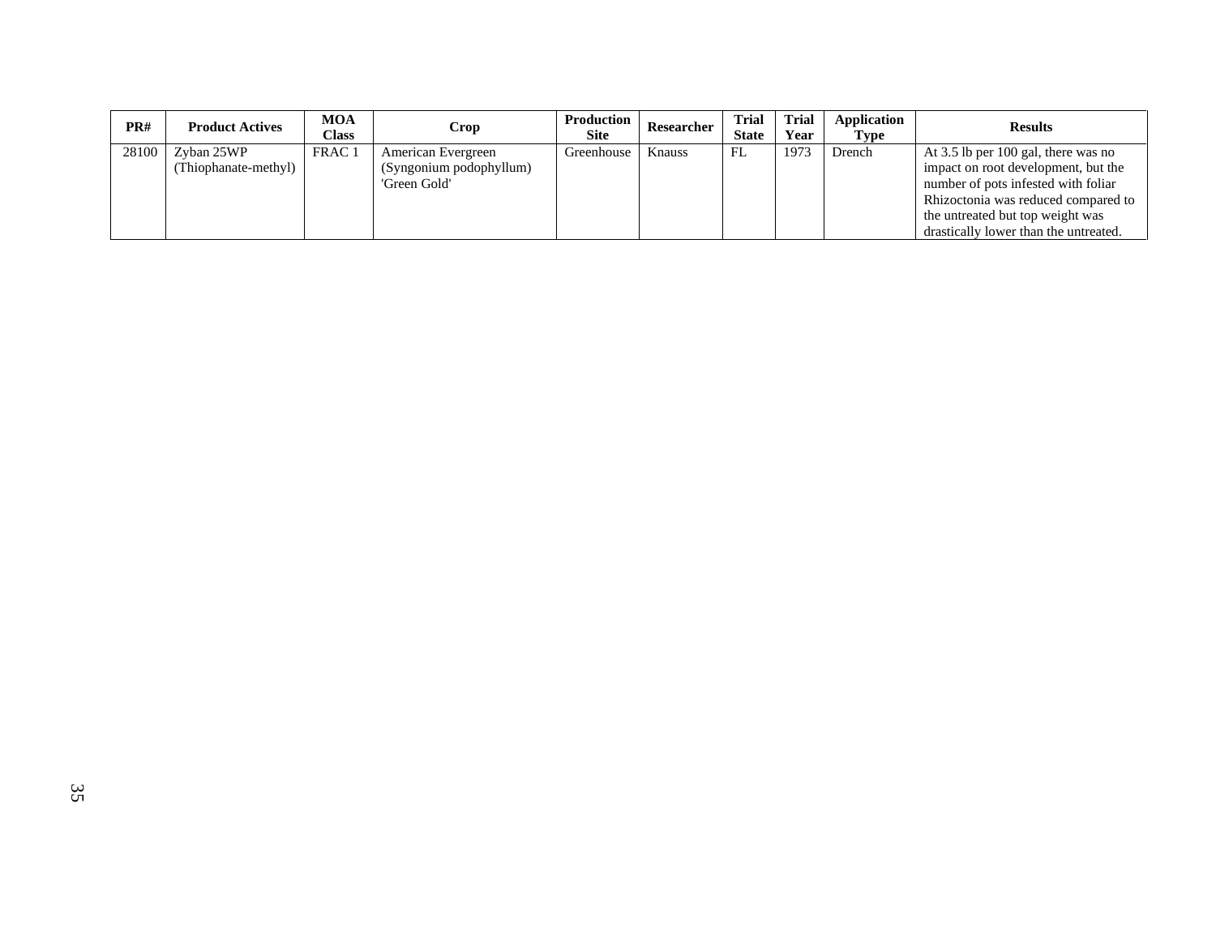| PR# | Product Actives | MOA Class | Crop | Production Site | Researcher | Trial State | Trial Year | Application Type | Results |
|---|---|---|---|---|---|---|---|---|---|
| 28100 | Zyban 25WP (Thiophanate-methyl) | FRAC 1 | American Evergreen (Syngonium podophyllum) 'Green Gold' | Greenhouse | Knauss | FL | 1973 | Drench | At 3.5 lb per 100 gal, there was no impact on root development, but the number of pots infested with foliar Rhizoctonia was reduced compared to the untreated but top weight was drastically lower than the untreated. |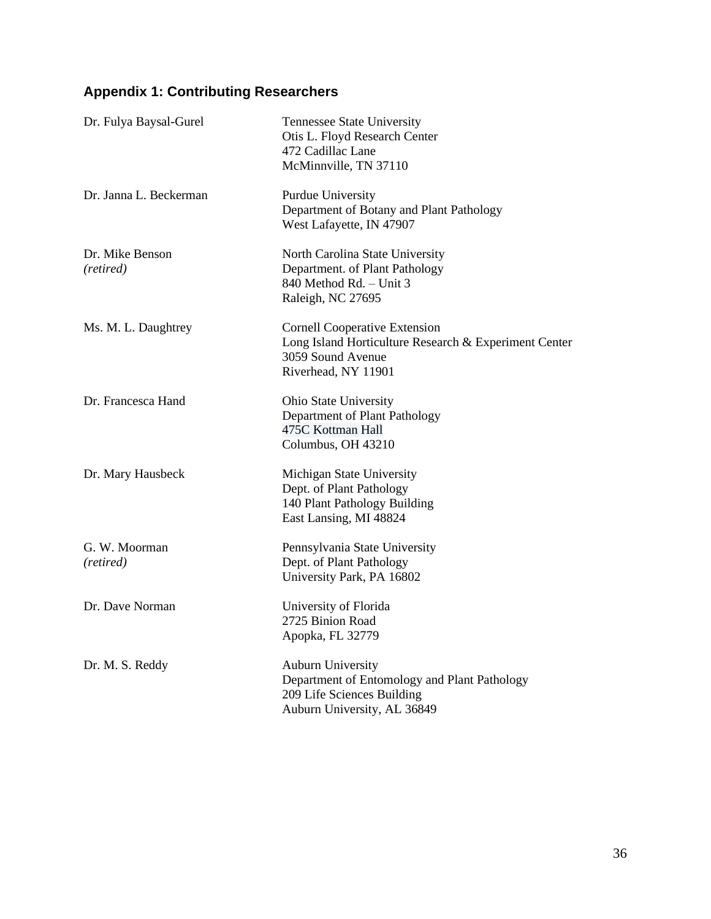## Appendix 1: Contributing Researchers

| | |
|---|---|
| Dr. Fulya Baysal-Gurel | Tennessee State University<br>Otis L. Floyd Research Center<br>472 Cadillac Lane<br>McMinnville, TN 37110 |
| Dr. Janna L. Beckerman | Purdue University<br>Department of Botany and Plant Pathology<br>West Lafayette, IN 47907 |
| Dr. Mike Benson<br>*(retired)* | North Carolina State University<br>Department. of Plant Pathology<br>840 Method Rd. – Unit 3<br>Raleigh, NC 27695 |
| Ms. M. L. Daughtrey | Cornell Cooperative Extension<br>Long Island Horticulture Research & Experiment Center<br>3059 Sound Avenue<br>Riverhead, NY 11901 |
| Dr. Francesca Hand | Ohio State University<br>Department of Plant Pathology<br>475C Kottman Hall<br>Columbus, OH 43210 |
| Dr. Mary Hausbeck | Michigan State University<br>Dept. of Plant Pathology<br>140 Plant Pathology Building<br>East Lansing, MI 48824 |
| G. W. Moorman<br>*(retired)* | Pennsylvania State University<br>Dept. of Plant Pathology<br>University Park, PA 16802 |
| Dr. Dave Norman | University of Florida<br>2725 Binion Road<br>Apopka, FL 32779 |
| Dr. M. S. Reddy | Auburn University<br>Department of Entomology and Plant Pathology<br>209 Life Sciences Building<br>Auburn University, AL 36849 |